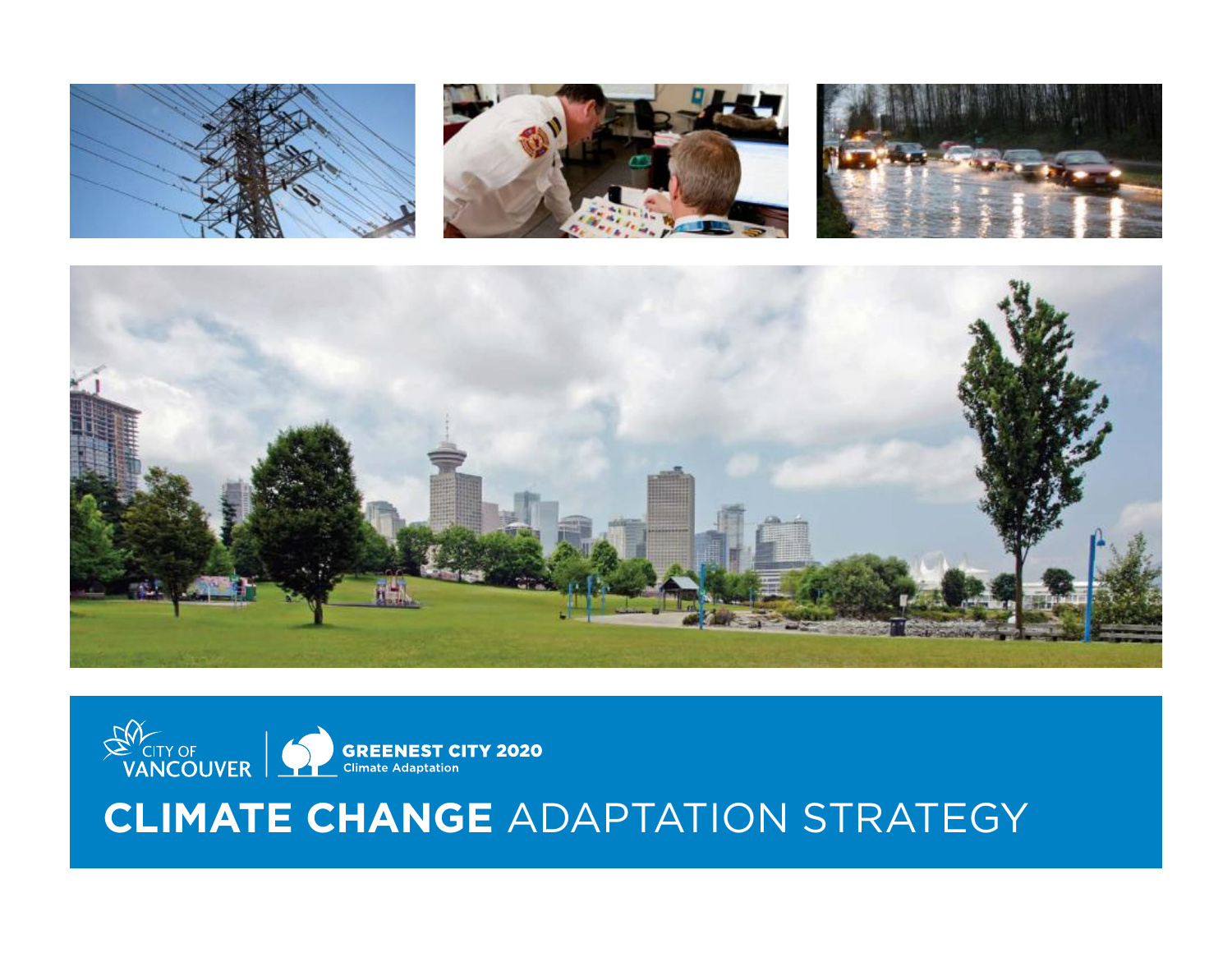CITY OF VANCOUVER | GREENEST CITY 2020 Climate Adaptation

# CLIMATE CHANGE ADAPTATION STRATEGY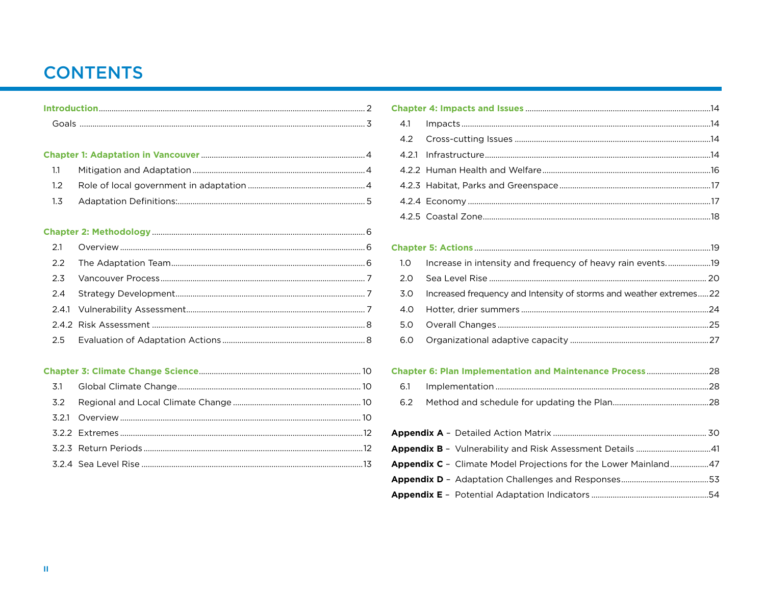# CONTENTS

**Introduction** ... 2
- Goals ... 3

**Chapter 1: Adaptation in Vancouver** ... 4
- 1.1 Mitigation and Adaptation ... 4
- 1.2 Role of local government in adaptation ... 4
- 1.3 Adaptation Definitions: ... 5

**Chapter 2: Methodology** ... 6
- 2.1 Overview ... 6
- 2.2 The Adaptation Team ... 6
- 2.3 Vancouver Process ... 7
- 2.4 Strategy Development ... 7
- 2.4.1 Vulnerability Assessment ... 7
- 2.4.2 Risk Assessment ... 8
- 2.5 Evaluation of Adaptation Actions ... 8

**Chapter 3: Climate Change Science** ... 10
- 3.1 Global Climate Change ... 10
- 3.2 Regional and Local Climate Change ... 10
- 3.2.1 Overview ... 10
- 3.2.2 Extremes ... 12
- 3.2.3 Return Periods ... 12
- 3.2.4 Sea Level Rise ... 13

**Chapter 4: Impacts and Issues** ... 14
- 4.1 Impacts ... 14
- 4.2 Cross-cutting Issues ... 14
- 4.2.1 Infrastructure ... 14
- 4.2.2 Human Health and Welfare ... 16
- 4.2.3 Habitat, Parks and Greenspace ... 17
- 4.2.4 Economy ... 17
- 4.2.5 Coastal Zone ... 18

**Chapter 5: Actions** ... 19
- 1.0 Increase in intensity and frequency of heavy rain events. ... 19
- 2.0 Sea Level Rise ... 20
- 3.0 Increased frequency and Intensity of storms and weather extremes ... 22
- 4.0 Hotter, drier summers ... 24
- 5.0 Overall Changes ... 25
- 6.0 Organizational adaptive capacity ... 27

**Chapter 6: Plan Implementation and Maintenance Process** ... 28
- 6.1 Implementation ... 28
- 6.2 Method and schedule for updating the Plan ... 28

**Appendix A** – Detailed Action Matrix ... 30

**Appendix B** – Vulnerability and Risk Assessment Details ... 41

**Appendix C** – Climate Model Projections for the Lower Mainland ... 47

**Appendix D** – Adaptation Challenges and Responses ... 53

**Appendix E** – Potential Adaptation Indicators ... 54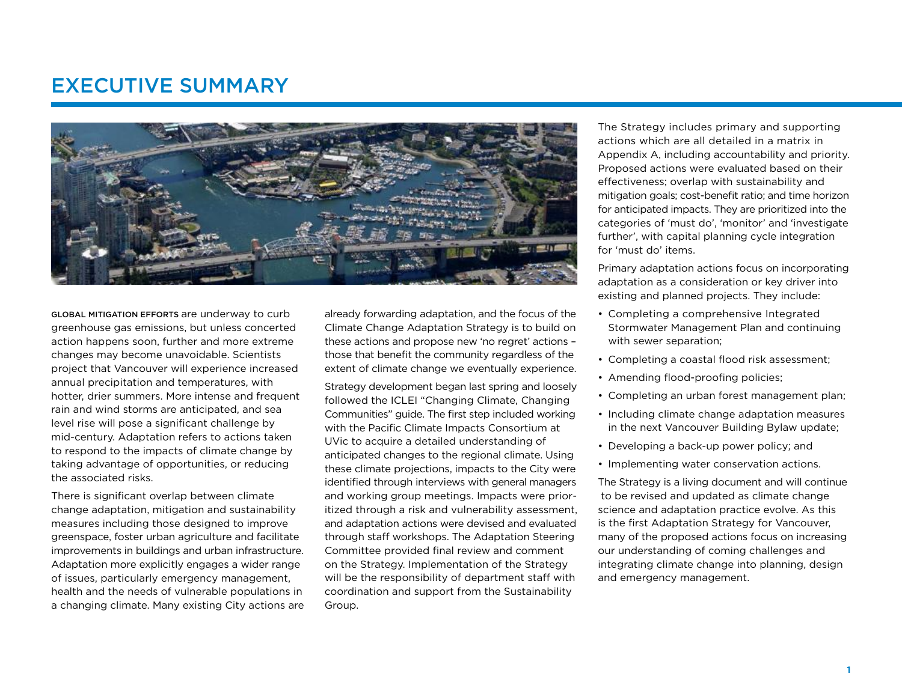# EXECUTIVE SUMMARY

GLOBAL MITIGATION EFFORTS are underway to curb greenhouse gas emissions, but unless concerted action happens soon, further and more extreme changes may become unavoidable. Scientists project that Vancouver will experience increased annual precipitation and temperatures, with hotter, drier summers. More intense and frequent rain and wind storms are anticipated, and sea level rise will pose a significant challenge by mid-century. Adaptation refers to actions taken to respond to the impacts of climate change by taking advantage of opportunities, or reducing the associated risks.

There is significant overlap between climate change adaptation, mitigation and sustainability measures including those designed to improve greenspace, foster urban agriculture and facilitate improvements in buildings and urban infrastructure. Adaptation more explicitly engages a wider range of issues, particularly emergency management, health and the needs of vulnerable populations in a changing climate. Many existing City actions are already forwarding adaptation, and the focus of the Climate Change Adaptation Strategy is to build on these actions and propose new 'no regret' actions – those that benefit the community regardless of the extent of climate change we eventually experience.

Strategy development began last spring and loosely followed the ICLEI "Changing Climate, Changing Communities" guide. The first step included working with the Pacific Climate Impacts Consortium at UVic to acquire a detailed understanding of anticipated changes to the regional climate. Using these climate projections, impacts to the City were identified through interviews with general managers and working group meetings. Impacts were prioritized through a risk and vulnerability assessment, and adaptation actions were devised and evaluated through staff workshops. The Adaptation Steering Committee provided final review and comment on the Strategy. Implementation of the Strategy will be the responsibility of department staff with coordination and support from the Sustainability Group.

The Strategy includes primary and supporting actions which are all detailed in a matrix in Appendix A, including accountability and priority. Proposed actions were evaluated based on their effectiveness; overlap with sustainability and mitigation goals; cost-benefit ratio; and time horizon for anticipated impacts. They are prioritized into the categories of 'must do', 'monitor' and 'investigate further', with capital planning cycle integration for 'must do' items.

Primary adaptation actions focus on incorporating adaptation as a consideration or key driver into existing and planned projects. They include:

- Completing a comprehensive Integrated Stormwater Management Plan and continuing with sewer separation;
- Completing a coastal flood risk assessment;
- Amending flood-proofing policies;
- Completing an urban forest management plan;
- Including climate change adaptation measures in the next Vancouver Building Bylaw update;
- Developing a back-up power policy; and
- Implementing water conservation actions.

The Strategy is a living document and will continue to be revised and updated as climate change science and adaptation practice evolve. As this is the first Adaptation Strategy for Vancouver, many of the proposed actions focus on increasing our understanding of coming challenges and integrating climate change into planning, design and emergency management.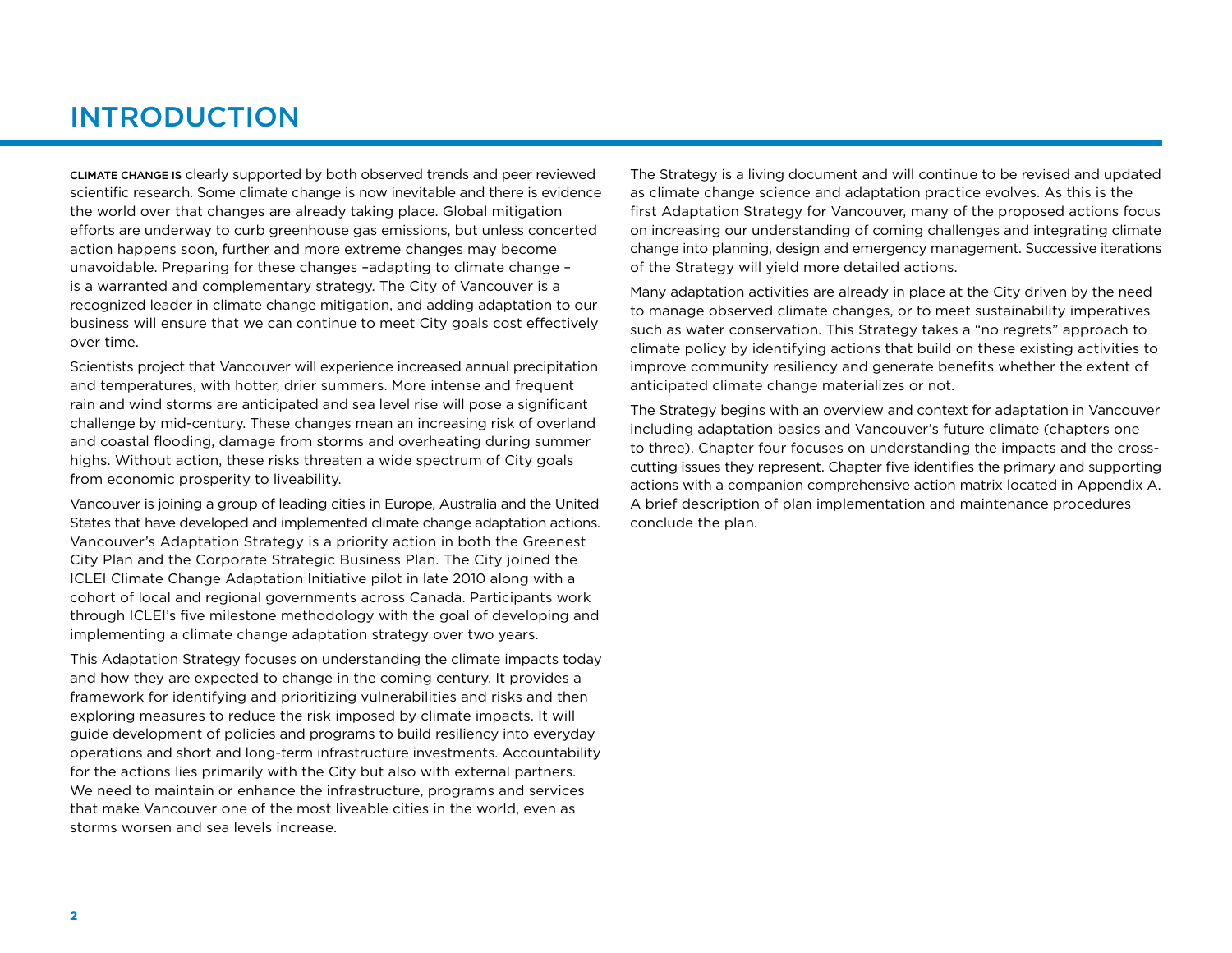# INTRODUCTION

CLIMATE CHANGE IS clearly supported by both observed trends and peer reviewed scientific research. Some climate change is now inevitable and there is evidence the world over that changes are already taking place. Global mitigation efforts are underway to curb greenhouse gas emissions, but unless concerted action happens soon, further and more extreme changes may become unavoidable. Preparing for these changes –adapting to climate change – is a warranted and complementary strategy. The City of Vancouver is a recognized leader in climate change mitigation, and adding adaptation to our business will ensure that we can continue to meet City goals cost effectively over time.

Scientists project that Vancouver will experience increased annual precipitation and temperatures, with hotter, drier summers. More intense and frequent rain and wind storms are anticipated and sea level rise will pose a significant challenge by mid-century. These changes mean an increasing risk of overland and coastal flooding, damage from storms and overheating during summer highs. Without action, these risks threaten a wide spectrum of City goals from economic prosperity to liveability.

Vancouver is joining a group of leading cities in Europe, Australia and the United States that have developed and implemented climate change adaptation actions. Vancouver's Adaptation Strategy is a priority action in both the Greenest City Plan and the Corporate Strategic Business Plan. The City joined the ICLEI Climate Change Adaptation Initiative pilot in late 2010 along with a cohort of local and regional governments across Canada. Participants work through ICLEI's five milestone methodology with the goal of developing and implementing a climate change adaptation strategy over two years.

This Adaptation Strategy focuses on understanding the climate impacts today and how they are expected to change in the coming century. It provides a framework for identifying and prioritizing vulnerabilities and risks and then exploring measures to reduce the risk imposed by climate impacts. It will guide development of policies and programs to build resiliency into everyday operations and short and long-term infrastructure investments. Accountability for the actions lies primarily with the City but also with external partners. We need to maintain or enhance the infrastructure, programs and services that make Vancouver one of the most liveable cities in the world, even as storms worsen and sea levels increase.

The Strategy is a living document and will continue to be revised and updated as climate change science and adaptation practice evolves. As this is the first Adaptation Strategy for Vancouver, many of the proposed actions focus on increasing our understanding of coming challenges and integrating climate change into planning, design and emergency management. Successive iterations of the Strategy will yield more detailed actions.

Many adaptation activities are already in place at the City driven by the need to manage observed climate changes, or to meet sustainability imperatives such as water conservation. This Strategy takes a "no regrets" approach to climate policy by identifying actions that build on these existing activities to improve community resiliency and generate benefits whether the extent of anticipated climate change materializes or not.

The Strategy begins with an overview and context for adaptation in Vancouver including adaptation basics and Vancouver's future climate (chapters one to three). Chapter four focuses on understanding the impacts and the cross-cutting issues they represent. Chapter five identifies the primary and supporting actions with a companion comprehensive action matrix located in Appendix A. A brief description of plan implementation and maintenance procedures conclude the plan.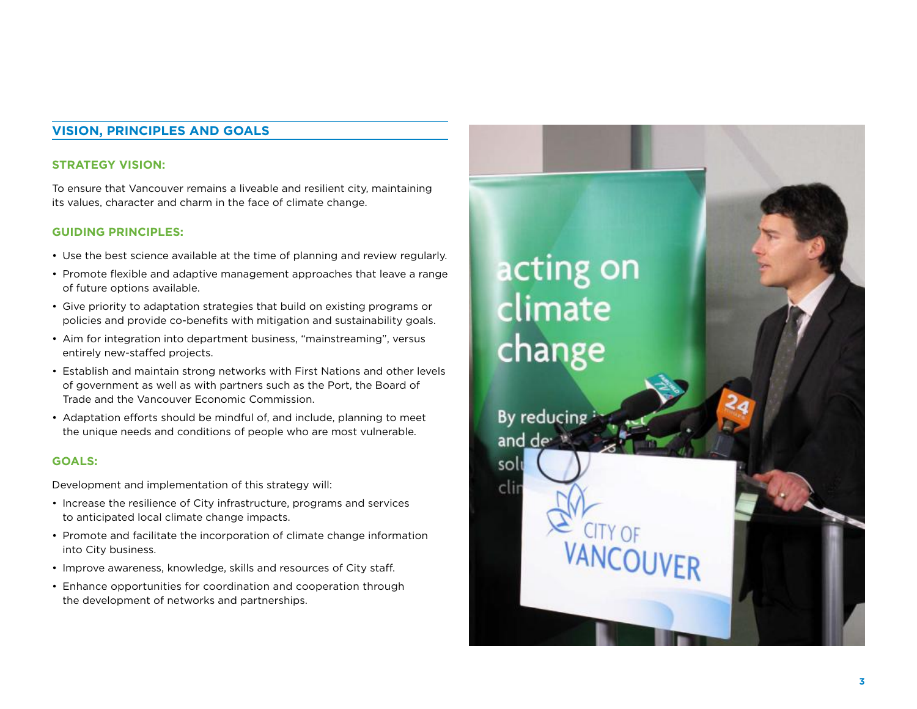## VISION, PRINCIPLES AND GOALS

### STRATEGY VISION:

To ensure that Vancouver remains a liveable and resilient city, maintaining its values, character and charm in the face of climate change.

### GUIDING PRINCIPLES:

- Use the best science available at the time of planning and review regularly.
- Promote flexible and adaptive management approaches that leave a range of future options available.
- Give priority to adaptation strategies that build on existing programs or policies and provide co-benefits with mitigation and sustainability goals.
- Aim for integration into department business, "mainstreaming", versus entirely new-staffed projects.
- Establish and maintain strong networks with First Nations and other levels of government as well as with partners such as the Port, the Board of Trade and the Vancouver Economic Commission.
- Adaptation efforts should be mindful of, and include, planning to meet the unique needs and conditions of people who are most vulnerable.

### GOALS:

Development and implementation of this strategy will:

- Increase the resilience of City infrastructure, programs and services to anticipated local climate change impacts.
- Promote and facilitate the incorporation of climate change information into City business.
- Improve awareness, knowledge, skills and resources of City staff.
- Enhance opportunities for coordination and cooperation through the development of networks and partnerships.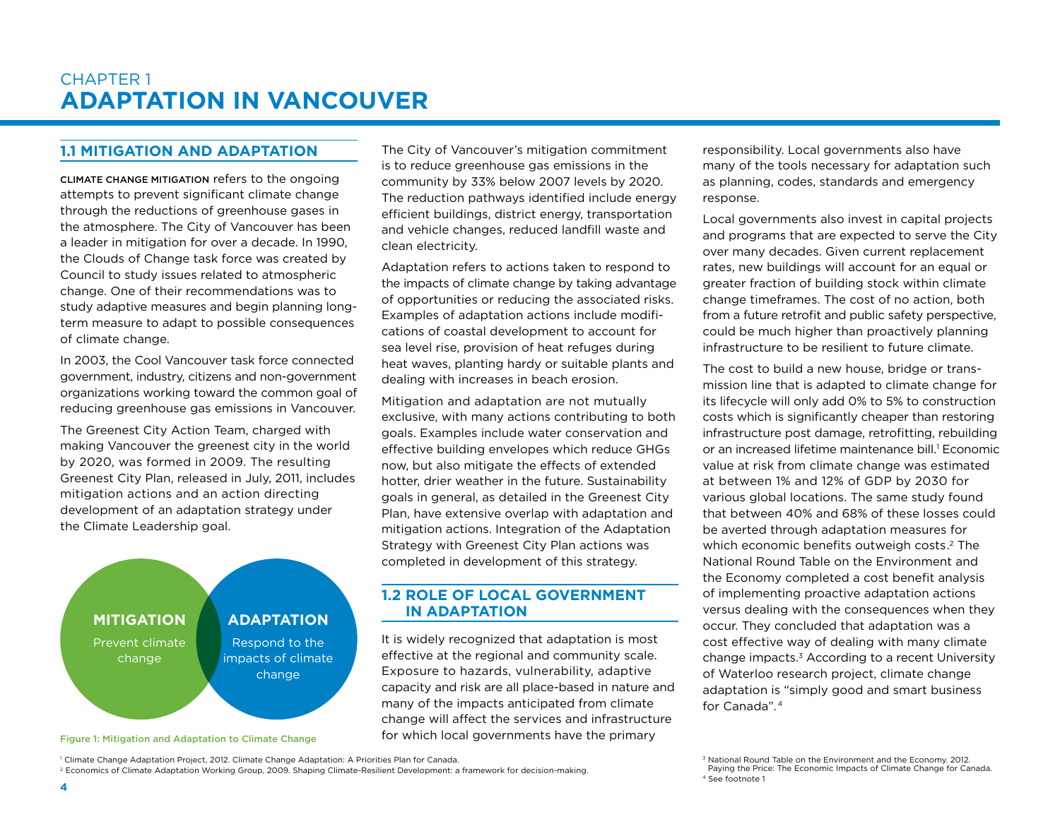# CHAPTER 1
# ADAPTATION IN VANCOUVER

## 1.1 MITIGATION AND ADAPTATION

CLIMATE CHANGE MITIGATION refers to the ongoing attempts to prevent significant climate change through the reductions of greenhouse gases in the atmosphere. The City of Vancouver has been a leader in mitigation for over a decade. In 1990, the Clouds of Change task force was created by Council to study issues related to atmospheric change. One of their recommendations was to study adaptive measures and begin planning long-term measure to adapt to possible consequences of climate change.

In 2003, the Cool Vancouver task force connected government, industry, citizens and non-government organizations working toward the common goal of reducing greenhouse gas emissions in Vancouver.

The Greenest City Action Team, charged with making Vancouver the greenest city in the world by 2020, was formed in 2009. The resulting Greenest City Plan, released in July, 2011, includes mitigation actions and an action directing development of an adaptation strategy under the Climate Leadership goal.

**MITIGATION** Prevent climate change

**ADAPTATION** Respond to the impacts of climate change

Figure 1: Mitigation and Adaptation to Climate Change

The City of Vancouver's mitigation commitment is to reduce greenhouse gas emissions in the community by 33% below 2007 levels by 2020. The reduction pathways identified include energy efficient buildings, district energy, transportation and vehicle changes, reduced landfill waste and clean electricity.

Adaptation refers to actions taken to respond to the impacts of climate change by taking advantage of opportunities or reducing the associated risks. Examples of adaptation actions include modifications of coastal development to account for sea level rise, provision of heat refuges during heat waves, planting hardy or suitable plants and dealing with increases in beach erosion.

Mitigation and adaptation are not mutually exclusive, with many actions contributing to both goals. Examples include water conservation and effective building envelopes which reduce GHGs now, but also mitigate the effects of extended hotter, drier weather in the future. Sustainability goals in general, as detailed in the Greenest City Plan, have extensive overlap with adaptation and mitigation actions. Integration of the Adaptation Strategy with Greenest City Plan actions was completed in development of this strategy.

## 1.2 ROLE OF LOCAL GOVERNMENT IN ADAPTATION

It is widely recognized that adaptation is most effective at the regional and community scale. Exposure to hazards, vulnerability, adaptive capacity and risk are all place-based in nature and many of the impacts anticipated from climate change will affect the services and infrastructure for which local governments have the primary responsibility. Local governments also have many of the tools necessary for adaptation such as planning, codes, standards and emergency response.

Local governments also invest in capital projects and programs that are expected to serve the City over many decades. Given current replacement rates, new buildings will account for an equal or greater fraction of building stock within climate change timeframes. The cost of no action, both from a future retrofit and public safety perspective, could be much higher than proactively planning infrastructure to be resilient to future climate.

The cost to build a new house, bridge or transmission line that is adapted to climate change for its lifecycle will only add 0% to 5% to construction costs which is significantly cheaper than restoring infrastructure post damage, retrofitting, rebuilding or an increased lifetime maintenance bill.[1] Economic value at risk from climate change was estimated at between 1% and 12% of GDP by 2030 for various global locations. The same study found that between 40% and 68% of these losses could be averted through adaptation measures for which economic benefits outweigh costs.[2] The National Round Table on the Environment and the Economy completed a cost benefit analysis of implementing proactive adaptation actions versus dealing with the consequences when they occur. They concluded that adaptation was a cost effective way of dealing with many climate change impacts.[3] According to a recent University of Waterloo research project, climate change adaptation is "simply good and smart business for Canada".[4]

[1] Climate Change Adaptation Project, 2012. Climate Change Adaptation: A Priorities Plan for Canada.

[2] Economics of Climate Adaptation Working Group, 2009. Shaping Climate-Resilient Development: a framework for decision-making.

[3] National Round Table on the Environment and the Economy. 2012. Paying the Price: The Economic Impacts of Climate Change for Canada.

[4] See footnote 1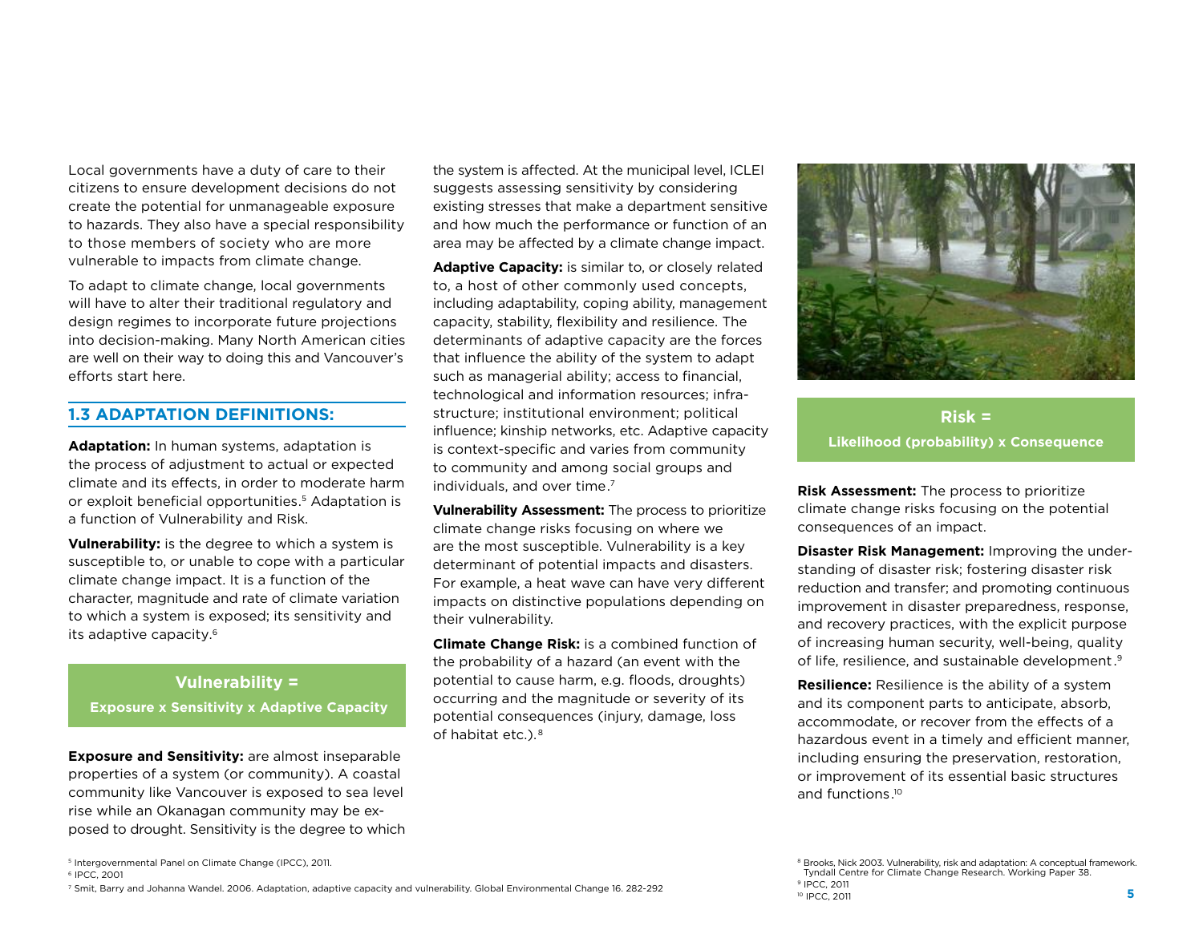Local governments have a duty of care to their citizens to ensure development decisions do not create the potential for unmanageable exposure to hazards. They also have a special responsibility to those members of society who are more vulnerable to impacts from climate change.

To adapt to climate change, local governments will have to alter their traditional regulatory and design regimes to incorporate future projections into decision-making. Many North American cities are well on their way to doing this and Vancouver's efforts start here.

## 1.3 ADAPTATION DEFINITIONS:

**Adaptation:** In human systems, adaptation is the process of adjustment to actual or expected climate and its effects, in order to moderate harm or exploit beneficial opportunities.[5] Adaptation is a function of Vulnerability and Risk.

**Vulnerability:** is the degree to which a system is susceptible to, or unable to cope with a particular climate change impact. It is a function of the character, magnitude and rate of climate variation to which a system is exposed; its sensitivity and its adaptive capacity.[6]

**Vulnerability =**

**Exposure x Sensitivity x Adaptive Capacity**

**Exposure and Sensitivity:** are almost inseparable properties of a system (or community). A coastal community like Vancouver is exposed to sea level rise while an Okanagan community may be exposed to drought. Sensitivity is the degree to which the system is affected. At the municipal level, ICLEI suggests assessing sensitivity by considering existing stresses that make a department sensitive and how much the performance or function of an area may be affected by a climate change impact.

**Adaptive Capacity:** is similar to, or closely related to, a host of other commonly used concepts, including adaptability, coping ability, management capacity, stability, flexibility and resilience. The determinants of adaptive capacity are the forces that influence the ability of the system to adapt such as managerial ability; access to financial, technological and information resources; infrastructure; institutional environment; political influence; kinship networks, etc. Adaptive capacity is context-specific and varies from community to community and among social groups and individuals, and over time.[7]

**Vulnerability Assessment:** The process to prioritize climate change risks focusing on where we are the most susceptible. Vulnerability is a key determinant of potential impacts and disasters. For example, a heat wave can have very different impacts on distinctive populations depending on their vulnerability.

**Climate Change Risk:** is a combined function of the probability of a hazard (an event with the potential to cause harm, e.g. floods, droughts) occurring and the magnitude or severity of its potential consequences (injury, damage, loss of habitat etc.).[8]

**Risk =**

**Likelihood (probability) x Consequence**

**Risk Assessment:** The process to prioritize climate change risks focusing on the potential consequences of an impact.

**Disaster Risk Management:** Improving the understanding of disaster risk; fostering disaster risk reduction and transfer; and promoting continuous improvement in disaster preparedness, response, and recovery practices, with the explicit purpose of increasing human security, well-being, quality of life, resilience, and sustainable development.[9]

**Resilience:** Resilience is the ability of a system and its component parts to anticipate, absorb, accommodate, or recover from the effects of a hazardous event in a timely and efficient manner, including ensuring the preservation, restoration, or improvement of its essential basic structures and functions.[10]

[5] Intergovernmental Panel on Climate Change (IPCC), 2011.

[6] IPCC, 2001

[7] Smit, Barry and Johanna Wandel. 2006. Adaptation, adaptive capacity and vulnerability. Global Environmental Change 16. 282-292

[8] Brooks, Nick 2003. Vulnerability, risk and adaptation: A conceptual framework. Tyndall Centre for Climate Change Research. Working Paper 38.

[9] IPCC, 2011

[10] IPCC, 2011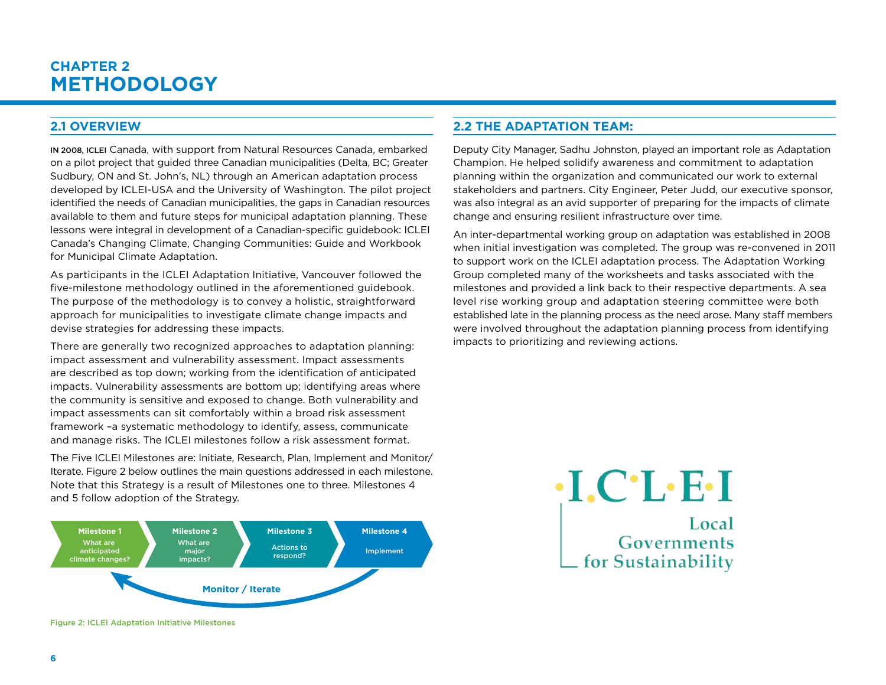# CHAPTER 2
# METHODOLOGY

## 2.1 OVERVIEW

IN 2008, ICLEI Canada, with support from Natural Resources Canada, embarked on a pilot project that guided three Canadian municipalities (Delta, BC; Greater Sudbury, ON and St. John's, NL) through an American adaptation process developed by ICLEI-USA and the University of Washington. The pilot project identified the needs of Canadian municipalities, the gaps in Canadian resources available to them and future steps for municipal adaptation planning. These lessons were integral in development of a Canadian-specific guidebook: ICLEI Canada's Changing Climate, Changing Communities: Guide and Workbook for Municipal Climate Adaptation.

As participants in the ICLEI Adaptation Initiative, Vancouver followed the five-milestone methodology outlined in the aforementioned guidebook. The purpose of the methodology is to convey a holistic, straightforward approach for municipalities to investigate climate change impacts and devise strategies for addressing these impacts.

There are generally two recognized approaches to adaptation planning: impact assessment and vulnerability assessment. Impact assessments are described as top down; working from the identification of anticipated impacts. Vulnerability assessments are bottom up; identifying areas where the community is sensitive and exposed to change. Both vulnerability and impact assessments can sit comfortably within a broad risk assessment framework –a systematic methodology to identify, assess, communicate and manage risks. The ICLEI milestones follow a risk assessment format.

The Five ICLEI Milestones are: Initiate, Research, Plan, Implement and Monitor/Iterate. Figure 2 below outlines the main questions addressed in each milestone. Note that this Strategy is a result of Milestones one to three. Milestones 4 and 5 follow adoption of the Strategy.

**Milestone 1** – What are anticipated climate changes?
**Milestone 2** – What are major impacts?
**Milestone 3** – Actions to respond?
**Milestone 4** – Implement

**Monitor / Iterate**

Figure 2: ICLEI Adaptation Initiative Milestones

## 2.2 THE ADAPTATION TEAM:

Deputy City Manager, Sadhu Johnston, played an important role as Adaptation Champion. He helped solidify awareness and commitment to adaptation planning within the organization and communicated our work to external stakeholders and partners. City Engineer, Peter Judd, our executive sponsor, was also integral as an avid supporter of preparing for the impacts of climate change and ensuring resilient infrastructure over time.

An inter-departmental working group on adaptation was established in 2008 when initial investigation was completed. The group was re-convened in 2011 to support work on the ICLEI adaptation process. The Adaptation Working Group completed many of the worksheets and tasks associated with the milestones and provided a link back to their respective departments. A sea level rise working group and adaptation steering committee were both established late in the planning process as the need arose. Many staff members were involved throughout the adaptation planning process from identifying impacts to prioritizing and reviewing actions.

I.C.L.E.I
Local Governments for Sustainability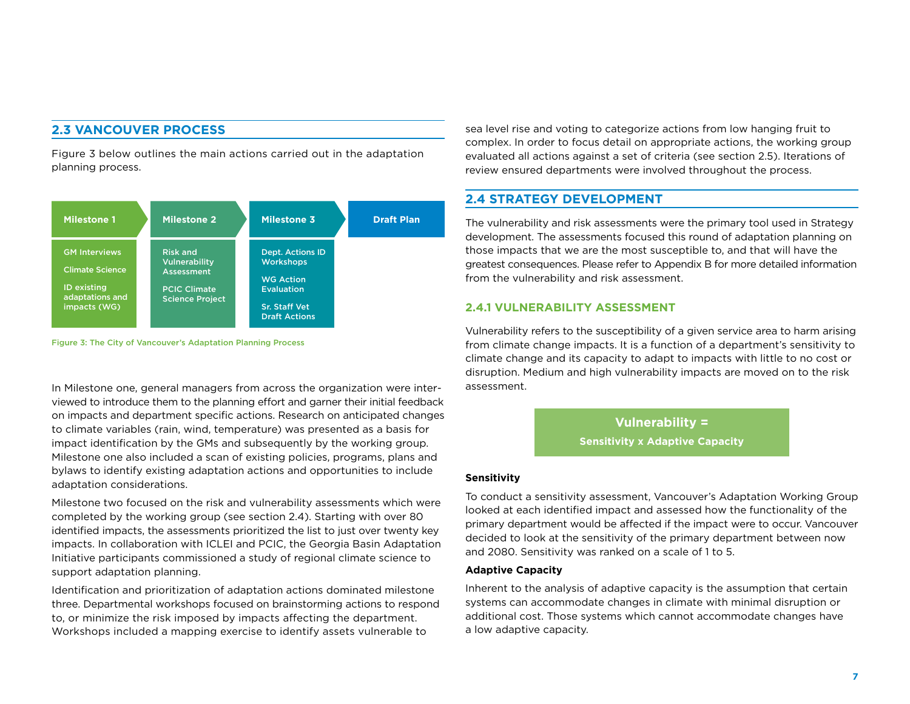## 2.3 VANCOUVER PROCESS

Figure 3 below outlines the main actions carried out in the adaptation planning process.

| Milestone 1 | Milestone 2 | Milestone 3 | Draft Plan |
|---|---|---|---|
| GM Interviews<br>Climate Science<br>ID existing adaptations and impacts (WG) | Risk and Vulnerability Assessment<br>PCIC Climate Science Project | Dept. Actions ID Workshops<br>WG Action Evaluation<br>Sr. Staff Vet Draft Actions | |

Figure 3: The City of Vancouver's Adaptation Planning Process

In Milestone one, general managers from across the organization were interviewed to introduce them to the planning effort and garner their initial feedback on impacts and department specific actions. Research on anticipated changes to climate variables (rain, wind, temperature) was presented as a basis for impact identification by the GMs and subsequently by the working group. Milestone one also included a scan of existing policies, programs, plans and bylaws to identify existing adaptation actions and opportunities to include adaptation considerations.

Milestone two focused on the risk and vulnerability assessments which were completed by the working group (see section 2.4). Starting with over 80 identified impacts, the assessments prioritized the list to just over twenty key impacts. In collaboration with ICLEI and PCIC, the Georgia Basin Adaptation Initiative participants commissioned a study of regional climate science to support adaptation planning.

Identification and prioritization of adaptation actions dominated milestone three. Departmental workshops focused on brainstorming actions to respond to, or minimize the risk imposed by impacts affecting the department. Workshops included a mapping exercise to identify assets vulnerable to sea level rise and voting to categorize actions from low hanging fruit to complex. In order to focus detail on appropriate actions, the working group evaluated all actions against a set of criteria (see section 2.5). Iterations of review ensured departments were involved throughout the process.

## 2.4 STRATEGY DEVELOPMENT

The vulnerability and risk assessments were the primary tool used in Strategy development. The assessments focused this round of adaptation planning on those impacts that we are the most susceptible to, and that will have the greatest consequences. Please refer to Appendix B for more detailed information from the vulnerability and risk assessment.

### 2.4.1 VULNERABILITY ASSESSMENT

Vulnerability refers to the susceptibility of a given service area to harm arising from climate change impacts. It is a function of a department's sensitivity to climate change and its capacity to adapt to impacts with little to no cost or disruption. Medium and high vulnerability impacts are moved on to the risk assessment.

**Vulnerability =**
**Sensitivity x Adaptive Capacity**

**Sensitivity**

To conduct a sensitivity assessment, Vancouver's Adaptation Working Group looked at each identified impact and assessed how the functionality of the primary department would be affected if the impact were to occur. Vancouver decided to look at the sensitivity of the primary department between now and 2080. Sensitivity was ranked on a scale of 1 to 5.

**Adaptive Capacity**

Inherent to the analysis of adaptive capacity is the assumption that certain systems can accommodate changes in climate with minimal disruption or additional cost. Those systems which cannot accommodate changes have a low adaptive capacity.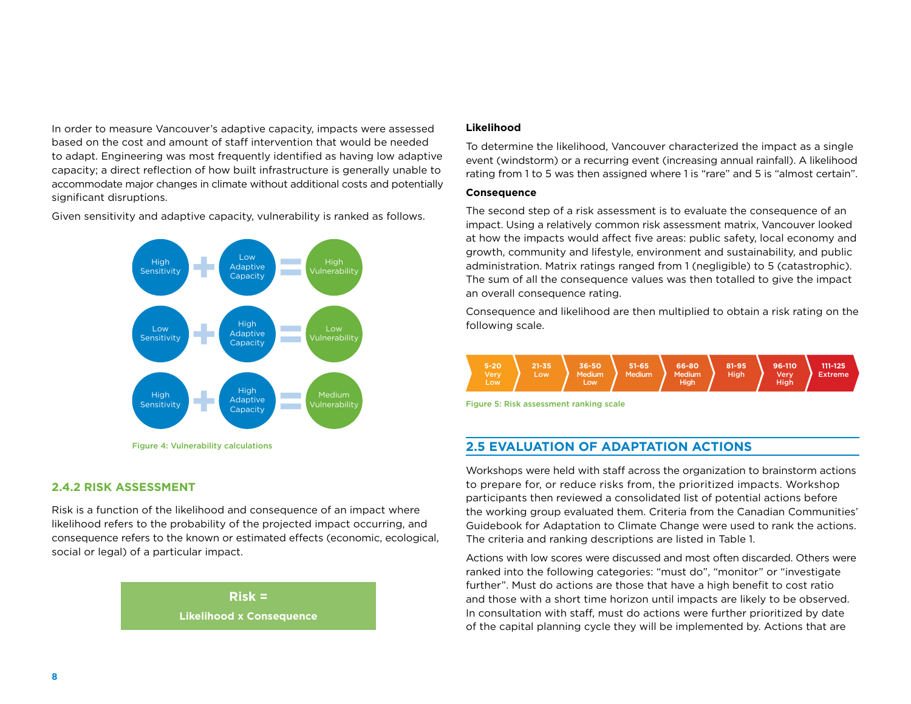In order to measure Vancouver's adaptive capacity, impacts were assessed based on the cost and amount of staff intervention that would be needed to adapt. Engineering was most frequently identified as having low adaptive capacity; a direct reflection of how built infrastructure is generally unable to accommodate major changes in climate without additional costs and potentially significant disruptions.

Given sensitivity and adaptive capacity, vulnerability is ranked as follows.

High Sensitivity + Low Adaptive Capacity = High Vulnerability

Low Sensitivity + High Adaptive Capacity = Low Vulnerability

High Sensitivity + High Adaptive Capacity = Medium Vulnerability

Figure 4: Vulnerability calculations

### 2.4.2 RISK ASSESSMENT

Risk is a function of the likelihood and consequence of an impact where likelihood refers to the probability of the projected impact occurring, and consequence refers to the known or estimated effects (economic, ecological, social or legal) of a particular impact.

**Risk =**

**Likelihood x Consequence**

**Likelihood**

To determine the likelihood, Vancouver characterized the impact as a single event (windstorm) or a recurring event (increasing annual rainfall). A likelihood rating from 1 to 5 was then assigned where 1 is "rare" and 5 is "almost certain".

**Consequence**

The second step of a risk assessment is to evaluate the consequence of an impact. Using a relatively common risk assessment matrix, Vancouver looked at how the impacts would affect five areas: public safety, local economy and growth, community and lifestyle, environment and sustainability, and public administration. Matrix ratings ranged from 1 (negligible) to 5 (catastrophic). The sum of all the consequence values was then totalled to give the impact an overall consequence rating.

Consequence and likelihood are then multiplied to obtain a risk rating on the following scale.

| 5-20 | 21-35 | 36-50 | 51-65 | 66-80 | 81-95 | 96-110 | 111-125 |
|---|---|---|---|---|---|---|---|
| Very Low | Low | Medium Low | Medium | Medium High | High | Very High | Extreme |

Figure 5: Risk assessment ranking scale

## 2.5 EVALUATION OF ADAPTATION ACTIONS

Workshops were held with staff across the organization to brainstorm actions to prepare for, or reduce risks from, the prioritized impacts. Workshop participants then reviewed a consolidated list of potential actions before the working group evaluated them. Criteria from the Canadian Communities' Guidebook for Adaptation to Climate Change were used to rank the actions. The criteria and ranking descriptions are listed in Table 1.

Actions with low scores were discussed and most often discarded. Others were ranked into the following categories: "must do", "monitor" or "investigate further". Must do actions are those that have a high benefit to cost ratio and those with a short time horizon until impacts are likely to be observed. In consultation with staff, must do actions were further prioritized by date of the capital planning cycle they will be implemented by. Actions that are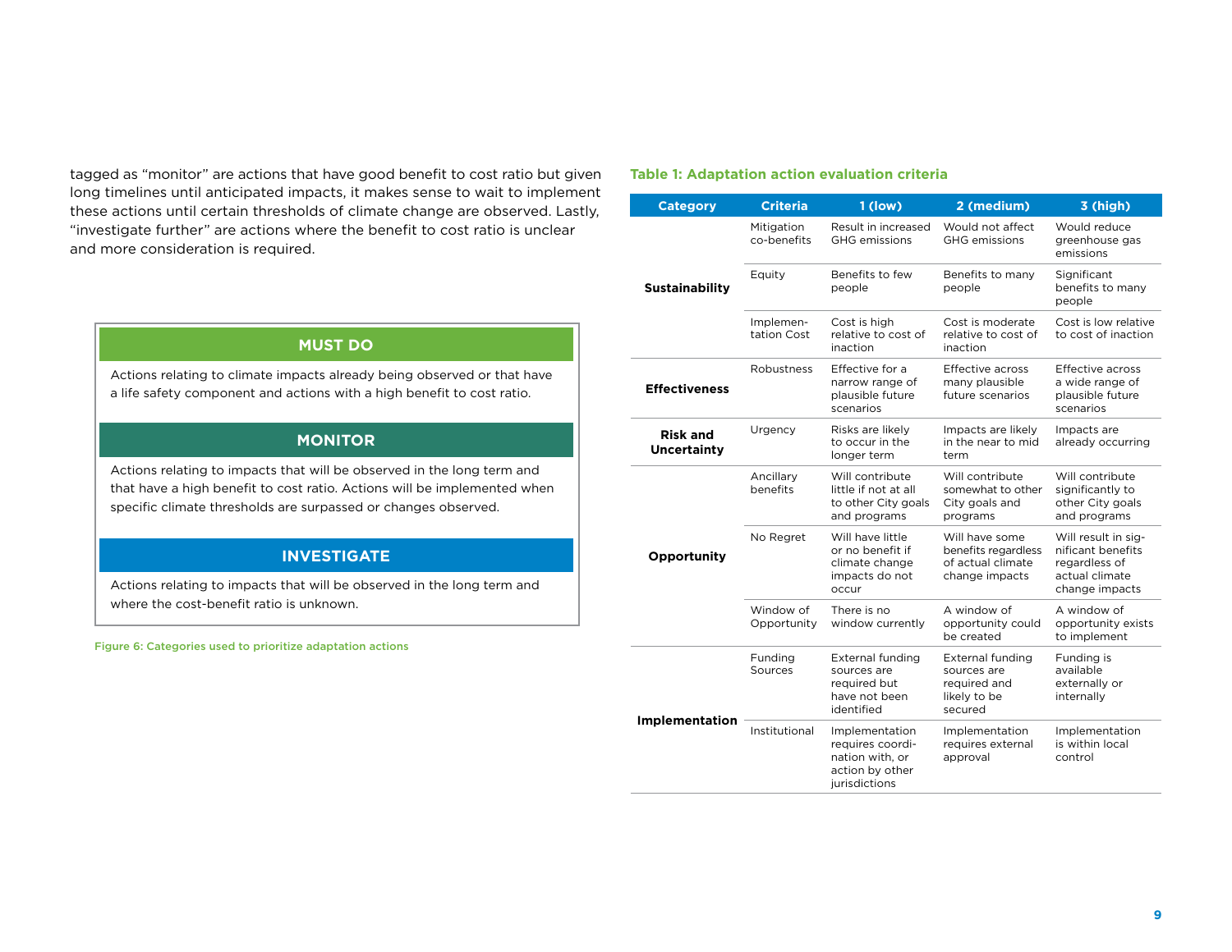tagged as “monitor” are actions that have good benefit to cost ratio but given long timelines until anticipated impacts, it makes sense to wait to implement these actions until certain thresholds of climate change are observed. Lastly, “investigate further” are actions where the benefit to cost ratio is unclear and more consideration is required.

**MUST DO**

Actions relating to climate impacts already being observed or that have a life safety component and actions with a high benefit to cost ratio.

**MONITOR**

Actions relating to impacts that will be observed in the long term and that have a high benefit to cost ratio. Actions will be implemented when specific climate thresholds are surpassed or changes observed.

**INVESTIGATE**

Actions relating to impacts that will be observed in the long term and where the cost-benefit ratio is unknown.

Figure 6: Categories used to prioritize adaptation actions

**Table 1: Adaptation action evaluation criteria**

| Category | Criteria | 1 (low) | 2 (medium) | 3 (high) |
|---|---|---|---|---|
| **Sustainability** | Mitigation co-benefits | Result in increased GHG emissions | Would not affect GHG emissions | Would reduce greenhouse gas emissions |
| | Equity | Benefits to few people | Benefits to many people | Significant benefits to many people |
| | Implementation Cost | Cost is high relative to cost of inaction | Cost is moderate relative to cost of inaction | Cost is low relative to cost of inaction |
| **Effectiveness** | Robustness | Effective for a narrow range of plausible future scenarios | Effective across many plausible future scenarios | Effective across a wide range of plausible future scenarios |
| **Risk and Uncertainty** | Urgency | Risks are likely to occur in the longer term | Impacts are likely in the near to mid term | Impacts are already occurring |
| **Opportunity** | Ancillary benefits | Will contribute little if not at all to other City goals and programs | Will contribute somewhat to other City goals and programs | Will contribute significantly to other City goals and programs |
| | No Regret | Will have little or no benefit if climate change impacts do not occur | Will have some benefits regardless of actual climate change impacts | Will result in significant benefits regardless of actual climate change impacts |
| | Window of Opportunity | There is no window currently | A window of opportunity could be created | A window of opportunity exists to implement |
| **Implementation** | Funding Sources | External funding sources are required but have not been identified | External funding sources are required and likely to be secured | Funding is available externally or internally |
| | Institutional | Implementation requires coordination with, or action by other jurisdictions | Implementation requires external approval | Implementation is within local control |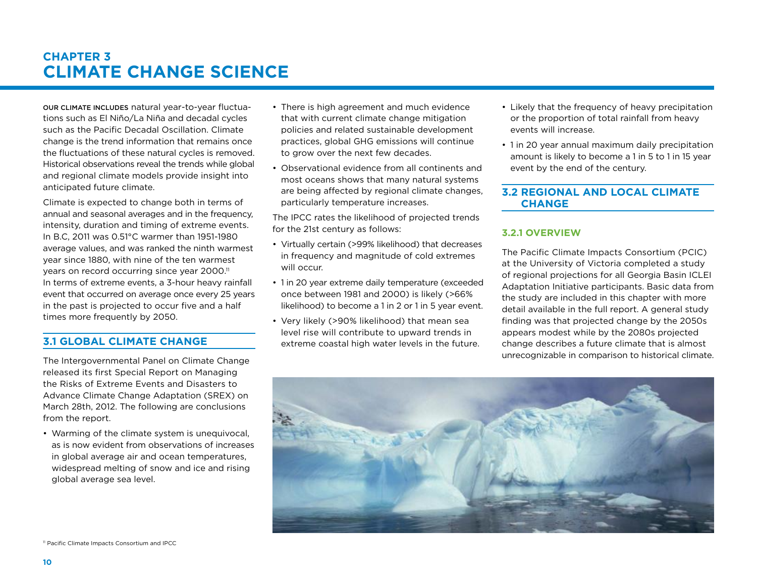# CHAPTER 3
# CLIMATE CHANGE SCIENCE

OUR CLIMATE INCLUDES natural year-to-year fluctuations such as El Niño/La Niña and decadal cycles such as the Pacific Decadal Oscillation. Climate change is the trend information that remains once the fluctuations of these natural cycles is removed. Historical observations reveal the trends while global and regional climate models provide insight into anticipated future climate.

Climate is expected to change both in terms of annual and seasonal averages and in the frequency, intensity, duration and timing of extreme events. In B.C, 2011 was 0.51°C warmer than 1951-1980 average values, and was ranked the ninth warmest year since 1880, with nine of the ten warmest years on record occurring since year 2000.[11] In terms of extreme events, a 3-hour heavy rainfall event that occurred on average once every 25 years in the past is projected to occur five and a half times more frequently by 2050.

## 3.1 GLOBAL CLIMATE CHANGE

The Intergovernmental Panel on Climate Change released its first Special Report on Managing the Risks of Extreme Events and Disasters to Advance Climate Change Adaptation (SREX) on March 28th, 2012. The following are conclusions from the report.

- Warming of the climate system is unequivocal, as is now evident from observations of increases in global average air and ocean temperatures, widespread melting of snow and ice and rising global average sea level.
- There is high agreement and much evidence that with current climate change mitigation policies and related sustainable development practices, global GHG emissions will continue to grow over the next few decades.
- Observational evidence from all continents and most oceans shows that many natural systems are being affected by regional climate changes, particularly temperature increases.

The IPCC rates the likelihood of projected trends for the 21st century as follows:

- Virtually certain (>99% likelihood) that decreases in frequency and magnitude of cold extremes will occur.
- 1 in 20 year extreme daily temperature (exceeded once between 1981 and 2000) is likely (>66% likelihood) to become a 1 in 2 or 1 in 5 year event.
- Very likely (>90% likelihood) that mean sea level rise will contribute to upward trends in extreme coastal high water levels in the future.
- Likely that the frequency of heavy precipitation or the proportion of total rainfall from heavy events will increase.
- 1 in 20 year annual maximum daily precipitation amount is likely to become a 1 in 5 to 1 in 15 year event by the end of the century.

## 3.2 REGIONAL AND LOCAL CLIMATE CHANGE

### 3.2.1 OVERVIEW

The Pacific Climate Impacts Consortium (PCIC) at the University of Victoria completed a study of regional projections for all Georgia Basin ICLEI Adaptation Initiative participants. Basic data from the study are included in this chapter with more detail available in the full report. A general study finding was that projected change by the 2050s appears modest while by the 2080s projected change describes a future climate that is almost unrecognizable in comparison to historical climate.

[11] Pacific Climate Impacts Consortium and IPCC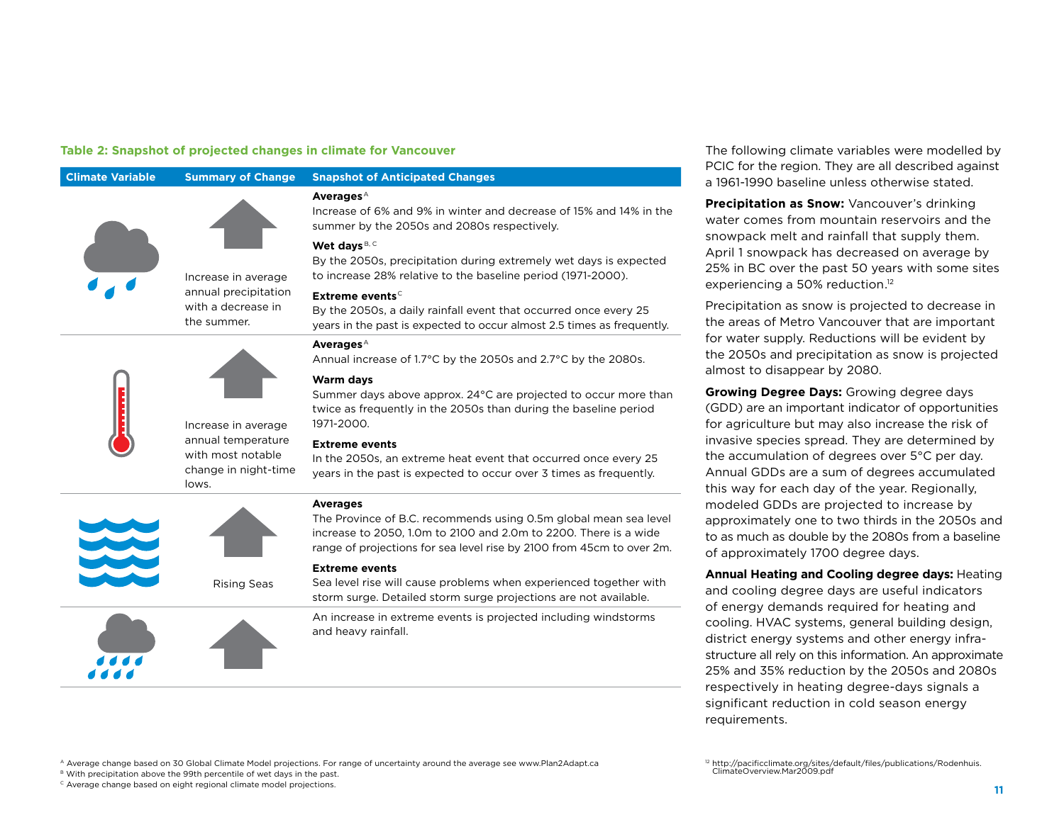**Table 2: Snapshot of projected changes in climate for Vancouver**

| Climate Variable | Summary of Change | Snapshot of Anticipated Changes |
| --- | --- | --- |
| | Increase in average annual precipitation with a decrease in the summer. | **Averages**[A]<br>Increase of 6% and 9% in winter and decrease of 15% and 14% in the summer by the 2050s and 2080s respectively.<br>**Wet days**[B, C]<br>By the 2050s, precipitation during extremely wet days is expected to increase 28% relative to the baseline period (1971-2000).<br>**Extreme events**[C]<br>By the 2050s, a daily rainfall event that occurred once every 25 years in the past is expected to occur almost 2.5 times as frequently. |
| | Increase in average annual temperature with most notable change in night-time lows. | **Averages**[A]<br>Annual increase of 1.7°C by the 2050s and 2.7°C by the 2080s.<br>**Warm days**<br>Summer days above approx. 24°C are projected to occur more than twice as frequently in the 2050s than during the baseline period 1971-2000.<br>**Extreme events**<br>In the 2050s, an extreme heat event that occurred once every 25 years in the past is expected to occur over 3 times as frequently. |
| | Rising Seas | **Averages**<br>The Province of B.C. recommends using 0.5m global mean sea level increase to 2050, 1.0m to 2100 and 2.0m to 2200. There is a wide range of projections for sea level rise by 2100 from 45cm to over 2m.<br>**Extreme events**<br>Sea level rise will cause problems when experienced together with storm surge. Detailed storm surge projections are not available. |
| | | An increase in extreme events is projected including windstorms and heavy rainfall. |

[A] Average change based on 30 Global Climate Model projections. For range of uncertainty around the average see www.Plan2Adapt.ca
[B] With precipitation above the 99th percentile of wet days in the past.
[C] Average change based on eight regional climate model projections.

The following climate variables were modelled by PCIC for the region. They are all described against a 1961-1990 baseline unless otherwise stated.

**Precipitation as Snow:** Vancouver's drinking water comes from mountain reservoirs and the snowpack melt and rainfall that supply them. April 1 snowpack has decreased on average by 25% in BC over the past 50 years with some sites experiencing a 50% reduction.[12]

Precipitation as snow is projected to decrease in the areas of Metro Vancouver that are important for water supply. Reductions will be evident by the 2050s and precipitation as snow is projected almost to disappear by 2080.

**Growing Degree Days:** Growing degree days (GDD) are an important indicator of opportunities for agriculture but may also increase the risk of invasive species spread. They are determined by the accumulation of degrees over 5°C per day. Annual GDDs are a sum of degrees accumulated this way for each day of the year. Regionally, modeled GDDs are projected to increase by approximately one to two thirds in the 2050s and to as much as double by the 2080s from a baseline of approximately 1700 degree days.

**Annual Heating and Cooling degree days:** Heating and cooling degree days are useful indicators of energy demands required for heating and cooling. HVAC systems, general building design, district energy systems and other energy infrastructure all rely on this information. An approximate 25% and 35% reduction by the 2050s and 2080s respectively in heating degree-days signals a significant reduction in cold season energy requirements.

[12] http://pacificclimate.org/sites/default/files/publications/Rodenhuis.ClimateOverview.Mar2009.pdf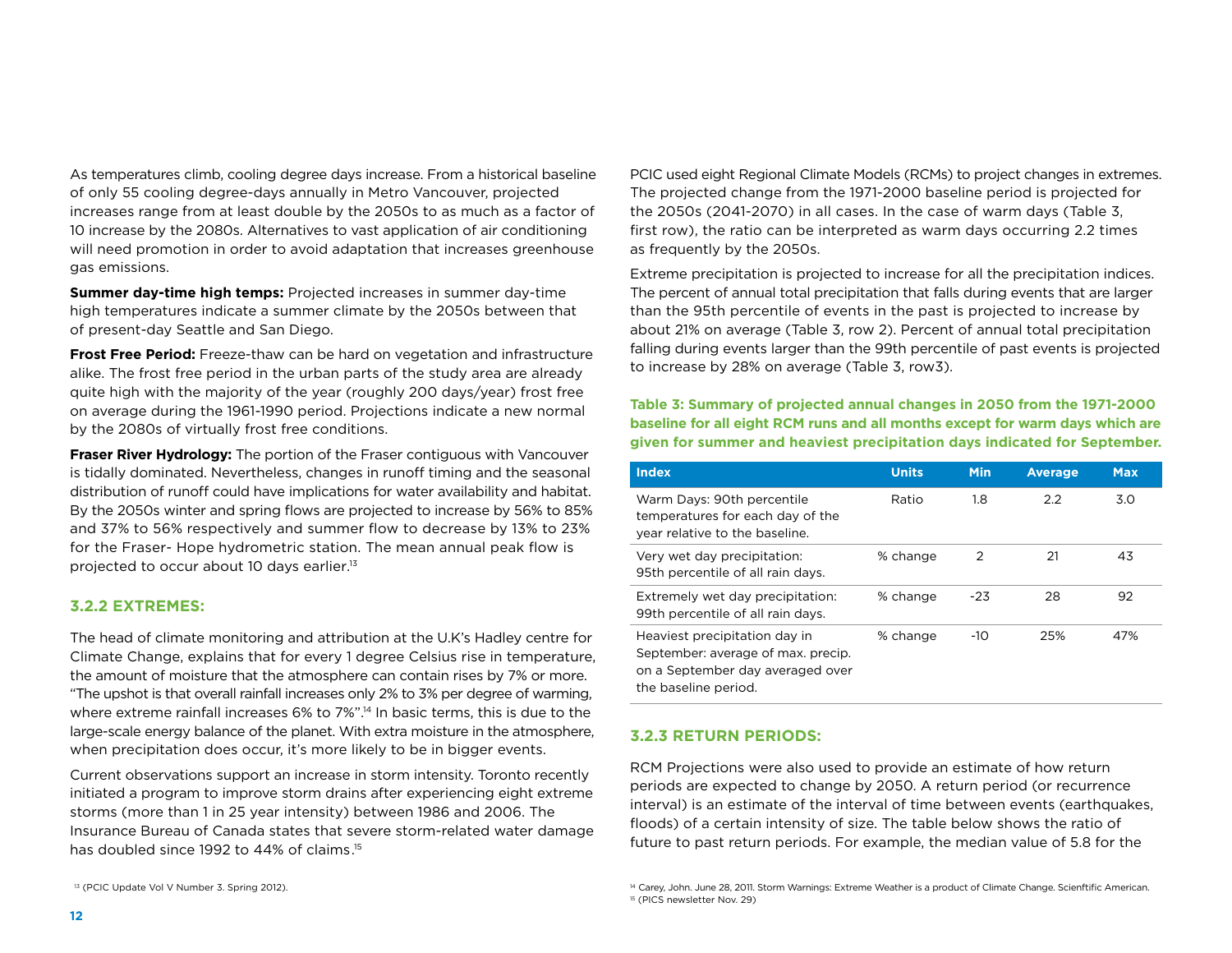As temperatures climb, cooling degree days increase. From a historical baseline of only 55 cooling degree-days annually in Metro Vancouver, projected increases range from at least double by the 2050s to as much as a factor of 10 increase by the 2080s. Alternatives to vast application of air conditioning will need promotion in order to avoid adaptation that increases greenhouse gas emissions.

**Summer day-time high temps:** Projected increases in summer day-time high temperatures indicate a summer climate by the 2050s between that of present-day Seattle and San Diego.

**Frost Free Period:** Freeze-thaw can be hard on vegetation and infrastructure alike. The frost free period in the urban parts of the study area are already quite high with the majority of the year (roughly 200 days/year) frost free on average during the 1961-1990 period. Projections indicate a new normal by the 2080s of virtually frost free conditions.

**Fraser River Hydrology:** The portion of the Fraser contiguous with Vancouver is tidally dominated. Nevertheless, changes in runoff timing and the seasonal distribution of runoff could have implications for water availability and habitat. By the 2050s winter and spring flows are projected to increase by 56% to 85% and 37% to 56% respectively and summer flow to decrease by 13% to 23% for the Fraser- Hope hydrometric station. The mean annual peak flow is projected to occur about 10 days earlier.[13]

### 3.2.2 EXTREMES:

The head of climate monitoring and attribution at the U.K's Hadley centre for Climate Change, explains that for every 1 degree Celsius rise in temperature, the amount of moisture that the atmosphere can contain rises by 7% or more. "The upshot is that overall rainfall increases only 2% to 3% per degree of warming, where extreme rainfall increases 6% to 7%".[14] In basic terms, this is due to the large-scale energy balance of the planet. With extra moisture in the atmosphere, when precipitation does occur, it's more likely to be in bigger events.

Current observations support an increase in storm intensity. Toronto recently initiated a program to improve storm drains after experiencing eight extreme storms (more than 1 in 25 year intensity) between 1986 and 2006. The Insurance Bureau of Canada states that severe storm-related water damage has doubled since 1992 to 44% of claims.[15]

PCIC used eight Regional Climate Models (RCMs) to project changes in extremes. The projected change from the 1971-2000 baseline period is projected for the 2050s (2041-2070) in all cases. In the case of warm days (Table 3, first row), the ratio can be interpreted as warm days occurring 2.2 times as frequently by the 2050s.

Extreme precipitation is projected to increase for all the precipitation indices. The percent of annual total precipitation that falls during events that are larger than the 95th percentile of events in the past is projected to increase by about 21% on average (Table 3, row 2). Percent of annual total precipitation falling during events larger than the 99th percentile of past events is projected to increase by 28% on average (Table 3, row3).

**Table 3: Summary of projected annual changes in 2050 from the 1971-2000 baseline for all eight RCM runs and all months except for warm days which are given for summer and heaviest precipitation days indicated for September.**

| Index | Units | Min | Average | Max |
|---|---|---|---|---|
| Warm Days: 90th percentile temperatures for each day of the year relative to the baseline. | Ratio | 1.8 | 2.2 | 3.0 |
| Very wet day precipitation: 95th percentile of all rain days. | % change | 2 | 21 | 43 |
| Extremely wet day precipitation: 99th percentile of all rain days. | % change | -23 | 28 | 92 |
| Heaviest precipitation day in September: average of max. precip. on a September day averaged over the baseline period. | % change | -10 | 25% | 47% |

### 3.2.3 RETURN PERIODS:

RCM Projections were also used to provide an estimate of how return periods are expected to change by 2050. A return period (or recurrence interval) is an estimate of the interval of time between events (earthquakes, floods) of a certain intensity of size. The table below shows the ratio of future to past return periods. For example, the median value of 5.8 for the

[13] (PCIC Update Vol V Number 3. Spring 2012).

[14] Carey, John. June 28, 2011. Storm Warnings: Extreme Weather is a product of Climate Change. Scienftific American.

[15] (PICS newsletter Nov. 29)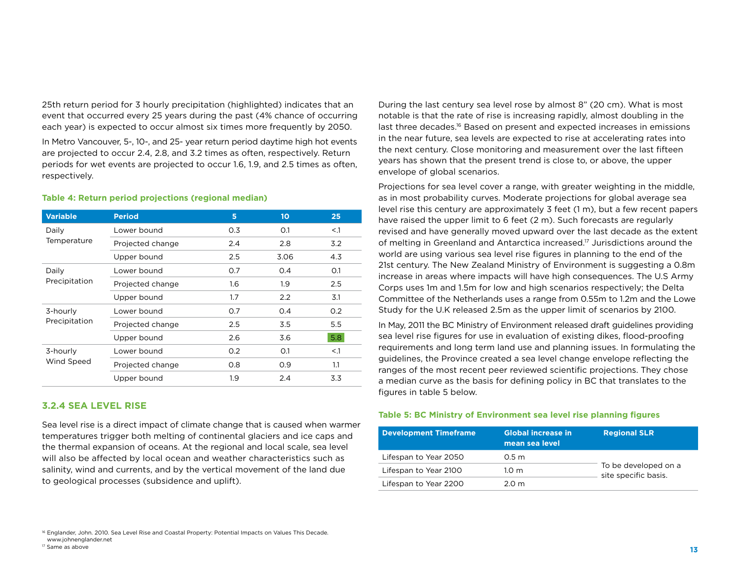25th return period for 3 hourly precipitation (highlighted) indicates that an event that occurred every 25 years during the past (4% chance of occurring each year) is expected to occur almost six times more frequently by 2050.

In Metro Vancouver, 5-, 10-, and 25- year return period daytime high hot events are projected to occur 2.4, 2.8, and 3.2 times as often, respectively. Return periods for wet events are projected to occur 1.6, 1.9, and 2.5 times as often, respectively.

**Table 4: Return period projections (regional median)**

| Variable | Period | 5 | 10 | 25 |
|---|---|---|---|---|
| Daily Temperature | Lower bound | 0.3 | 0.1 | <.1 |
| | Projected change | 2.4 | 2.8 | 3.2 |
| | Upper bound | 2.5 | 3.06 | 4.3 |
| Daily Precipitation | Lower bound | 0.7 | 0.4 | 0.1 |
| | Projected change | 1.6 | 1.9 | 2.5 |
| | Upper bound | 1.7 | 2.2 | 3.1 |
| 3-hourly Precipitation | Lower bound | 0.7 | 0.4 | 0.2 |
| | Projected change | 2.5 | 3.5 | 5.5 |
| | Upper bound | 2.6 | 3.6 | 5.8 |
| 3-hourly Wind Speed | Lower bound | 0.2 | 0.1 | <.1 |
| | Projected change | 0.8 | 0.9 | 1.1 |
| | Upper bound | 1.9 | 2.4 | 3.3 |

### 3.2.4 SEA LEVEL RISE

Sea level rise is a direct impact of climate change that is caused when warmer temperatures trigger both melting of continental glaciers and ice caps and the thermal expansion of oceans. At the regional and local scale, sea level will also be affected by local ocean and weather characteristics such as salinity, wind and currents, and by the vertical movement of the land due to geological processes (subsidence and uplift).

During the last century sea level rose by almost 8" (20 cm). What is most notable is that the rate of rise is increasing rapidly, almost doubling in the last three decades.[16] Based on present and expected increases in emissions in the near future, sea levels are expected to rise at accelerating rates into the next century. Close monitoring and measurement over the last fifteen years has shown that the present trend is close to, or above, the upper envelope of global scenarios.

Projections for sea level cover a range, with greater weighting in the middle, as in most probability curves. Moderate projections for global average sea level rise this century are approximately 3 feet (1 m), but a few recent papers have raised the upper limit to 6 feet (2 m). Such forecasts are regularly revised and have generally moved upward over the last decade as the extent of melting in Greenland and Antarctica increased.[17] Jurisdictions around the world are using various sea level rise figures in planning to the end of the 21st century. The New Zealand Ministry of Environment is suggesting a 0.8m increase in areas where impacts will have high consequences. The U.S Army Corps uses 1m and 1.5m for low and high scenarios respectively; the Delta Committee of the Netherlands uses a range from 0.55m to 1.2m and the Lowe Study for the U.K released 2.5m as the upper limit of scenarios by 2100.

In May, 2011 the BC Ministry of Environment released draft guidelines providing sea level rise figures for use in evaluation of existing dikes, flood-proofing requirements and long term land use and planning issues. In formulating the guidelines, the Province created a sea level change envelope reflecting the ranges of the most recent peer reviewed scientific projections. They chose a median curve as the basis for defining policy in BC that translates to the figures in table 5 below.

**Table 5: BC Ministry of Environment sea level rise planning figures**

| Development Timeframe | Global increase in mean sea level | Regional SLR |
|---|---|---|
| Lifespan to Year 2050 | 0.5 m | To be developed on a site specific basis. |
| Lifespan to Year 2100 | 1.0 m | |
| Lifespan to Year 2200 | 2.0 m | |

[16] Englander, John. 2010. Sea Level Rise and Coastal Property: Potential Impacts on Values This Decade. www.johnenglander.net

[17] Same as above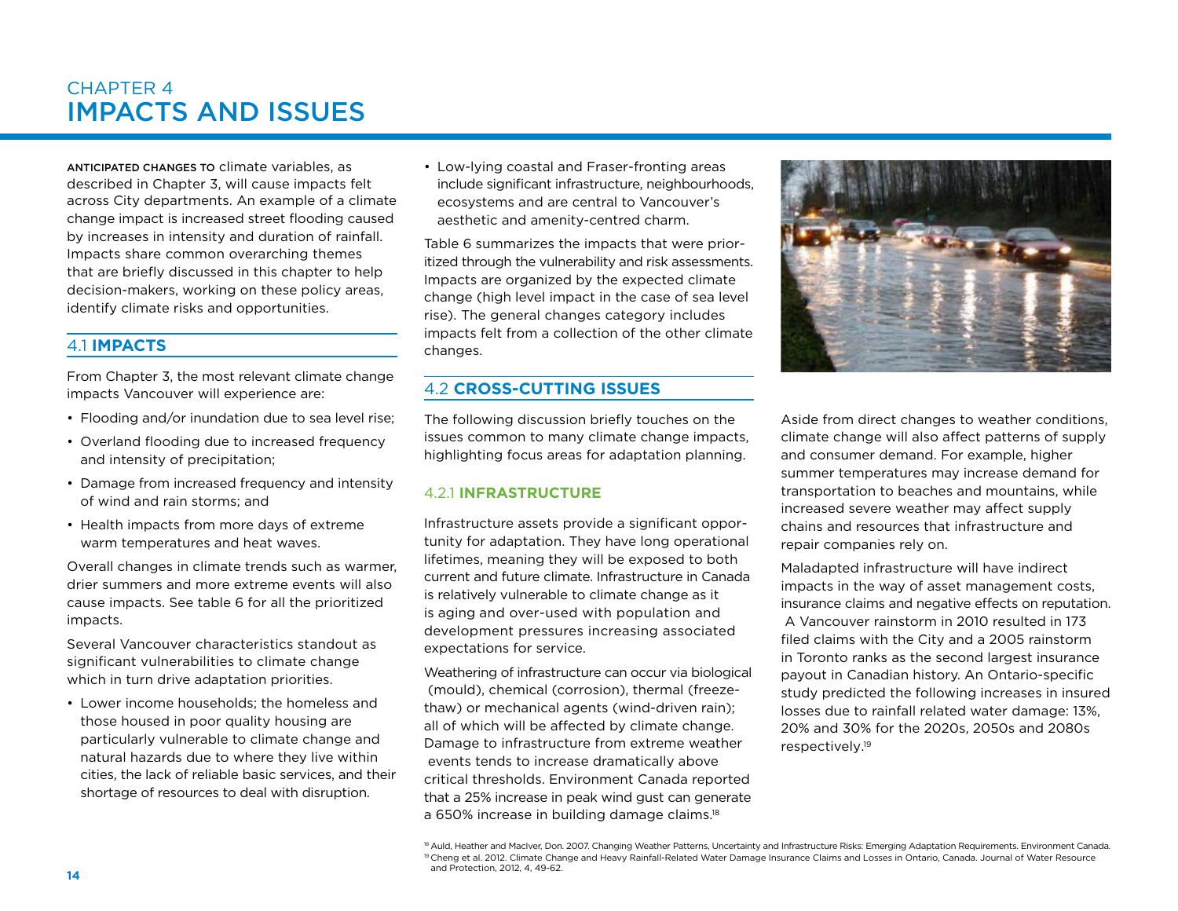# CHAPTER 4
# IMPACTS AND ISSUES

ANTICIPATED CHANGES TO climate variables, as described in Chapter 3, will cause impacts felt across City departments. An example of a climate change impact is increased street flooding caused by increases in intensity and duration of rainfall. Impacts share common overarching themes that are briefly discussed in this chapter to help decision-makers, working on these policy areas, identify climate risks and opportunities.

## 4.1 IMPACTS

From Chapter 3, the most relevant climate change impacts Vancouver will experience are:

- Flooding and/or inundation due to sea level rise;
- Overland flooding due to increased frequency and intensity of precipitation;
- Damage from increased frequency and intensity of wind and rain storms; and
- Health impacts from more days of extreme warm temperatures and heat waves.

Overall changes in climate trends such as warmer, drier summers and more extreme events will also cause impacts. See table 6 for all the prioritized impacts.

Several Vancouver characteristics standout as significant vulnerabilities to climate change which in turn drive adaptation priorities.

- Lower income households; the homeless and those housed in poor quality housing are particularly vulnerable to climate change and natural hazards due to where they live within cities, the lack of reliable basic services, and their shortage of resources to deal with disruption.
- Low-lying coastal and Fraser-fronting areas include significant infrastructure, neighbourhoods, ecosystems and are central to Vancouver's aesthetic and amenity-centred charm.

Table 6 summarizes the impacts that were prioritized through the vulnerability and risk assessments. Impacts are organized by the expected climate change (high level impact in the case of sea level rise). The general changes category includes impacts felt from a collection of the other climate changes.

## 4.2 CROSS-CUTTING ISSUES

The following discussion briefly touches on the issues common to many climate change impacts, highlighting focus areas for adaptation planning.

### 4.2.1 INFRASTRUCTURE

Infrastructure assets provide a significant opportunity for adaptation. They have long operational lifetimes, meaning they will be exposed to both current and future climate. Infrastructure in Canada is relatively vulnerable to climate change as it is aging and over-used with population and development pressures increasing associated expectations for service.

Weathering of infrastructure can occur via biological (mould), chemical (corrosion), thermal (freeze-thaw) or mechanical agents (wind-driven rain); all of which will be affected by climate change. Damage to infrastructure from extreme weather events tends to increase dramatically above critical thresholds. Environment Canada reported that a 25% increase in peak wind gust can generate a 650% increase in building damage claims.[18]

Aside from direct changes to weather conditions, climate change will also affect patterns of supply and consumer demand. For example, higher summer temperatures may increase demand for transportation to beaches and mountains, while increased severe weather may affect supply chains and resources that infrastructure and repair companies rely on.

Maladapted infrastructure will have indirect impacts in the way of asset management costs, insurance claims and negative effects on reputation. A Vancouver rainstorm in 2010 resulted in 173 filed claims with the City and a 2005 rainstorm in Toronto ranks as the second largest insurance payout in Canadian history. An Ontario-specific study predicted the following increases in insured losses due to rainfall related water damage: 13%, 20% and 30% for the 2020s, 2050s and 2080s respectively.[19]

[18] Auld, Heather and MacIver, Don. 2007. Changing Weather Patterns, Uncertainty and Infrastructure Risks: Emerging Adaptation Requirements. Environment Canada.
[19] Cheng et al. 2012. Climate Change and Heavy Rainfall-Related Water Damage Insurance Claims and Losses in Ontario, Canada. Journal of Water Resource and Protection, 2012, 4, 49-62.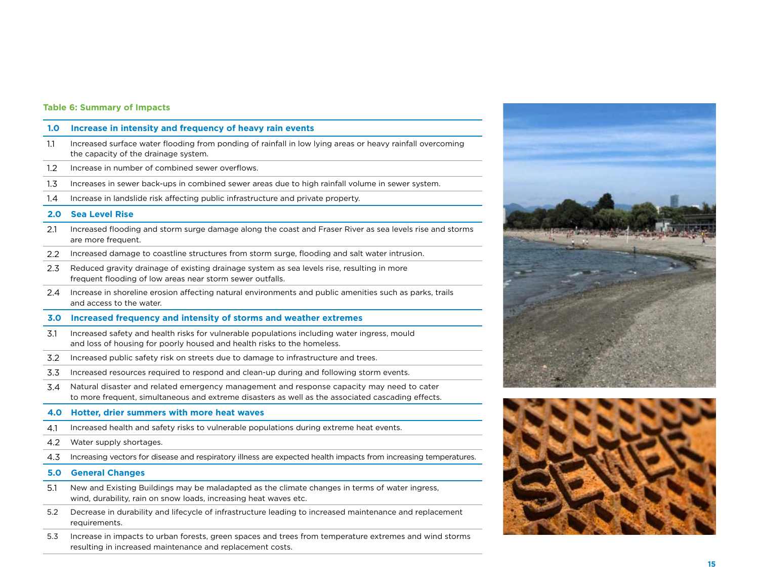**Table 6: Summary of Impacts**

| | |
|---|---|
| **1.0** | **Increase in intensity and frequency of heavy rain events** |
| 1.1 | Increased surface water flooding from ponding of rainfall in low lying areas or heavy rainfall overcoming the capacity of the drainage system. |
| 1.2 | Increase in number of combined sewer overflows. |
| 1.3 | Increases in sewer back-ups in combined sewer areas due to high rainfall volume in sewer system. |
| 1.4 | Increase in landslide risk affecting public infrastructure and private property. |
| **2.0** | **Sea Level Rise** |
| 2.1 | Increased flooding and storm surge damage along the coast and Fraser River as sea levels rise and storms are more frequent. |
| 2.2 | Increased damage to coastline structures from storm surge, flooding and salt water intrusion. |
| 2.3 | Reduced gravity drainage of existing drainage system as sea levels rise, resulting in more frequent flooding of low areas near storm sewer outfalls. |
| 2.4 | Increase in shoreline erosion affecting natural environments and public amenities such as parks, trails and access to the water. |
| **3.0** | **Increased frequency and intensity of storms and weather extremes** |
| 3.1 | Increased safety and health risks for vulnerable populations including water ingress, mould and loss of housing for poorly housed and health risks to the homeless. |
| 3.2 | Increased public safety risk on streets due to damage to infrastructure and trees. |
| 3.3 | Increased resources required to respond and clean-up during and following storm events. |
| 3.4 | Natural disaster and related emergency management and response capacity may need to cater to more frequent, simultaneous and extreme disasters as well as the associated cascading effects. |
| **4.0** | **Hotter, drier summers with more heat waves** |
| 4.1 | Increased health and safety risks to vulnerable populations during extreme heat events. |
| 4.2 | Water supply shortages. |
| 4.3 | Increasing vectors for disease and respiratory illness are expected health impacts from increasing temperatures. |
| **5.0** | **General Changes** |
| 5.1 | New and Existing Buildings may be maladapted as the climate changes in terms of water ingress, wind, durability, rain on snow loads, increasing heat waves etc. |
| 5.2 | Decrease in durability and lifecycle of infrastructure leading to increased maintenance and replacement requirements. |
| 5.3 | Increase in impacts to urban forests, green spaces and trees from temperature extremes and wind storms resulting in increased maintenance and replacement costs. |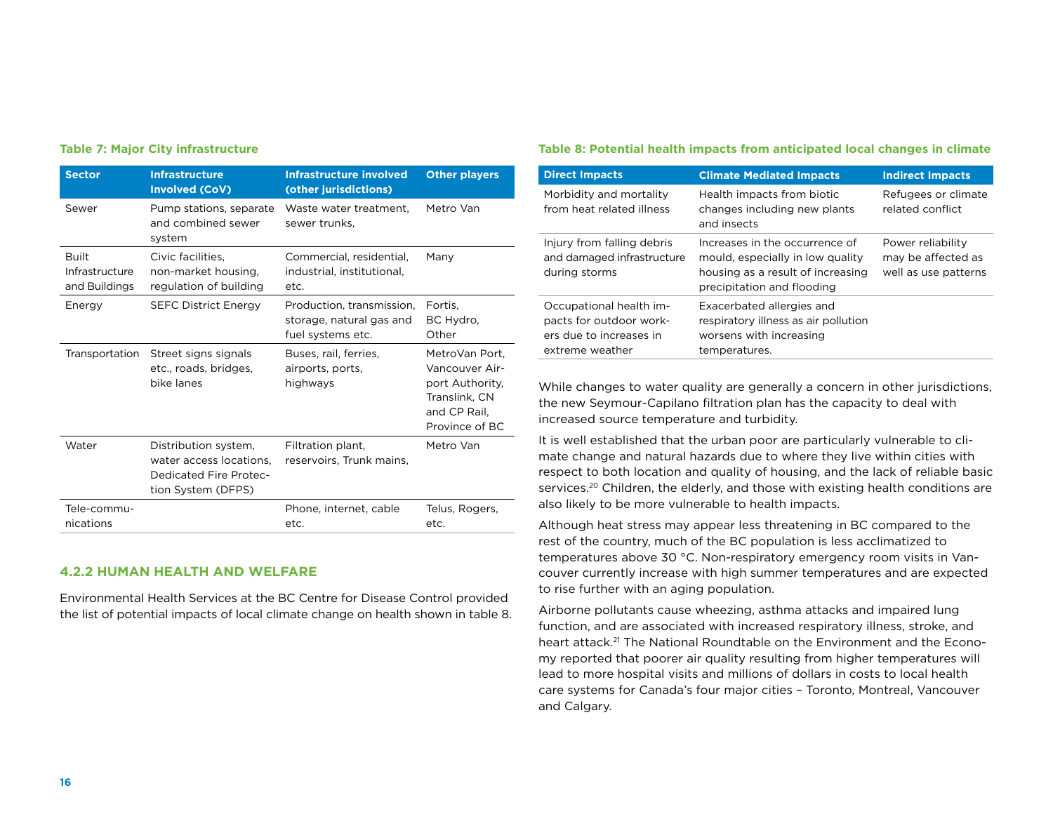**Table 7: Major City infrastructure**

| Sector | Infrastructure Involved (CoV) | Infrastructure involved (other jurisdictions) | Other players |
|---|---|---|---|
| Sewer | Pump stations, separate and combined sewer system | Waste water treatment, sewer trunks, | Metro Van |
| Built Infrastructure and Buildings | Civic facilities, non-market housing, regulation of building | Commercial, residential, industrial, institutional, etc. | Many |
| Energy | SEFC District Energy | Production, transmission, storage, natural gas and fuel systems etc. | Fortis, BC Hydro, Other |
| Transportation | Street signs signals etc., roads, bridges, bike lanes | Buses, rail, ferries, airports, ports, highways | MetroVan Port, Vancouver Airport Authority, Translink, CN and CP Rail, Province of BC |
| Water | Distribution system, water access locations, Dedicated Fire Protection System (DFPS) | Filtration plant, reservoirs, Trunk mains, | Metro Van |
| Tele-communications | | Phone, internet, cable etc. | Telus, Rogers, etc. |

### 4.2.2 HUMAN HEALTH AND WELFARE

Environmental Health Services at the BC Centre for Disease Control provided the list of potential impacts of local climate change on health shown in table 8.

**Table 8: Potential health impacts from anticipated local changes in climate**

| Direct Impacts | Climate Mediated Impacts | Indirect Impacts |
|---|---|---|
| Morbidity and mortality from heat related illness | Health impacts from biotic changes including new plants and insects | Refugees or climate related conflict |
| Injury from falling debris and damaged infrastructure during storms | Increases in the occurrence of mould, especially in low quality housing as a result of increasing precipitation and flooding | Power reliability may be affected as well as use patterns |
| Occupational health impacts for outdoor workers due to increases in extreme weather | Exacerbated allergies and respiratory illness as air pollution worsens with increasing temperatures. | |

While changes to water quality are generally a concern in other jurisdictions, the new Seymour-Capilano filtration plan has the capacity to deal with increased source temperature and turbidity.

It is well established that the urban poor are particularly vulnerable to climate change and natural hazards due to where they live within cities with respect to both location and quality of housing, and the lack of reliable basic services.[20] Children, the elderly, and those with existing health conditions are also likely to be more vulnerable to health impacts.

Although heat stress may appear less threatening in BC compared to the rest of the country, much of the BC population is less acclimatized to temperatures above 30 °C. Non-respiratory emergency room visits in Vancouver currently increase with high summer temperatures and are expected to rise further with an aging population.

Airborne pollutants cause wheezing, asthma attacks and impaired lung function, and are associated with increased respiratory illness, stroke, and heart attack.[21] The National Roundtable on the Environment and the Economy reported that poorer air quality resulting from higher temperatures will lead to more hospital visits and millions of dollars in costs to local health care systems for Canada's four major cities – Toronto, Montreal, Vancouver and Calgary.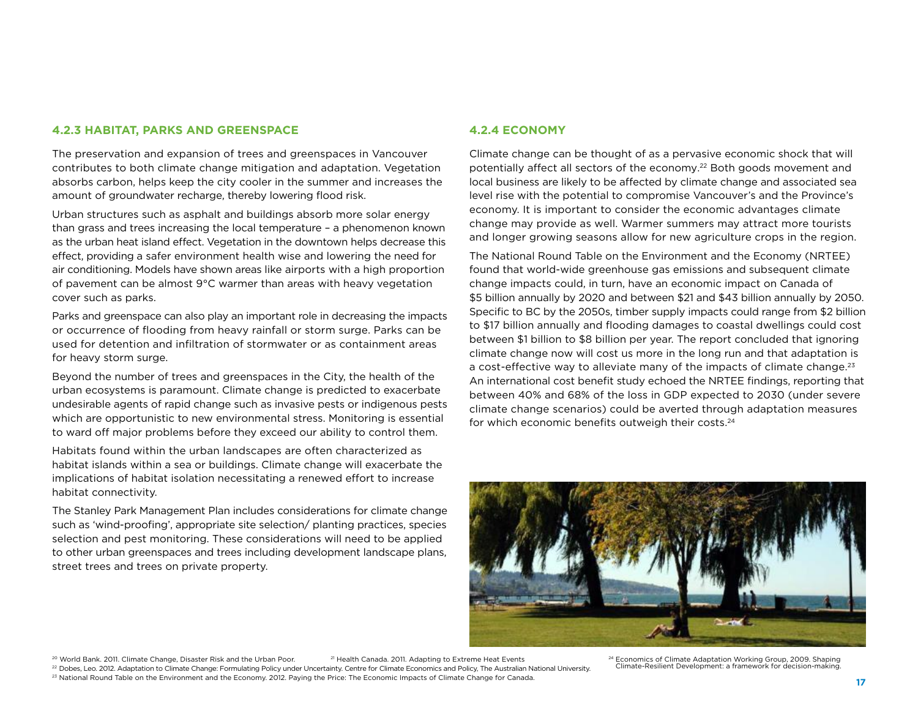### 4.2.3 HABITAT, PARKS AND GREENSPACE

The preservation and expansion of trees and greenspaces in Vancouver contributes to both climate change mitigation and adaptation. Vegetation absorbs carbon, helps keep the city cooler in the summer and increases the amount of groundwater recharge, thereby lowering flood risk.

Urban structures such as asphalt and buildings absorb more solar energy than grass and trees increasing the local temperature – a phenomenon known as the urban heat island effect. Vegetation in the downtown helps decrease this effect, providing a safer environment health wise and lowering the need for air conditioning. Models have shown areas like airports with a high proportion of pavement can be almost 9°C warmer than areas with heavy vegetation cover such as parks.

Parks and greenspace can also play an important role in decreasing the impacts or occurrence of flooding from heavy rainfall or storm surge. Parks can be used for detention and infiltration of stormwater or as containment areas for heavy storm surge.

Beyond the number of trees and greenspaces in the City, the health of the urban ecosystems is paramount. Climate change is predicted to exacerbate undesirable agents of rapid change such as invasive pests or indigenous pests which are opportunistic to new environmental stress. Monitoring is essential to ward off major problems before they exceed our ability to control them.

Habitats found within the urban landscapes are often characterized as habitat islands within a sea or buildings. Climate change will exacerbate the implications of habitat isolation necessitating a renewed effort to increase habitat connectivity.

The Stanley Park Management Plan includes considerations for climate change such as 'wind-proofing', appropriate site selection/ planting practices, species selection and pest monitoring. These considerations will need to be applied to other urban greenspaces and trees including development landscape plans, street trees and trees on private property.

### 4.2.4 ECONOMY

Climate change can be thought of as a pervasive economic shock that will potentially affect all sectors of the economy.[22] Both goods movement and local business are likely to be affected by climate change and associated sea level rise with the potential to compromise Vancouver's and the Province's economy. It is important to consider the economic advantages climate change may provide as well. Warmer summers may attract more tourists and longer growing seasons allow for new agriculture crops in the region.

The National Round Table on the Environment and the Economy (NRTEE) found that world-wide greenhouse gas emissions and subsequent climate change impacts could, in turn, have an economic impact on Canada of $5 billion annually by 2020 and between $21 and $43 billion annually by 2050. Specific to BC by the 2050s, timber supply impacts could range from $2 billion to $17 billion annually and flooding damages to coastal dwellings could cost between $1 billion to $8 billion per year. The report concluded that ignoring climate change now will cost us more in the long run and that adaptation is a cost-effective way to alleviate many of the impacts of climate change.[23] An international cost benefit study echoed the NRTEE findings, reporting that between 40% and 68% of the loss in GDP expected to 2030 (under severe climate change scenarios) could be averted through adaptation measures for which economic benefits outweigh their costs.[24]

---

[20] World Bank. 2011. Climate Change, Disaster Risk and the Urban Poor.

[21] Health Canada. 2011. Adapting to Extreme Heat Events

[22] Dobes, Leo. 2012. Adaptation to Climate Change: Formulating Policy under Uncertainty. Centre for Climate Economics and Policy, The Australian National University.

[23] National Round Table on the Environment and the Economy. 2012. Paying the Price: The Economic Impacts of Climate Change for Canada.

[24] Economics of Climate Adaptation Working Group, 2009. Shaping Climate-Resilient Development: a framework for decision-making.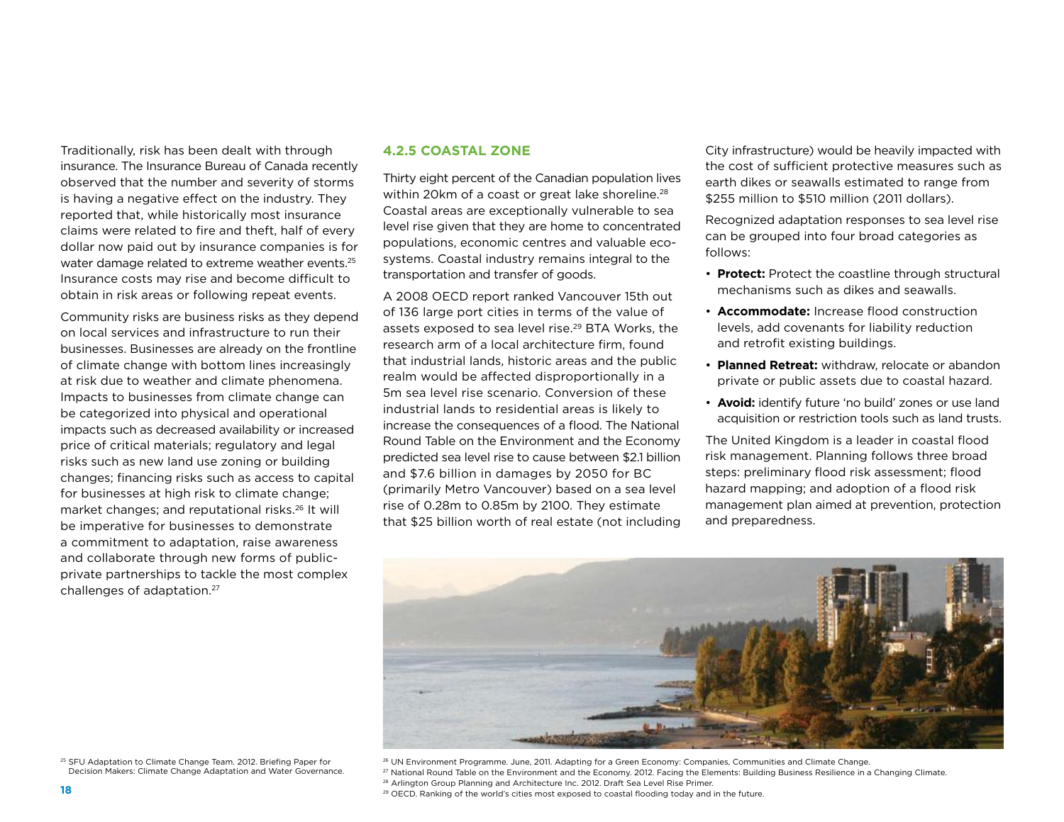Traditionally, risk has been dealt with through insurance. The Insurance Bureau of Canada recently observed that the number and severity of storms is having a negative effect on the industry. They reported that, while historically most insurance claims were related to fire and theft, half of every dollar now paid out by insurance companies is for water damage related to extreme weather events.[25] Insurance costs may rise and become difficult to obtain in risk areas or following repeat events.

Community risks are business risks as they depend on local services and infrastructure to run their businesses. Businesses are already on the frontline of climate change with bottom lines increasingly at risk due to weather and climate phenomena. Impacts to businesses from climate change can be categorized into physical and operational impacts such as decreased availability or increased price of critical materials; regulatory and legal risks such as new land use zoning or building changes; financing risks such as access to capital for businesses at high risk to climate change; market changes; and reputational risks.[26] It will be imperative for businesses to demonstrate a commitment to adaptation, raise awareness and collaborate through new forms of public-private partnerships to tackle the most complex challenges of adaptation.[27]

### 4.2.5 COASTAL ZONE

Thirty eight percent of the Canadian population lives within 20km of a coast or great lake shoreline.[28] Coastal areas are exceptionally vulnerable to sea level rise given that they are home to concentrated populations, economic centres and valuable eco-systems. Coastal industry remains integral to the transportation and transfer of goods.

A 2008 OECD report ranked Vancouver 15th out of 136 large port cities in terms of the value of assets exposed to sea level rise.[29] BTA Works, the research arm of a local architecture firm, found that industrial lands, historic areas and the public realm would be affected disproportionally in a 5m sea level rise scenario. Conversion of these industrial lands to residential areas is likely to increase the consequences of a flood. The National Round Table on the Environment and the Economy predicted sea level rise to cause between $2.1 billion and $7.6 billion in damages by 2050 for BC (primarily Metro Vancouver) based on a sea level rise of 0.28m to 0.85m by 2100. They estimate that $25 billion worth of real estate (not including City infrastructure) would be heavily impacted with the cost of sufficient protective measures such as earth dikes or seawalls estimated to range from $255 million to $510 million (2011 dollars).

Recognized adaptation responses to sea level rise can be grouped into four broad categories as follows:

- **Protect:** Protect the coastline through structural mechanisms such as dikes and seawalls.
- **Accommodate:** Increase flood construction levels, add covenants for liability reduction and retrofit existing buildings.
- **Planned Retreat:** withdraw, relocate or abandon private or public assets due to coastal hazard.
- **Avoid:** identify future 'no build' zones or use land acquisition or restriction tools such as land trusts.

The United Kingdom is a leader in coastal flood risk management. Planning follows three broad steps: preliminary flood risk assessment; flood hazard mapping; and adoption of a flood risk management plan aimed at prevention, protection and preparedness.

[25] SFU Adaptation to Climate Change Team. 2012. Briefing Paper for Decision Makers: Climate Change Adaptation and Water Governance.

[26] UN Environment Programme. June, 2011. Adapting for a Green Economy: Companies, Communities and Climate Change.

[27] National Round Table on the Environment and the Economy. 2012. Facing the Elements: Building Business Resilience in a Changing Climate.

[28] Arlington Group Planning and Architecture Inc. 2012. Draft Sea Level Rise Primer.

[29] OECD. Ranking of the world's cities most exposed to coastal flooding today and in the future.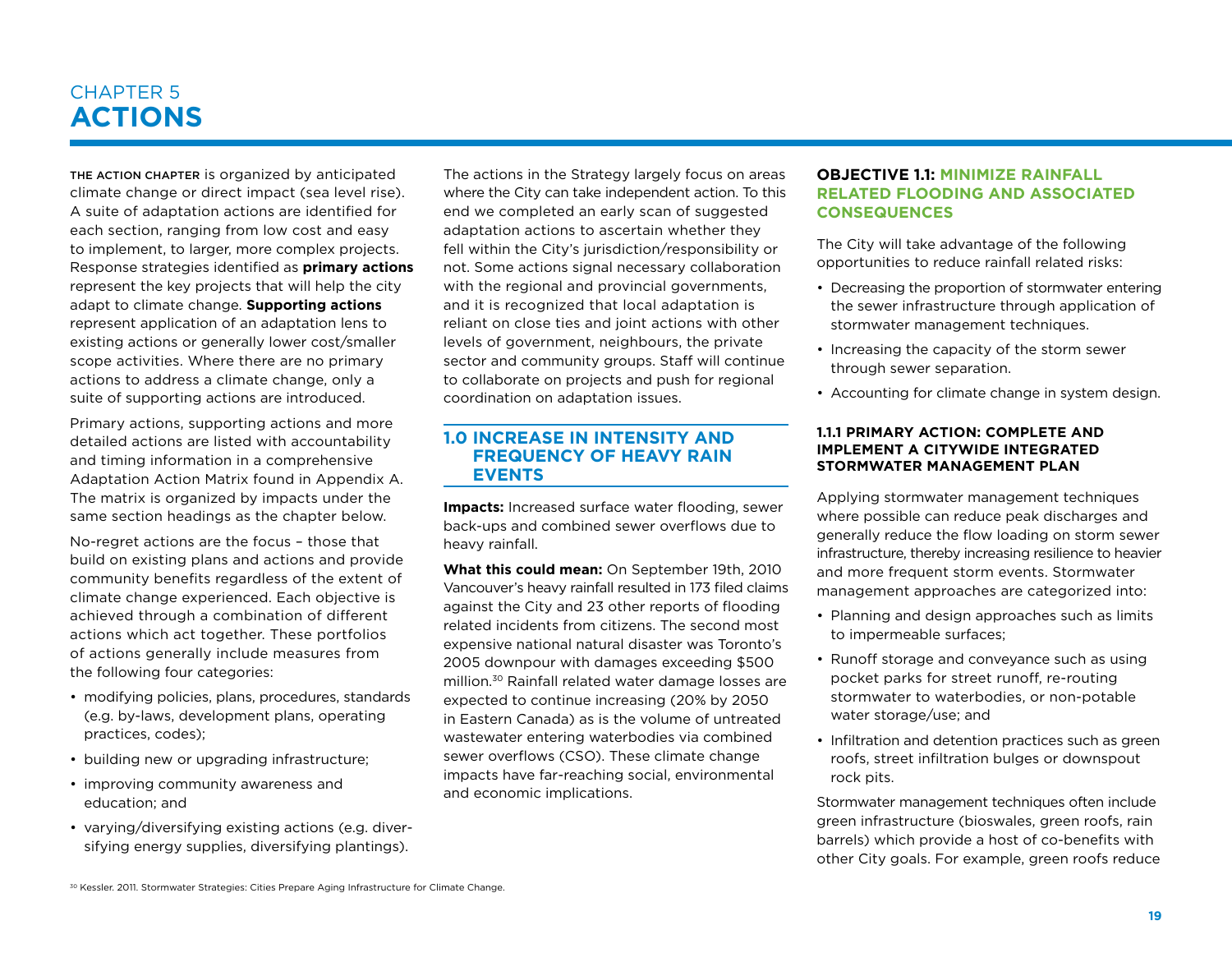# CHAPTER 5
# ACTIONS

THE ACTION CHAPTER is organized by anticipated climate change or direct impact (sea level rise). A suite of adaptation actions are identified for each section, ranging from low cost and easy to implement, to larger, more complex projects. Response strategies identified as **primary actions** represent the key projects that will help the city adapt to climate change. **Supporting actions** represent application of an adaptation lens to existing actions or generally lower cost/smaller scope activities. Where there are no primary actions to address a climate change, only a suite of supporting actions are introduced.

Primary actions, supporting actions and more detailed actions are listed with accountability and timing information in a comprehensive Adaptation Action Matrix found in Appendix A. The matrix is organized by impacts under the same section headings as the chapter below.

No-regret actions are the focus – those that build on existing plans and actions and provide community benefits regardless of the extent of climate change experienced. Each objective is achieved through a combination of different actions which act together. These portfolios of actions generally include measures from the following four categories:

- modifying policies, plans, procedures, standards (e.g. by-laws, development plans, operating practices, codes);
- building new or upgrading infrastructure;
- improving community awareness and education; and
- varying/diversifying existing actions (e.g. diversifying energy supplies, diversifying plantings).

The actions in the Strategy largely focus on areas where the City can take independent action. To this end we completed an early scan of suggested adaptation actions to ascertain whether they fell within the City's jurisdiction/responsibility or not. Some actions signal necessary collaboration with the regional and provincial governments, and it is recognized that local adaptation is reliant on close ties and joint actions with other levels of government, neighbours, the private sector and community groups. Staff will continue to collaborate on projects and push for regional coordination on adaptation issues.

## 1.0 INCREASE IN INTENSITY AND FREQUENCY OF HEAVY RAIN EVENTS

**Impacts:** Increased surface water flooding, sewer back-ups and combined sewer overflows due to heavy rainfall.

**What this could mean:** On September 19th, 2010 Vancouver's heavy rainfall resulted in 173 filed claims against the City and 23 other reports of flooding related incidents from citizens. The second most expensive national natural disaster was Toronto's 2005 downpour with damages exceeding $500 million.[30] Rainfall related water damage losses are expected to continue increasing (20% by 2050 in Eastern Canada) as is the volume of untreated wastewater entering waterbodies via combined sewer overflows (CSO). These climate change impacts have far-reaching social, environmental and economic implications.

### OBJECTIVE 1.1: MINIMIZE RAINFALL RELATED FLOODING AND ASSOCIATED CONSEQUENCES

The City will take advantage of the following opportunities to reduce rainfall related risks:

- Decreasing the proportion of stormwater entering the sewer infrastructure through application of stormwater management techniques.
- Increasing the capacity of the storm sewer through sewer separation.
- Accounting for climate change in system design.

#### 1.1.1 PRIMARY ACTION: COMPLETE AND IMPLEMENT A CITYWIDE INTEGRATED STORMWATER MANAGEMENT PLAN

Applying stormwater management techniques where possible can reduce peak discharges and generally reduce the flow loading on storm sewer infrastructure, thereby increasing resilience to heavier and more frequent storm events. Stormwater management approaches are categorized into:

- Planning and design approaches such as limits to impermeable surfaces;
- Runoff storage and conveyance such as using pocket parks for street runoff, re-routing stormwater to waterbodies, or non-potable water storage/use; and
- Infiltration and detention practices such as green roofs, street infiltration bulges or downspout rock pits.

Stormwater management techniques often include green infrastructure (bioswales, green roofs, rain barrels) which provide a host of co-benefits with other City goals. For example, green roofs reduce

[30] Kessler. 2011. Stormwater Strategies: Cities Prepare Aging Infrastructure for Climate Change.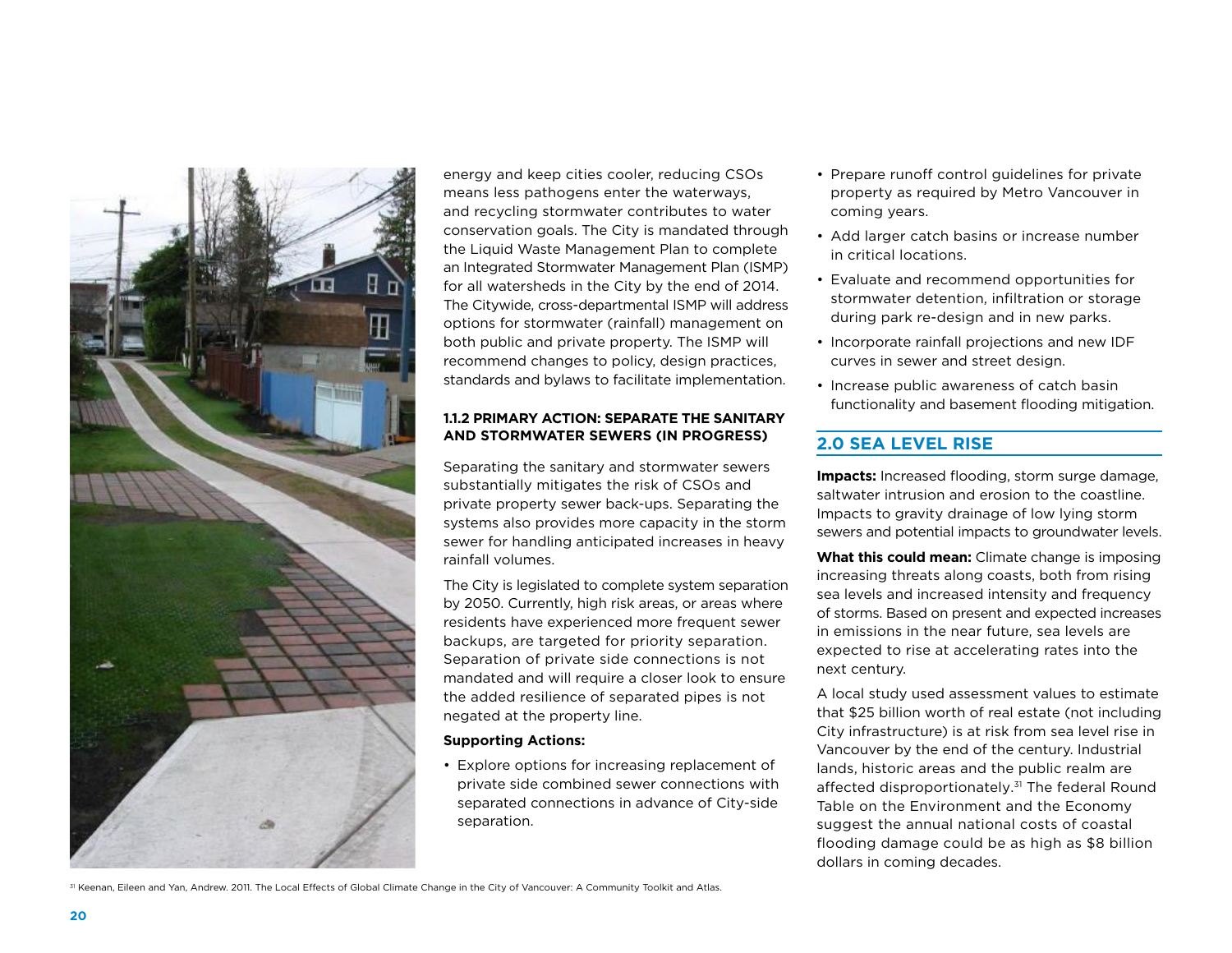energy and keep cities cooler, reducing CSOs means less pathogens enter the waterways, and recycling stormwater contributes to water conservation goals. The City is mandated through the Liquid Waste Management Plan to complete an Integrated Stormwater Management Plan (ISMP) for all watersheds in the City by the end of 2014. The Citywide, cross-departmental ISMP will address options for stormwater (rainfall) management on both public and private property. The ISMP will recommend changes to policy, design practices, standards and bylaws to facilitate implementation.

#### 1.1.2 PRIMARY ACTION: SEPARATE THE SANITARY AND STORMWATER SEWERS (IN PROGRESS)

Separating the sanitary and stormwater sewers substantially mitigates the risk of CSOs and private property sewer back-ups. Separating the systems also provides more capacity in the storm sewer for handling anticipated increases in heavy rainfall volumes.

The City is legislated to complete system separation by 2050. Currently, high risk areas, or areas where residents have experienced more frequent sewer backups, are targeted for priority separation. Separation of private side connections is not mandated and will require a closer look to ensure the added resilience of separated pipes is not negated at the property line.

**Supporting Actions:**

- Explore options for increasing replacement of private side combined sewer connections with separated connections in advance of City-side separation.
- Prepare runoff control guidelines for private property as required by Metro Vancouver in coming years.
- Add larger catch basins or increase number in critical locations.
- Evaluate and recommend opportunities for stormwater detention, infiltration or storage during park re-design and in new parks.
- Incorporate rainfall projections and new IDF curves in sewer and street design.
- Increase public awareness of catch basin functionality and basement flooding mitigation.

## 2.0 SEA LEVEL RISE

**Impacts:** Increased flooding, storm surge damage, saltwater intrusion and erosion to the coastline. Impacts to gravity drainage of low lying storm sewers and potential impacts to groundwater levels.

**What this could mean:** Climate change is imposing increasing threats along coasts, both from rising sea levels and increased intensity and frequency of storms. Based on present and expected increases in emissions in the near future, sea levels are expected to rise at accelerating rates into the next century.

A local study used assessment values to estimate that $25 billion worth of real estate (not including City infrastructure) is at risk from sea level rise in Vancouver by the end of the century. Industrial lands, historic areas and the public realm are affected disproportionately.[31] The federal Round Table on the Environment and the Economy suggest the annual national costs of coastal flooding damage could be as high as $8 billion dollars in coming decades.

[31] Keenan, Eileen and Yan, Andrew. 2011. The Local Effects of Global Climate Change in the City of Vancouver: A Community Toolkit and Atlas.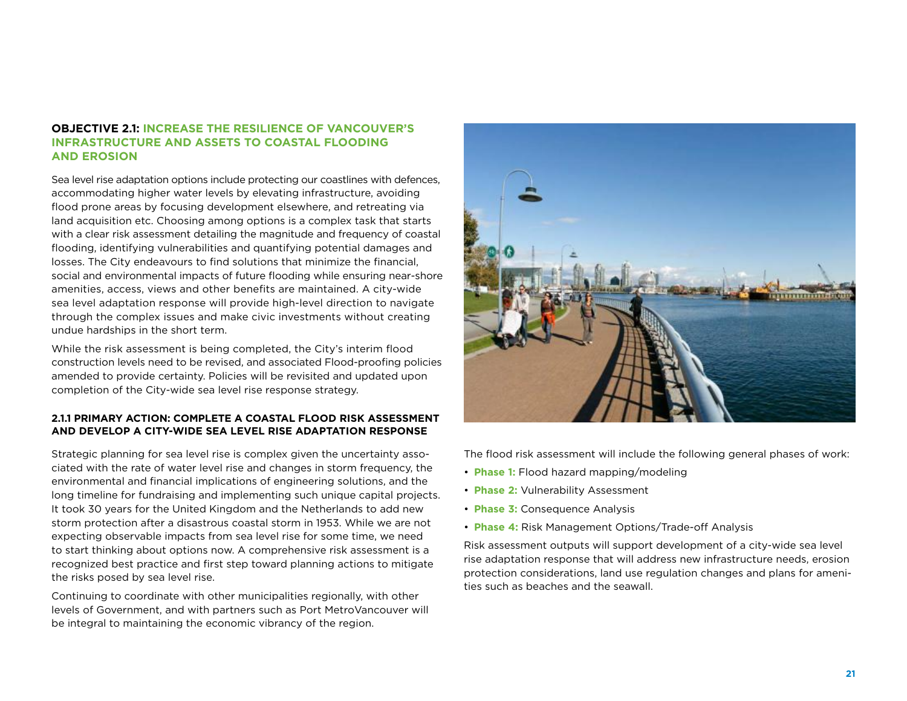## OBJECTIVE 2.1: INCREASE THE RESILIENCE OF VANCOUVER'S INFRASTRUCTURE AND ASSETS TO COASTAL FLOODING AND EROSION

Sea level rise adaptation options include protecting our coastlines with defences, accommodating higher water levels by elevating infrastructure, avoiding flood prone areas by focusing development elsewhere, and retreating via land acquisition etc. Choosing among options is a complex task that starts with a clear risk assessment detailing the magnitude and frequency of coastal flooding, identifying vulnerabilities and quantifying potential damages and losses. The City endeavours to find solutions that minimize the financial, social and environmental impacts of future flooding while ensuring near-shore amenities, access, views and other benefits are maintained. A city-wide sea level adaptation response will provide high-level direction to navigate through the complex issues and make civic investments without creating undue hardships in the short term.

While the risk assessment is being completed, the City's interim flood construction levels need to be revised, and associated Flood-proofing policies amended to provide certainty. Policies will be revisited and updated upon completion of the City-wide sea level rise response strategy.

### 2.1.1 PRIMARY ACTION: COMPLETE A COASTAL FLOOD RISK ASSESSMENT AND DEVELOP A CITY-WIDE SEA LEVEL RISE ADAPTATION RESPONSE

Strategic planning for sea level rise is complex given the uncertainty associated with the rate of water level rise and changes in storm frequency, the environmental and financial implications of engineering solutions, and the long timeline for fundraising and implementing such unique capital projects. It took 30 years for the United Kingdom and the Netherlands to add new storm protection after a disastrous coastal storm in 1953. While we are not expecting observable impacts from sea level rise for some time, we need to start thinking about options now. A comprehensive risk assessment is a recognized best practice and first step toward planning actions to mitigate the risks posed by sea level rise.

Continuing to coordinate with other municipalities regionally, with other levels of Government, and with partners such as Port MetroVancouver will be integral to maintaining the economic vibrancy of the region.

The flood risk assessment will include the following general phases of work:

- **Phase 1:** Flood hazard mapping/modeling
- **Phase 2:** Vulnerability Assessment
- **Phase 3:** Consequence Analysis
- **Phase 4:** Risk Management Options/Trade-off Analysis

Risk assessment outputs will support development of a city-wide sea level rise adaptation response that will address new infrastructure needs, erosion protection considerations, land use regulation changes and plans for amenities such as beaches and the seawall.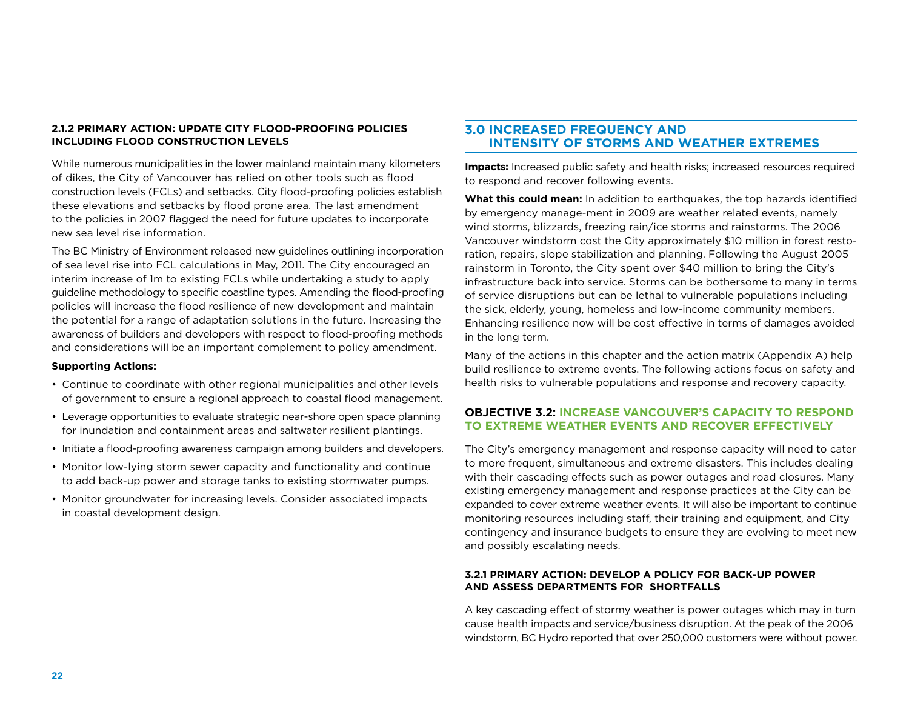#### 2.1.2 PRIMARY ACTION: UPDATE CITY FLOOD-PROOFING POLICIES INCLUDING FLOOD CONSTRUCTION LEVELS

While numerous municipalities in the lower mainland maintain many kilometers of dikes, the City of Vancouver has relied on other tools such as flood construction levels (FCLs) and setbacks. City flood-proofing policies establish these elevations and setbacks by flood prone area. The last amendment to the policies in 2007 flagged the need for future updates to incorporate new sea level rise information.

The BC Ministry of Environment released new guidelines outlining incorporation of sea level rise into FCL calculations in May, 2011. The City encouraged an interim increase of 1m to existing FCLs while undertaking a study to apply guideline methodology to specific coastline types. Amending the flood-proofing policies will increase the flood resilience of new development and maintain the potential for a range of adaptation solutions in the future. Increasing the awareness of builders and developers with respect to flood-proofing methods and considerations will be an important complement to policy amendment.

**Supporting Actions:**

- Continue to coordinate with other regional municipalities and other levels of government to ensure a regional approach to coastal flood management.
- Leverage opportunities to evaluate strategic near-shore open space planning for inundation and containment areas and saltwater resilient plantings.
- Initiate a flood-proofing awareness campaign among builders and developers.
- Monitor low-lying storm sewer capacity and functionality and continue to add back-up power and storage tanks to existing stormwater pumps.
- Monitor groundwater for increasing levels. Consider associated impacts in coastal development design.

## 3.0 INCREASED FREQUENCY AND INTENSITY OF STORMS AND WEATHER EXTREMES

**Impacts:** Increased public safety and health risks; increased resources required to respond and recover following events.

**What this could mean:** In addition to earthquakes, the top hazards identified by emergency manage-ment in 2009 are weather related events, namely wind storms, blizzards, freezing rain/ice storms and rainstorms. The 2006 Vancouver windstorm cost the City approximately $10 million in forest restoration, repairs, slope stabilization and planning. Following the August 2005 rainstorm in Toronto, the City spent over $40 million to bring the City's infrastructure back into service. Storms can be bothersome to many in terms of service disruptions but can be lethal to vulnerable populations including the sick, elderly, young, homeless and low-income community members. Enhancing resilience now will be cost effective in terms of damages avoided in the long term.

Many of the actions in this chapter and the action matrix (Appendix A) help build resilience to extreme events. The following actions focus on safety and health risks to vulnerable populations and response and recovery capacity.

### OBJECTIVE 3.2: INCREASE VANCOUVER'S CAPACITY TO RESPOND TO EXTREME WEATHER EVENTS AND RECOVER EFFECTIVELY

The City's emergency management and response capacity will need to cater to more frequent, simultaneous and extreme disasters. This includes dealing with their cascading effects such as power outages and road closures. Many existing emergency management and response practices at the City can be expanded to cover extreme weather events. It will also be important to continue monitoring resources including staff, their training and equipment, and City contingency and insurance budgets to ensure they are evolving to meet new and possibly escalating needs.

#### 3.2.1 PRIMARY ACTION: DEVELOP A POLICY FOR BACK-UP POWER AND ASSESS DEPARTMENTS FOR SHORTFALLS

A key cascading effect of stormy weather is power outages which may in turn cause health impacts and service/business disruption. At the peak of the 2006 windstorm, BC Hydro reported that over 250,000 customers were without power.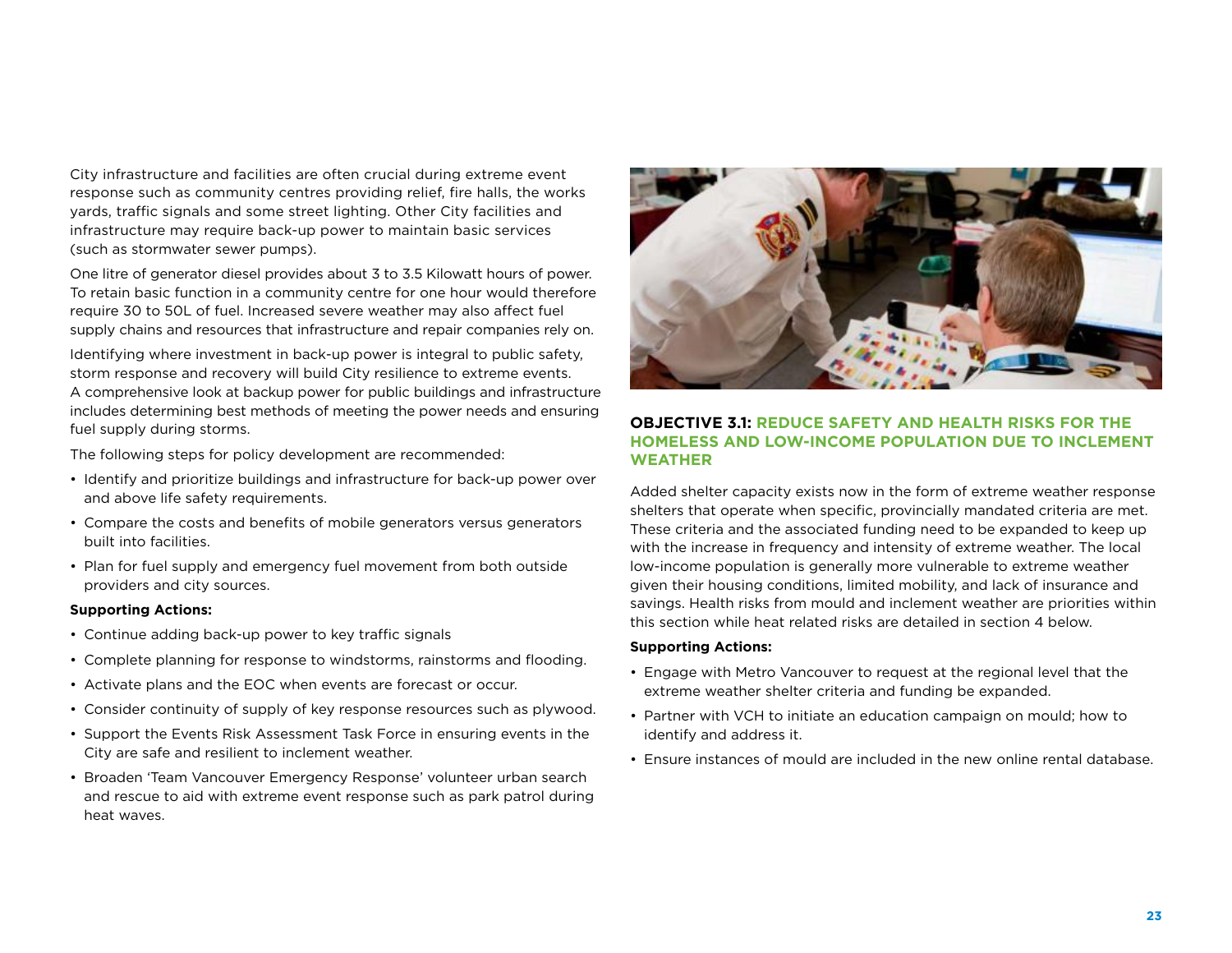City infrastructure and facilities are often crucial during extreme event response such as community centres providing relief, fire halls, the works yards, traffic signals and some street lighting. Other City facilities and infrastructure may require back-up power to maintain basic services (such as stormwater sewer pumps).

One litre of generator diesel provides about 3 to 3.5 Kilowatt hours of power. To retain basic function in a community centre for one hour would therefore require 30 to 50L of fuel. Increased severe weather may also affect fuel supply chains and resources that infrastructure and repair companies rely on.

Identifying where investment in back-up power is integral to public safety, storm response and recovery will build City resilience to extreme events. A comprehensive look at backup power for public buildings and infrastructure includes determining best methods of meeting the power needs and ensuring fuel supply during storms.

The following steps for policy development are recommended:

- Identify and prioritize buildings and infrastructure for back-up power over and above life safety requirements.
- Compare the costs and benefits of mobile generators versus generators built into facilities.
- Plan for fuel supply and emergency fuel movement from both outside providers and city sources.

**Supporting Actions:**

- Continue adding back-up power to key traffic signals
- Complete planning for response to windstorms, rainstorms and flooding.
- Activate plans and the EOC when events are forecast or occur.
- Consider continuity of supply of key response resources such as plywood.
- Support the Events Risk Assessment Task Force in ensuring events in the City are safe and resilient to inclement weather.
- Broaden 'Team Vancouver Emergency Response' volunteer urban search and rescue to aid with extreme event response such as park patrol during heat waves.

### OBJECTIVE 3.1: REDUCE SAFETY AND HEALTH RISKS FOR THE HOMELESS AND LOW-INCOME POPULATION DUE TO INCLEMENT WEATHER

Added shelter capacity exists now in the form of extreme weather response shelters that operate when specific, provincially mandated criteria are met. These criteria and the associated funding need to be expanded to keep up with the increase in frequency and intensity of extreme weather. The local low-income population is generally more vulnerable to extreme weather given their housing conditions, limited mobility, and lack of insurance and savings. Health risks from mould and inclement weather are priorities within this section while heat related risks are detailed in section 4 below.

**Supporting Actions:**

- Engage with Metro Vancouver to request at the regional level that the extreme weather shelter criteria and funding be expanded.
- Partner with VCH to initiate an education campaign on mould; how to identify and address it.
- Ensure instances of mould are included in the new online rental database.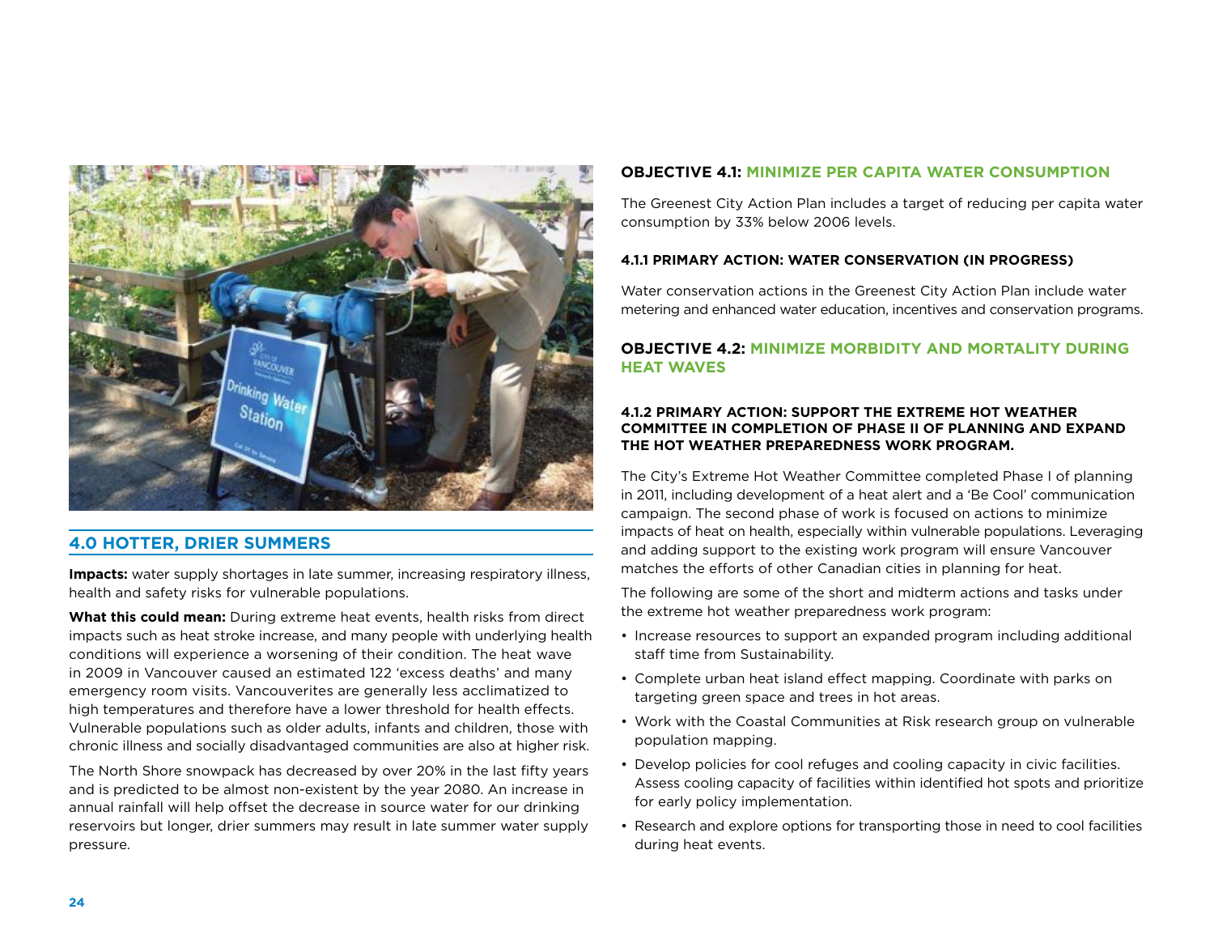## 4.0 HOTTER, DRIER SUMMERS

**Impacts:** water supply shortages in late summer, increasing respiratory illness, health and safety risks for vulnerable populations.

**What this could mean:** During extreme heat events, health risks from direct impacts such as heat stroke increase, and many people with underlying health conditions will experience a worsening of their condition. The heat wave in 2009 in Vancouver caused an estimated 122 'excess deaths' and many emergency room visits. Vancouverites are generally less acclimatized to high temperatures and therefore have a lower threshold for health effects. Vulnerable populations such as older adults, infants and children, those with chronic illness and socially disadvantaged communities are also at higher risk.

The North Shore snowpack has decreased by over 20% in the last fifty years and is predicted to be almost non-existent by the year 2080. An increase in annual rainfall will help offset the decrease in source water for our drinking reservoirs but longer, drier summers may result in late summer water supply pressure.

### OBJECTIVE 4.1: MINIMIZE PER CAPITA WATER CONSUMPTION

The Greenest City Action Plan includes a target of reducing per capita water consumption by 33% below 2006 levels.

#### 4.1.1 PRIMARY ACTION: WATER CONSERVATION (IN PROGRESS)

Water conservation actions in the Greenest City Action Plan include water metering and enhanced water education, incentives and conservation programs.

### OBJECTIVE 4.2: MINIMIZE MORBIDITY AND MORTALITY DURING HEAT WAVES

#### 4.1.2 PRIMARY ACTION: SUPPORT THE EXTREME HOT WEATHER COMMITTEE IN COMPLETION OF PHASE II OF PLANNING AND EXPAND THE HOT WEATHER PREPAREDNESS WORK PROGRAM.

The City's Extreme Hot Weather Committee completed Phase I of planning in 2011, including development of a heat alert and a 'Be Cool' communication campaign. The second phase of work is focused on actions to minimize impacts of heat on health, especially within vulnerable populations. Leveraging and adding support to the existing work program will ensure Vancouver matches the efforts of other Canadian cities in planning for heat.

The following are some of the short and midterm actions and tasks under the extreme hot weather preparedness work program:

- Increase resources to support an expanded program including additional staff time from Sustainability.
- Complete urban heat island effect mapping. Coordinate with parks on targeting green space and trees in hot areas.
- Work with the Coastal Communities at Risk research group on vulnerable population mapping.
- Develop policies for cool refuges and cooling capacity in civic facilities. Assess cooling capacity of facilities within identified hot spots and prioritize for early policy implementation.
- Research and explore options for transporting those in need to cool facilities during heat events.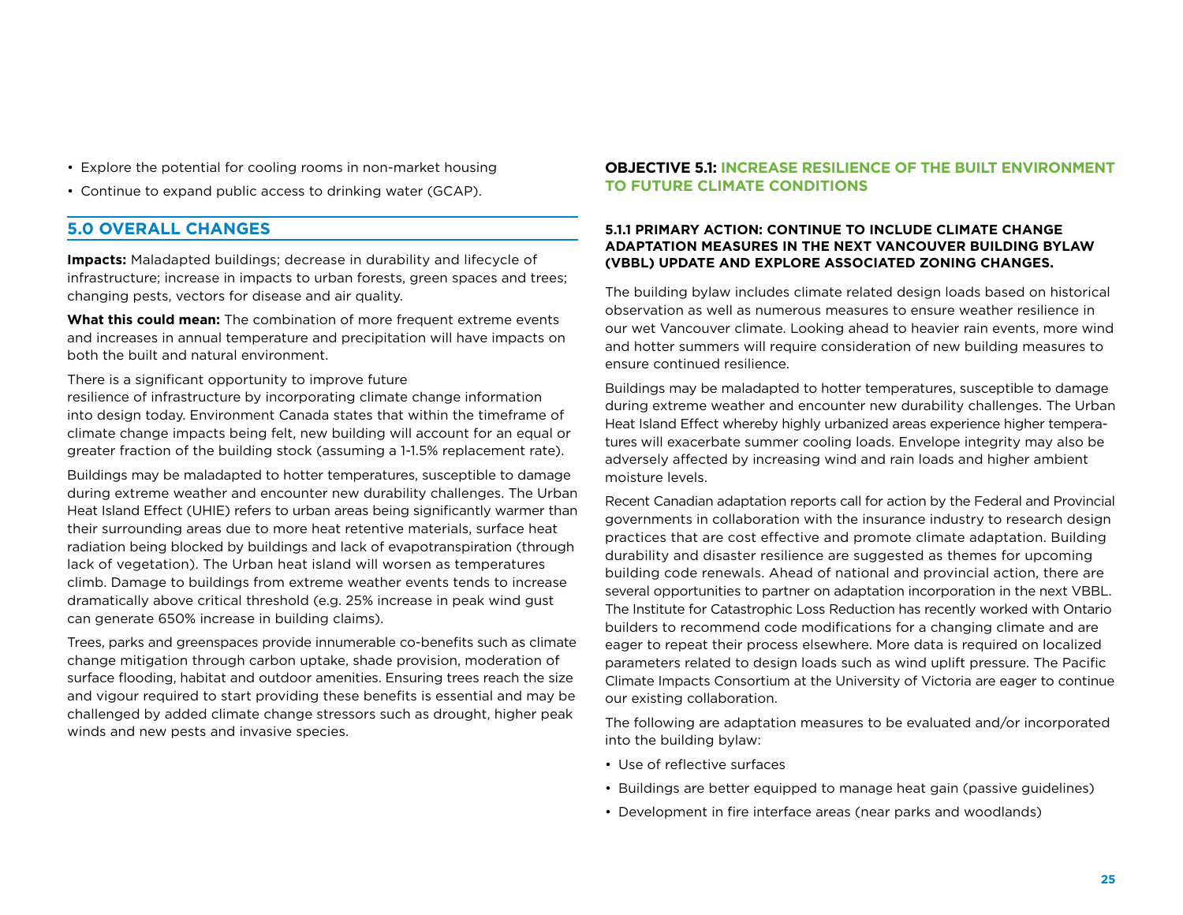- Explore the potential for cooling rooms in non-market housing
- Continue to expand public access to drinking water (GCAP).

## 5.0 OVERALL CHANGES

**Impacts:** Maladapted buildings; decrease in durability and lifecycle of infrastructure; increase in impacts to urban forests, green spaces and trees; changing pests, vectors for disease and air quality.

**What this could mean:** The combination of more frequent extreme events and increases in annual temperature and precipitation will have impacts on both the built and natural environment.

There is a significant opportunity to improve future resilience of infrastructure by incorporating climate change information into design today. Environment Canada states that within the timeframe of climate change impacts being felt, new building will account for an equal or greater fraction of the building stock (assuming a 1-1.5% replacement rate).

Buildings may be maladapted to hotter temperatures, susceptible to damage during extreme weather and encounter new durability challenges. The Urban Heat Island Effect (UHIE) refers to urban areas being significantly warmer than their surrounding areas due to more heat retentive materials, surface heat radiation being blocked by buildings and lack of evapotranspiration (through lack of vegetation). The Urban heat island will worsen as temperatures climb. Damage to buildings from extreme weather events tends to increase dramatically above critical threshold (e.g. 25% increase in peak wind gust can generate 650% increase in building claims).

Trees, parks and greenspaces provide innumerable co-benefits such as climate change mitigation through carbon uptake, shade provision, moderation of surface flooding, habitat and outdoor amenities. Ensuring trees reach the size and vigour required to start providing these benefits is essential and may be challenged by added climate change stressors such as drought, higher peak winds and new pests and invasive species.

### OBJECTIVE 5.1: INCREASE RESILIENCE OF THE BUILT ENVIRONMENT TO FUTURE CLIMATE CONDITIONS

#### 5.1.1 PRIMARY ACTION: CONTINUE TO INCLUDE CLIMATE CHANGE ADAPTATION MEASURES IN THE NEXT VANCOUVER BUILDING BYLAW (VBBL) UPDATE AND EXPLORE ASSOCIATED ZONING CHANGES.

The building bylaw includes climate related design loads based on historical observation as well as numerous measures to ensure weather resilience in our wet Vancouver climate. Looking ahead to heavier rain events, more wind and hotter summers will require consideration of new building measures to ensure continued resilience.

Buildings may be maladapted to hotter temperatures, susceptible to damage during extreme weather and encounter new durability challenges. The Urban Heat Island Effect whereby highly urbanized areas experience higher temperatures will exacerbate summer cooling loads. Envelope integrity may also be adversely affected by increasing wind and rain loads and higher ambient moisture levels.

Recent Canadian adaptation reports call for action by the Federal and Provincial governments in collaboration with the insurance industry to research design practices that are cost effective and promote climate adaptation. Building durability and disaster resilience are suggested as themes for upcoming building code renewals. Ahead of national and provincial action, there are several opportunities to partner on adaptation incorporation in the next VBBL. The Institute for Catastrophic Loss Reduction has recently worked with Ontario builders to recommend code modifications for a changing climate and are eager to repeat their process elsewhere. More data is required on localized parameters related to design loads such as wind uplift pressure. The Pacific Climate Impacts Consortium at the University of Victoria are eager to continue our existing collaboration.

The following are adaptation measures to be evaluated and/or incorporated into the building bylaw:

- Use of reflective surfaces
- Buildings are better equipped to manage heat gain (passive guidelines)
- Development in fire interface areas (near parks and woodlands)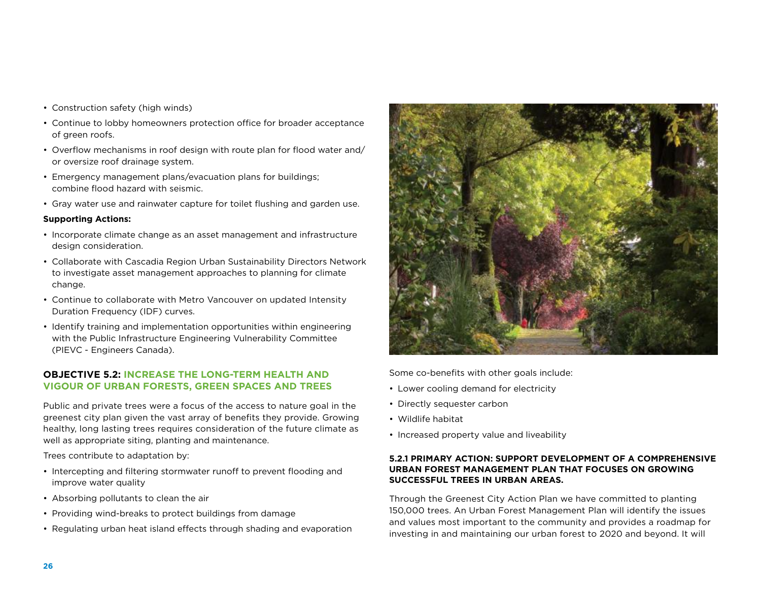- Construction safety (high winds)
- Continue to lobby homeowners protection office for broader acceptance of green roofs.
- Overflow mechanisms in roof design with route plan for flood water and/or oversize roof drainage system.
- Emergency management plans/evacuation plans for buildings; combine flood hazard with seismic.
- Gray water use and rainwater capture for toilet flushing and garden use.

**Supporting Actions:**

- Incorporate climate change as an asset management and infrastructure design consideration.
- Collaborate with Cascadia Region Urban Sustainability Directors Network to investigate asset management approaches to planning for climate change.
- Continue to collaborate with Metro Vancouver on updated Intensity Duration Frequency (IDF) curves.
- Identify training and implementation opportunities within engineering with the Public Infrastructure Engineering Vulnerability Committee (PIEVC - Engineers Canada).

## OBJECTIVE 5.2: INCREASE THE LONG-TERM HEALTH AND VIGOUR OF URBAN FORESTS, GREEN SPACES AND TREES

Public and private trees were a focus of the access to nature goal in the greenest city plan given the vast array of benefits they provide. Growing healthy, long lasting trees requires consideration of the future climate as well as appropriate siting, planting and maintenance.

Trees contribute to adaptation by:

- Intercepting and filtering stormwater runoff to prevent flooding and improve water quality
- Absorbing pollutants to clean the air
- Providing wind-breaks to protect buildings from damage
- Regulating urban heat island effects through shading and evaporation

Some co-benefits with other goals include:

- Lower cooling demand for electricity
- Directly sequester carbon
- Wildlife habitat
- Increased property value and liveability

### 5.2.1 PRIMARY ACTION: SUPPORT DEVELOPMENT OF A COMPREHENSIVE URBAN FOREST MANAGEMENT PLAN THAT FOCUSES ON GROWING SUCCESSFUL TREES IN URBAN AREAS.

Through the Greenest City Action Plan we have committed to planting 150,000 trees. An Urban Forest Management Plan will identify the issues and values most important to the community and provides a roadmap for investing in and maintaining our urban forest to 2020 and beyond. It will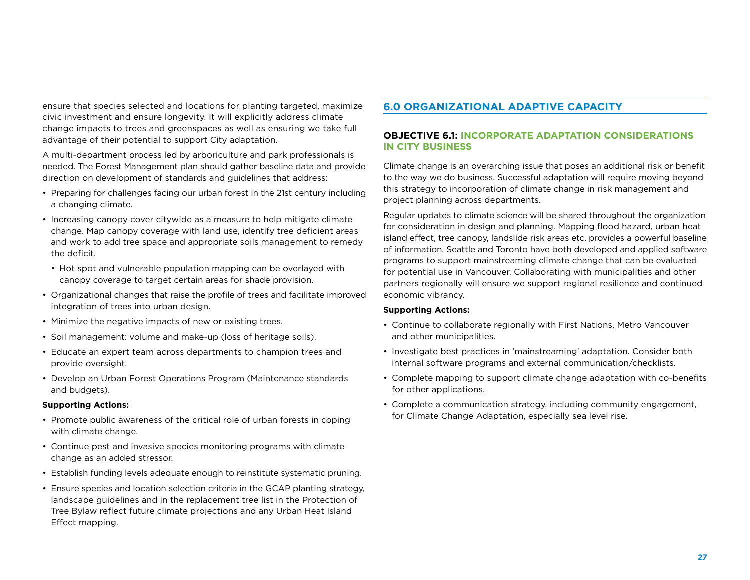ensure that species selected and locations for planting targeted, maximize civic investment and ensure longevity. It will explicitly address climate change impacts to trees and greenspaces as well as ensuring we take full advantage of their potential to support City adaptation.

A multi-department process led by arboriculture and park professionals is needed. The Forest Management plan should gather baseline data and provide direction on development of standards and guidelines that address:

- Preparing for challenges facing our urban forest in the 21st century including a changing climate.
- Increasing canopy cover citywide as a measure to help mitigate climate change. Map canopy coverage with land use, identify tree deficient areas and work to add tree space and appropriate soils management to remedy the deficit.
  - Hot spot and vulnerable population mapping can be overlayed with canopy coverage to target certain areas for shade provision.
- Organizational changes that raise the profile of trees and facilitate improved integration of trees into urban design.
- Minimize the negative impacts of new or existing trees.
- Soil management: volume and make-up (loss of heritage soils).
- Educate an expert team across departments to champion trees and provide oversight.
- Develop an Urban Forest Operations Program (Maintenance standards and budgets).

**Supporting Actions:**

- Promote public awareness of the critical role of urban forests in coping with climate change.
- Continue pest and invasive species monitoring programs with climate change as an added stressor.
- Establish funding levels adequate enough to reinstitute systematic pruning.
- Ensure species and location selection criteria in the GCAP planting strategy, landscape guidelines and in the replacement tree list in the Protection of Tree Bylaw reflect future climate projections and any Urban Heat Island Effect mapping.

## 6.0 ORGANIZATIONAL ADAPTIVE CAPACITY

### OBJECTIVE 6.1: INCORPORATE ADAPTATION CONSIDERATIONS IN CITY BUSINESS

Climate change is an overarching issue that poses an additional risk or benefit to the way we do business. Successful adaptation will require moving beyond this strategy to incorporation of climate change in risk management and project planning across departments.

Regular updates to climate science will be shared throughout the organization for consideration in design and planning. Mapping flood hazard, urban heat island effect, tree canopy, landslide risk areas etc. provides a powerful baseline of information. Seattle and Toronto have both developed and applied software programs to support mainstreaming climate change that can be evaluated for potential use in Vancouver. Collaborating with municipalities and other partners regionally will ensure we support regional resilience and continued economic vibrancy.

**Supporting Actions:**

- Continue to collaborate regionally with First Nations, Metro Vancouver and other municipalities.
- Investigate best practices in 'mainstreaming' adaptation. Consider both internal software programs and external communication/checklists.
- Complete mapping to support climate change adaptation with co-benefits for other applications.
- Complete a communication strategy, including community engagement, for Climate Change Adaptation, especially sea level rise.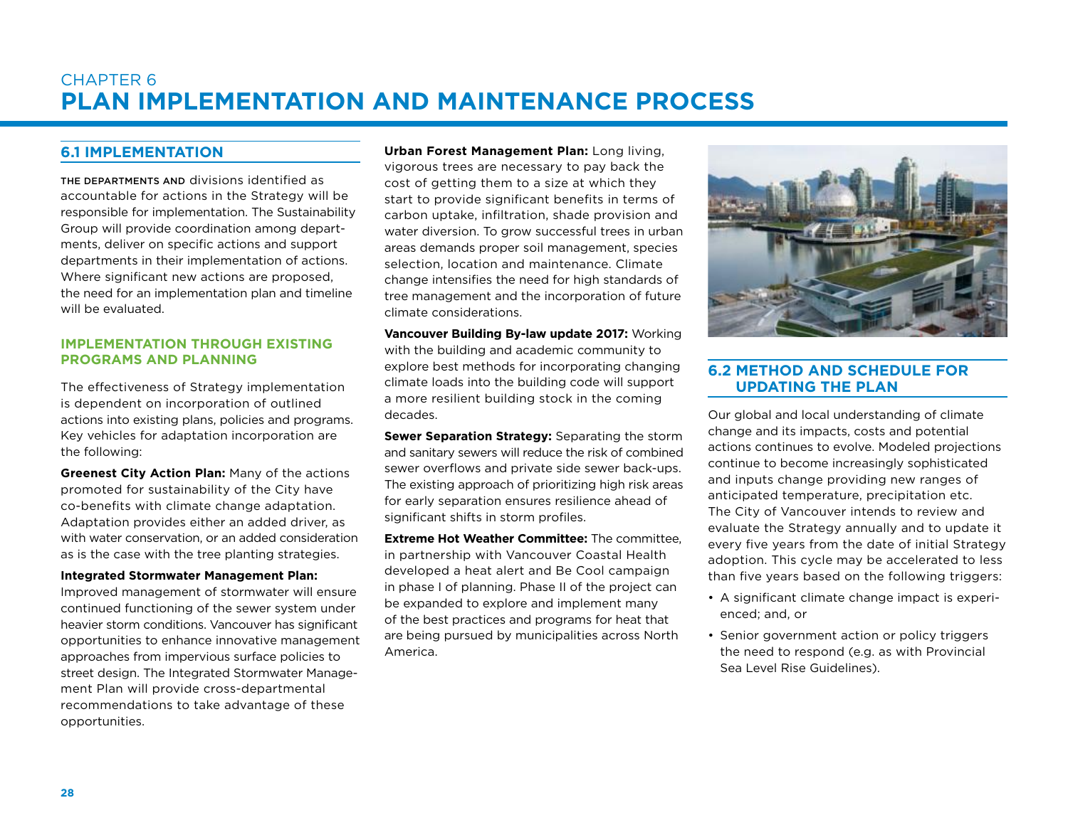# CHAPTER 6
# PLAN IMPLEMENTATION AND MAINTENANCE PROCESS

## 6.1 IMPLEMENTATION

THE DEPARTMENTS AND divisions identified as accountable for actions in the Strategy will be responsible for implementation. The Sustainability Group will provide coordination among departments, deliver on specific actions and support departments in their implementation of actions. Where significant new actions are proposed, the need for an implementation plan and timeline will be evaluated.

### IMPLEMENTATION THROUGH EXISTING PROGRAMS AND PLANNING

The effectiveness of Strategy implementation is dependent on incorporation of outlined actions into existing plans, policies and programs. Key vehicles for adaptation incorporation are the following:

**Greenest City Action Plan:** Many of the actions promoted for sustainability of the City have co-benefits with climate change adaptation. Adaptation provides either an added driver, as with water conservation, or an added consideration as is the case with the tree planting strategies.

**Integrated Stormwater Management Plan:** Improved management of stormwater will ensure continued functioning of the sewer system under heavier storm conditions. Vancouver has significant opportunities to enhance innovative management approaches from impervious surface policies to street design. The Integrated Stormwater Management Plan will provide cross-departmental recommendations to take advantage of these opportunities.

**Urban Forest Management Plan:** Long living, vigorous trees are necessary to pay back the cost of getting them to a size at which they start to provide significant benefits in terms of carbon uptake, infiltration, shade provision and water diversion. To grow successful trees in urban areas demands proper soil management, species selection, location and maintenance. Climate change intensifies the need for high standards of tree management and the incorporation of future climate considerations.

**Vancouver Building By-law update 2017:** Working with the building and academic community to explore best methods for incorporating changing climate loads into the building code will support a more resilient building stock in the coming decades.

**Sewer Separation Strategy:** Separating the storm and sanitary sewers will reduce the risk of combined sewer overflows and private side sewer back-ups. The existing approach of prioritizing high risk areas for early separation ensures resilience ahead of significant shifts in storm profiles.

**Extreme Hot Weather Committee:** The committee, in partnership with Vancouver Coastal Health developed a heat alert and Be Cool campaign in phase I of planning. Phase II of the project can be expanded to explore and implement many of the best practices and programs for heat that are being pursued by municipalities across North America.

## 6.2 METHOD AND SCHEDULE FOR UPDATING THE PLAN

Our global and local understanding of climate change and its impacts, costs and potential actions continues to evolve. Modeled projections continue to become increasingly sophisticated and inputs change providing new ranges of anticipated temperature, precipitation etc. The City of Vancouver intends to review and evaluate the Strategy annually and to update it every five years from the date of initial Strategy adoption. This cycle may be accelerated to less than five years based on the following triggers:

- A significant climate change impact is experienced; and, or
- Senior government action or policy triggers the need to respond (e.g. as with Provincial Sea Level Rise Guidelines).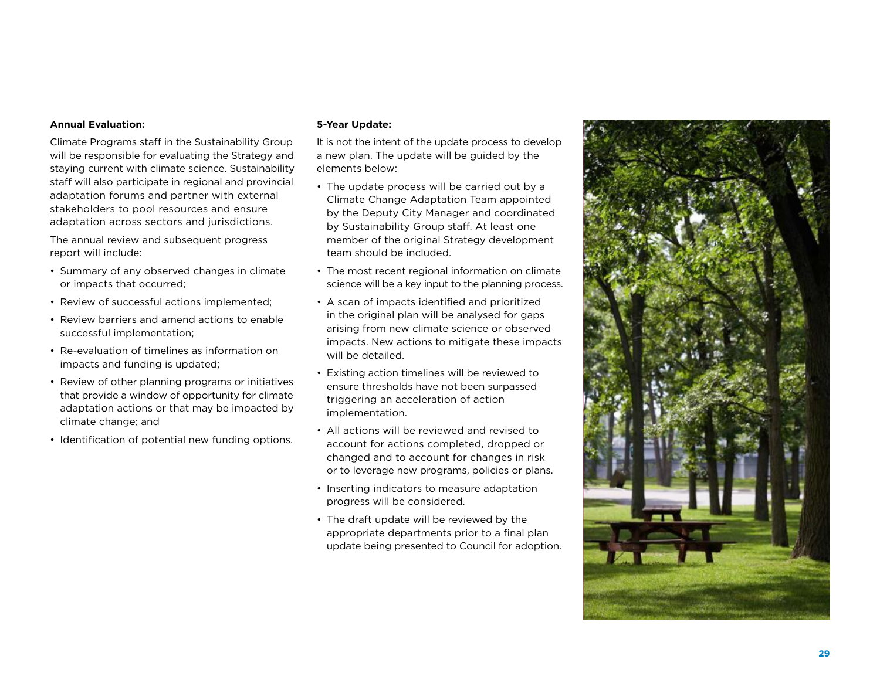**Annual Evaluation:**

Climate Programs staff in the Sustainability Group will be responsible for evaluating the Strategy and staying current with climate science. Sustainability staff will also participate in regional and provincial adaptation forums and partner with external stakeholders to pool resources and ensure adaptation across sectors and jurisdictions.

The annual review and subsequent progress report will include:

- Summary of any observed changes in climate or impacts that occurred;
- Review of successful actions implemented;
- Review barriers and amend actions to enable successful implementation;
- Re-evaluation of timelines as information on impacts and funding is updated;
- Review of other planning programs or initiatives that provide a window of opportunity for climate adaptation actions or that may be impacted by climate change; and
- Identification of potential new funding options.

**5-Year Update:**

It is not the intent of the update process to develop a new plan. The update will be guided by the elements below:

- The update process will be carried out by a Climate Change Adaptation Team appointed by the Deputy City Manager and coordinated by Sustainability Group staff. At least one member of the original Strategy development team should be included.
- The most recent regional information on climate science will be a key input to the planning process.
- A scan of impacts identified and prioritized in the original plan will be analysed for gaps arising from new climate science or observed impacts. New actions to mitigate these impacts will be detailed.
- Existing action timelines will be reviewed to ensure thresholds have not been surpassed triggering an acceleration of action implementation.
- All actions will be reviewed and revised to account for actions completed, dropped or changed and to account for changes in risk or to leverage new programs, policies or plans.
- Inserting indicators to measure adaptation progress will be considered.
- The draft update will be reviewed by the appropriate departments prior to a final plan update being presented to Council for adoption.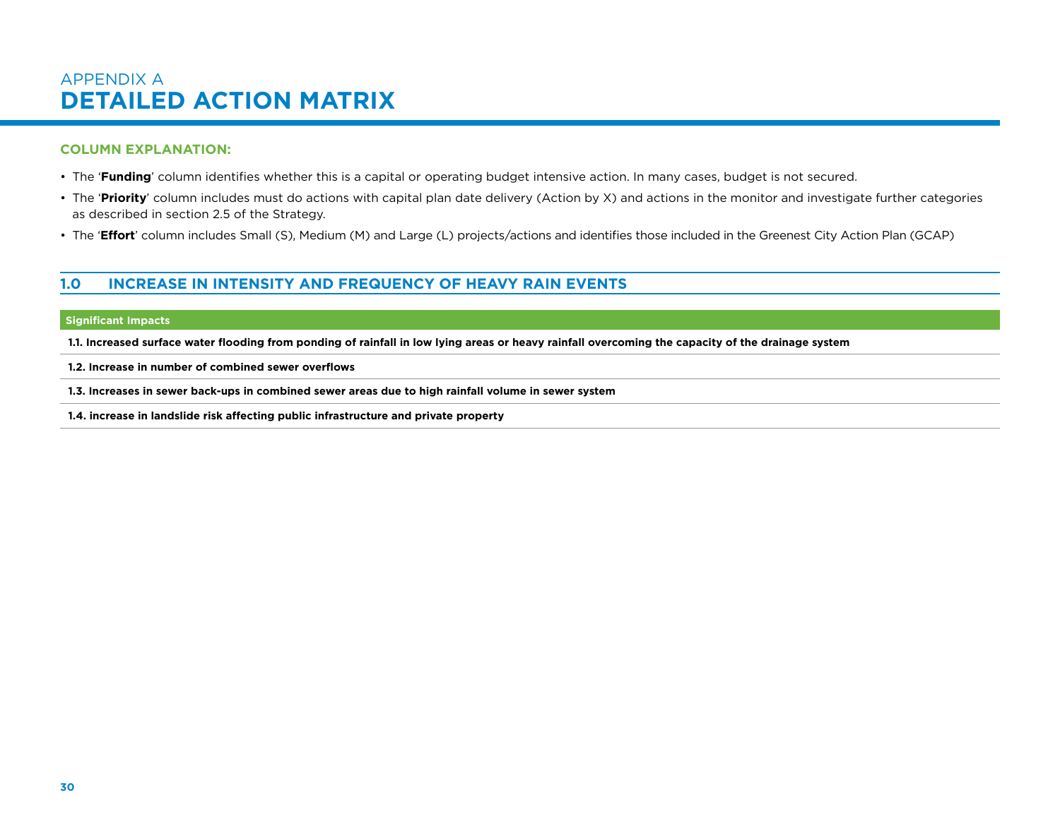# APPENDIX A
# DETAILED ACTION MATRIX

### COLUMN EXPLANATION:

- The '**Funding**' column identifies whether this is a capital or operating budget intensive action. In many cases, budget is not secured.
- The '**Priority**' column includes must do actions with capital plan date delivery (Action by X) and actions in the monitor and investigate further categories as described in section 2.5 of the Strategy.
- The '**Effort**' column includes Small (S), Medium (M) and Large (L) projects/actions and identifies those included in the Greenest City Action Plan (GCAP)

## 1.0 INCREASE IN INTENSITY AND FREQUENCY OF HEAVY RAIN EVENTS

| Significant Impacts |
|---|
| **1.1. Increased surface water flooding from ponding of rainfall in low lying areas or heavy rainfall overcoming the capacity of the drainage system** |
| **1.2. Increase in number of combined sewer overflows** |
| **1.3. Increases in sewer back-ups in combined sewer areas due to high rainfall volume in sewer system** |
| **1.4. increase in landslide risk affecting public infrastructure and private property** |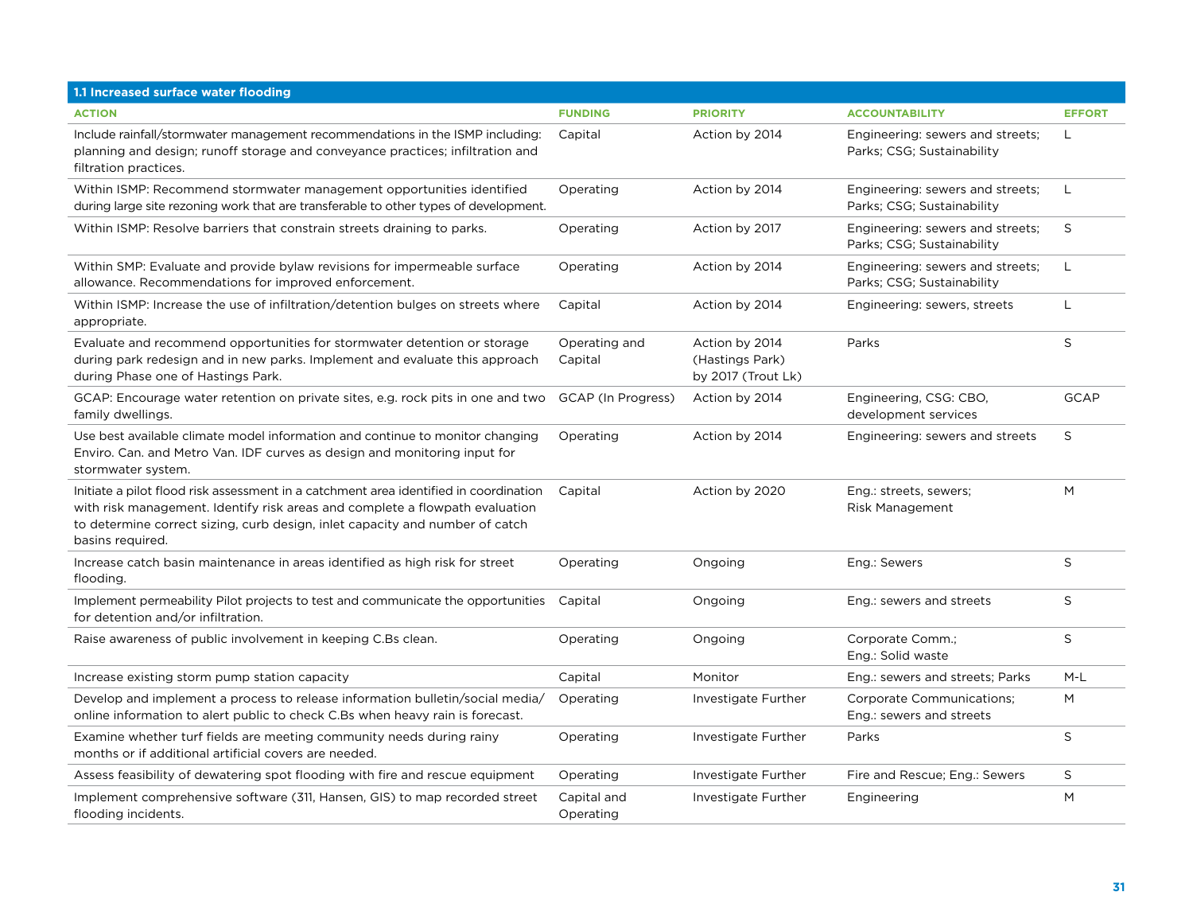| 1.1 Increased surface water flooding | | | | |
|---|---|---|---|---|
| **ACTION** | **FUNDING** | **PRIORITY** | **ACCOUNTABILITY** | **EFFORT** |
| Include rainfall/stormwater management recommendations in the ISMP including: planning and design; runoff storage and conveyance practices; infiltration and filtration practices. | Capital | Action by 2014 | Engineering: sewers and streets; Parks; CSG; Sustainability | L |
| Within ISMP: Recommend stormwater management opportunities identified during large site rezoning work that are transferable to other types of development. | Operating | Action by 2014 | Engineering: sewers and streets; Parks; CSG; Sustainability | L |
| Within ISMP: Resolve barriers that constrain streets draining to parks. | Operating | Action by 2017 | Engineering: sewers and streets; Parks; CSG; Sustainability | S |
| Within SMP: Evaluate and provide bylaw revisions for impermeable surface allowance. Recommendations for improved enforcement. | Operating | Action by 2014 | Engineering: sewers and streets; Parks; CSG; Sustainability | L |
| Within ISMP: Increase the use of infiltration/detention bulges on streets where appropriate. | Capital | Action by 2014 | Engineering: sewers, streets | L |
| Evaluate and recommend opportunities for stormwater detention or storage during park redesign and in new parks. Implement and evaluate this approach during Phase one of Hastings Park. | Operating and Capital | Action by 2014 (Hastings Park) by 2017 (Trout Lk) | Parks | S |
| GCAP: Encourage water retention on private sites, e.g. rock pits in one and two family dwellings. | GCAP (In Progress) | Action by 2014 | Engineering, CSG: CBO, development services | GCAP |
| Use best available climate model information and continue to monitor changing Enviro. Can. and Metro Van. IDF curves as design and monitoring input for stormwater system. | Operating | Action by 2014 | Engineering: sewers and streets | S |
| Initiate a pilot flood risk assessment in a catchment area identified in coordination with risk management. Identify risk areas and complete a flowpath evaluation to determine correct sizing, curb design, inlet capacity and number of catch basins required. | Capital | Action by 2020 | Eng.: streets, sewers; Risk Management | M |
| Increase catch basin maintenance in areas identified as high risk for street flooding. | Operating | Ongoing | Eng.: Sewers | S |
| Implement permeability Pilot projects to test and communicate the opportunities for detention and/or infiltration. | Capital | Ongoing | Eng.: sewers and streets | S |
| Raise awareness of public involvement in keeping C.Bs clean. | Operating | Ongoing | Corporate Comm.; Eng.: Solid waste | S |
| Increase existing storm pump station capacity | Capital | Monitor | Eng.: sewers and streets; Parks | M-L |
| Develop and implement a process to release information bulletin/social media/ online information to alert public to check C.Bs when heavy rain is forecast. | Operating | Investigate Further | Corporate Communications; Eng.: sewers and streets | M |
| Examine whether turf fields are meeting community needs during rainy months or if additional artificial covers are needed. | Operating | Investigate Further | Parks | S |
| Assess feasibility of dewatering spot flooding with fire and rescue equipment | Operating | Investigate Further | Fire and Rescue; Eng.: Sewers | S |
| Implement comprehensive software (311, Hansen, GIS) to map recorded street flooding incidents. | Capital and Operating | Investigate Further | Engineering | M |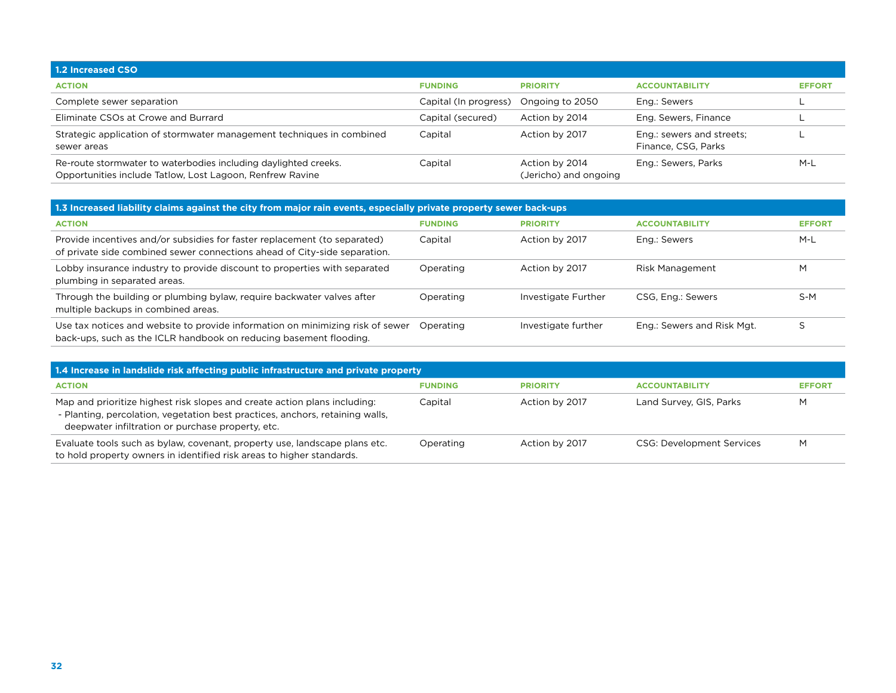### 1.2 Increased CSO

| ACTION | FUNDING | PRIORITY | ACCOUNTABILITY | EFFORT |
|---|---|---|---|---|
| Complete sewer separation | Capital (In progress) | Ongoing to 2050 | Eng.: Sewers | L |
| Eliminate CSOs at Crowe and Burrard | Capital (secured) | Action by 2014 | Eng. Sewers, Finance | L |
| Strategic application of stormwater management techniques in combined sewer areas | Capital | Action by 2017 | Eng.: sewers and streets; Finance, CSG, Parks | L |
| Re-route stormwater to waterbodies including daylighted creeks. Opportunities include Tatlow, Lost Lagoon, Renfrew Ravine | Capital | Action by 2014 (Jericho) and ongoing | Eng.: Sewers, Parks | M-L |

### 1.3 Increased liability claims against the city from major rain events, especially private property sewer back-ups

| ACTION | FUNDING | PRIORITY | ACCOUNTABILITY | EFFORT |
|---|---|---|---|---|
| Provide incentives and/or subsidies for faster replacement (to separated) of private side combined sewer connections ahead of City-side separation. | Capital | Action by 2017 | Eng.: Sewers | M-L |
| Lobby insurance industry to provide discount to properties with separated plumbing in separated areas. | Operating | Action by 2017 | Risk Management | M |
| Through the building or plumbing bylaw, require backwater valves after multiple backups in combined areas. | Operating | Investigate Further | CSG, Eng.: Sewers | S-M |
| Use tax notices and website to provide information on minimizing risk of sewer back-ups, such as the ICLR handbook on reducing basement flooding. | Operating | Investigate further | Eng.: Sewers and Risk Mgt. | S |

### 1.4 Increase in landslide risk affecting public infrastructure and private property

| ACTION | FUNDING | PRIORITY | ACCOUNTABILITY | EFFORT |
|---|---|---|---|---|
| Map and prioritize highest risk slopes and create action plans including:<br>- Planting, percolation, vegetation best practices, anchors, retaining walls, deepwater infiltration or purchase property, etc. | Capital | Action by 2017 | Land Survey, GIS, Parks | M |
| Evaluate tools such as bylaw, covenant, property use, landscape plans etc. to hold property owners in identified risk areas to higher standards. | Operating | Action by 2017 | CSG: Development Services | M |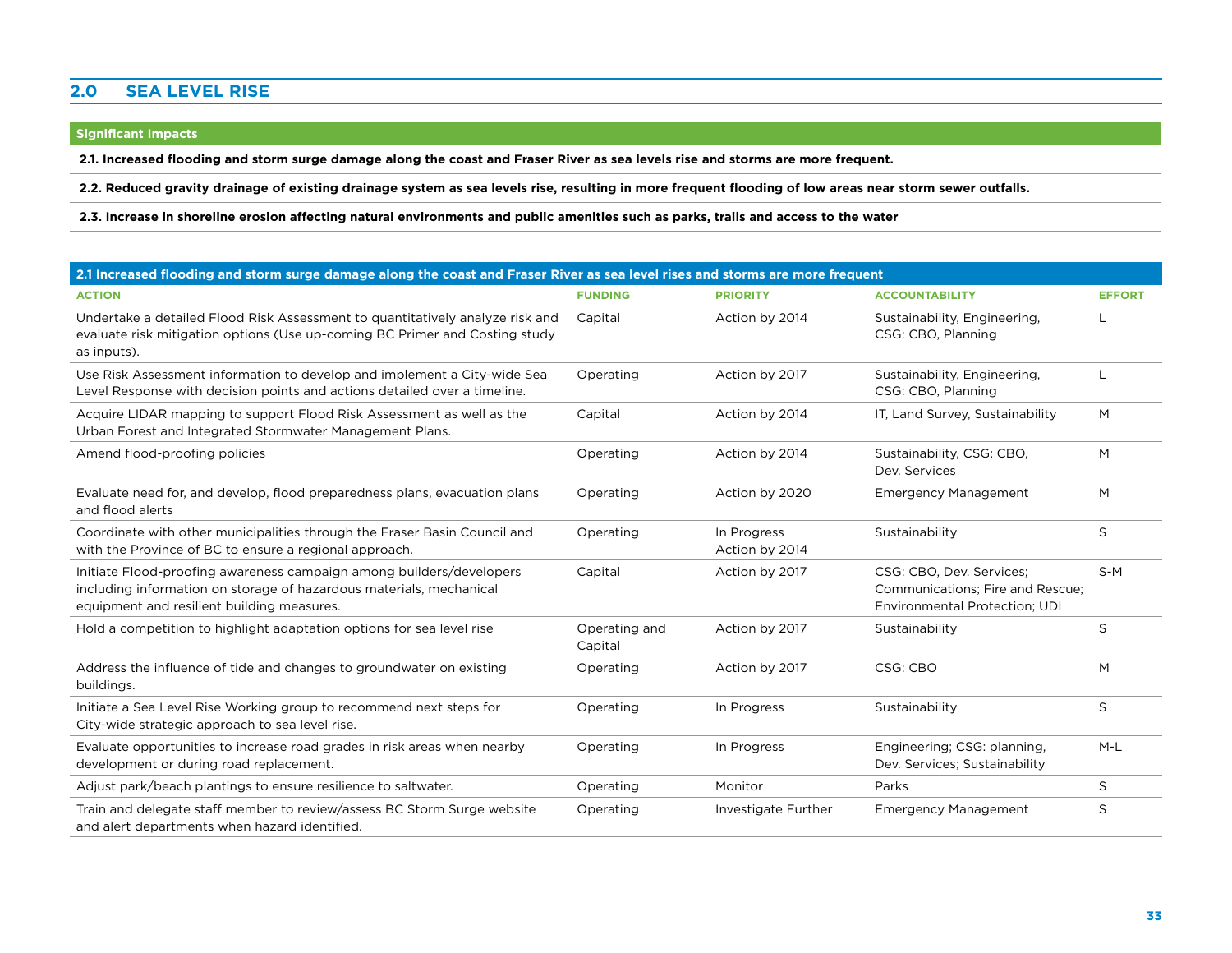## 2.0 SEA LEVEL RISE

**Significant Impacts**

**2.1. Increased flooding and storm surge damage along the coast and Fraser River as sea levels rise and storms are more frequent.**

**2.2. Reduced gravity drainage of existing drainage system as sea levels rise, resulting in more frequent flooding of low areas near storm sewer outfalls.**

**2.3. Increase in shoreline erosion affecting natural environments and public amenities such as parks, trails and access to the water**

**2.1 Increased flooding and storm surge damage along the coast and Fraser River as sea level rises and storms are more frequent**

| ACTION | FUNDING | PRIORITY | ACCOUNTABILITY | EFFORT |
|---|---|---|---|---|
| Undertake a detailed Flood Risk Assessment to quantitatively analyze risk and evaluate risk mitigation options (Use up-coming BC Primer and Costing study as inputs). | Capital | Action by 2014 | Sustainability, Engineering, CSG: CBO, Planning | L |
| Use Risk Assessment information to develop and implement a City-wide Sea Level Response with decision points and actions detailed over a timeline. | Operating | Action by 2017 | Sustainability, Engineering, CSG: CBO, Planning | L |
| Acquire LIDAR mapping to support Flood Risk Assessment as well as the Urban Forest and Integrated Stormwater Management Plans. | Capital | Action by 2014 | IT, Land Survey, Sustainability | M |
| Amend flood-proofing policies | Operating | Action by 2014 | Sustainability, CSG: CBO, Dev. Services | M |
| Evaluate need for, and develop, flood preparedness plans, evacuation plans and flood alerts | Operating | Action by 2020 | Emergency Management | M |
| Coordinate with other municipalities through the Fraser Basin Council and with the Province of BC to ensure a regional approach. | Operating | In Progress Action by 2014 | Sustainability | S |
| Initiate Flood-proofing awareness campaign among builders/developers including information on storage of hazardous materials, mechanical equipment and resilient building measures. | Capital | Action by 2017 | CSG: CBO, Dev. Services; Communications; Fire and Rescue; Environmental Protection; UDI | S-M |
| Hold a competition to highlight adaptation options for sea level rise | Operating and Capital | Action by 2017 | Sustainability | S |
| Address the influence of tide and changes to groundwater on existing buildings. | Operating | Action by 2017 | CSG: CBO | M |
| Initiate a Sea Level Rise Working group to recommend next steps for City-wide strategic approach to sea level rise. | Operating | In Progress | Sustainability | S |
| Evaluate opportunities to increase road grades in risk areas when nearby development or during road replacement. | Operating | In Progress | Engineering; CSG: planning, Dev. Services; Sustainability | M-L |
| Adjust park/beach plantings to ensure resilience to saltwater. | Operating | Monitor | Parks | S |
| Train and delegate staff member to review/assess BC Storm Surge website and alert departments when hazard identified. | Operating | Investigate Further | Emergency Management | S |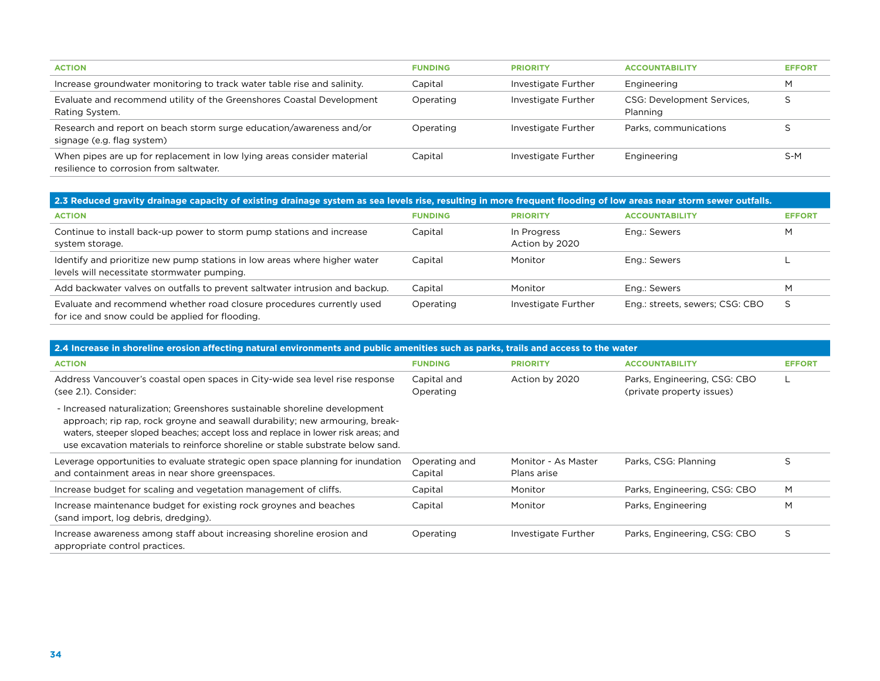| ACTION | FUNDING | PRIORITY | ACCOUNTABILITY | EFFORT |
|---|---|---|---|---|
| Increase groundwater monitoring to track water table rise and salinity. | Capital | Investigate Further | Engineering | M |
| Evaluate and recommend utility of the Greenshores Coastal Development Rating System. | Operating | Investigate Further | CSG: Development Services, Planning | S |
| Research and report on beach storm surge education/awareness and/or signage (e.g. flag system) | Operating | Investigate Further | Parks, communications | S |
| When pipes are up for replacement in low lying areas consider material resilience to corrosion from saltwater. | Capital | Investigate Further | Engineering | S-M |

**2.3 Reduced gravity drainage capacity of existing drainage system as sea levels rise, resulting in more frequent flooding of low areas near storm sewer outfalls.**

| ACTION | FUNDING | PRIORITY | ACCOUNTABILITY | EFFORT |
|---|---|---|---|---|
| Continue to install back-up power to storm pump stations and increase system storage. | Capital | In Progress Action by 2020 | Eng.: Sewers | M |
| Identify and prioritize new pump stations in low areas where higher water levels will necessitate stormwater pumping. | Capital | Monitor | Eng.: Sewers | L |
| Add backwater valves on outfalls to prevent saltwater intrusion and backup. | Capital | Monitor | Eng.: Sewers | M |
| Evaluate and recommend whether road closure procedures currently used for ice and snow could be applied for flooding. | Operating | Investigate Further | Eng.: streets, sewers; CSG: CBO | S |

**2.4 Increase in shoreline erosion affecting natural environments and public amenities such as parks, trails and access to the water**

| ACTION | FUNDING | PRIORITY | ACCOUNTABILITY | EFFORT |
|---|---|---|---|---|
| Address Vancouver's coastal open spaces in City-wide sea level rise response (see 2.1). Consider:<br>- Increased naturalization; Greenshores sustainable shoreline development approach; rip rap, rock groyne and seawall durability; new armouring, break-waters, steeper sloped beaches; accept loss and replace in lower risk areas; and use excavation materials to reinforce shoreline or stable substrate below sand. | Capital and Operating | Action by 2020 | Parks, Engineering, CSG: CBO (private property issues) | L |
| Leverage opportunities to evaluate strategic open space planning for inundation and containment areas in near shore greenspaces. | Operating and Capital | Monitor - As Master Plans arise | Parks, CSG: Planning | S |
| Increase budget for scaling and vegetation management of cliffs. | Capital | Monitor | Parks, Engineering, CSG: CBO | M |
| Increase maintenance budget for existing rock groynes and beaches (sand import, log debris, dredging). | Capital | Monitor | Parks, Engineering | M |
| Increase awareness among staff about increasing shoreline erosion and appropriate control practices. | Operating | Investigate Further | Parks, Engineering, CSG: CBO | S |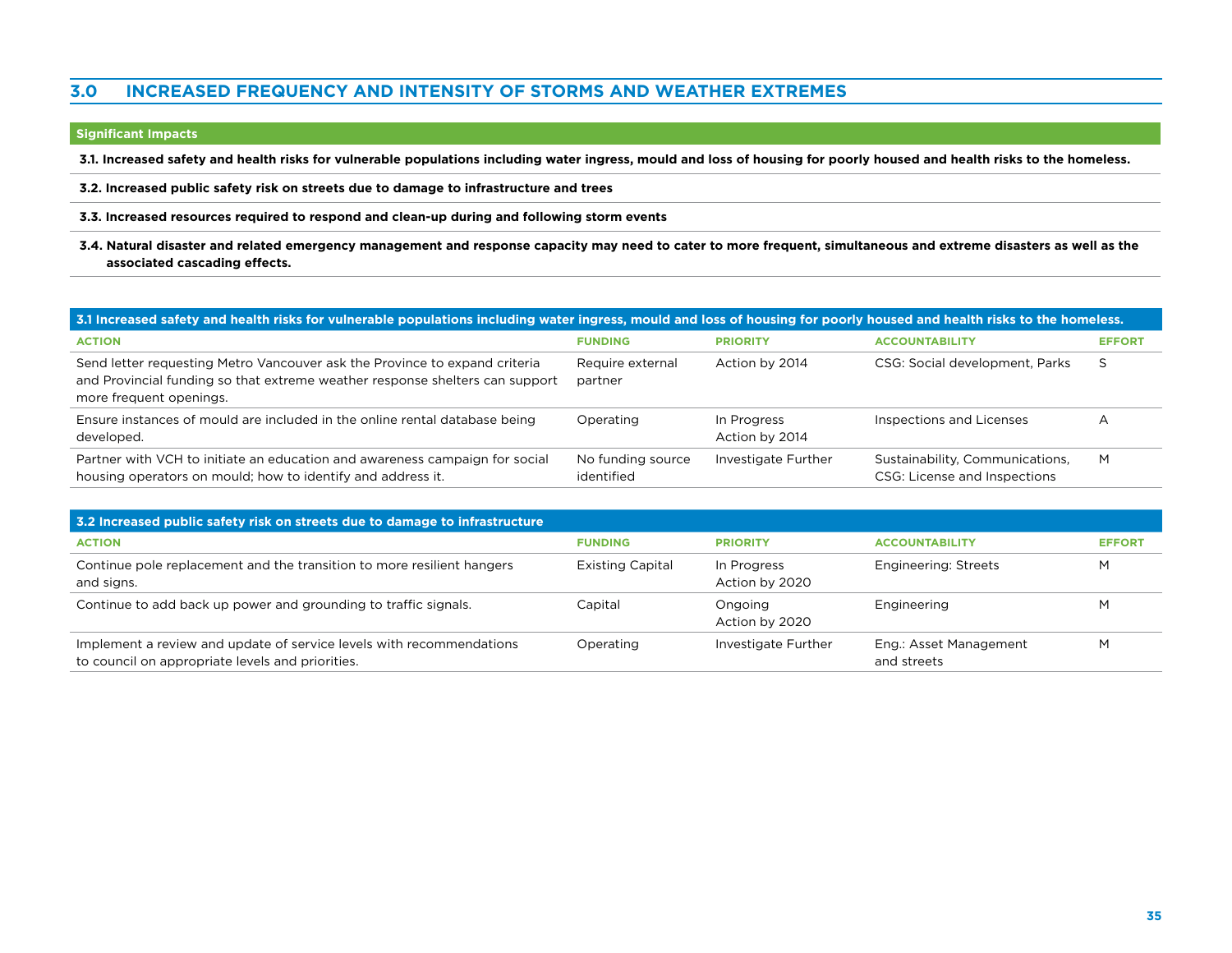## 3.0 INCREASED FREQUENCY AND INTENSITY OF STORMS AND WEATHER EXTREMES

**Significant Impacts**

**3.1. Increased safety and health risks for vulnerable populations including water ingress, mould and loss of housing for poorly housed and health risks to the homeless.**

**3.2. Increased public safety risk on streets due to damage to infrastructure and trees**

**3.3. Increased resources required to respond and clean-up during and following storm events**

**3.4. Natural disaster and related emergency management and response capacity may need to cater to more frequent, simultaneous and extreme disasters as well as the associated cascading effects.**

**3.1 Increased safety and health risks for vulnerable populations including water ingress, mould and loss of housing for poorly housed and health risks to the homeless.**

| ACTION | FUNDING | PRIORITY | ACCOUNTABILITY | EFFORT |
|---|---|---|---|---|
| Send letter requesting Metro Vancouver ask the Province to expand criteria and Provincial funding so that extreme weather response shelters can support more frequent openings. | Require external partner | Action by 2014 | CSG: Social development, Parks | S |
| Ensure instances of mould are included in the online rental database being developed. | Operating | In Progress Action by 2014 | Inspections and Licenses | A |
| Partner with VCH to initiate an education and awareness campaign for social housing operators on mould; how to identify and address it. | No funding source identified | Investigate Further | Sustainability, Communications, CSG: License and Inspections | M |

**3.2 Increased public safety risk on streets due to damage to infrastructure**

| ACTION | FUNDING | PRIORITY | ACCOUNTABILITY | EFFORT |
|---|---|---|---|---|
| Continue pole replacement and the transition to more resilient hangers and signs. | Existing Capital | In Progress Action by 2020 | Engineering: Streets | M |
| Continue to add back up power and grounding to traffic signals. | Capital | Ongoing Action by 2020 | Engineering | M |
| Implement a review and update of service levels with recommendations to council on appropriate levels and priorities. | Operating | Investigate Further | Eng.: Asset Management and streets | M |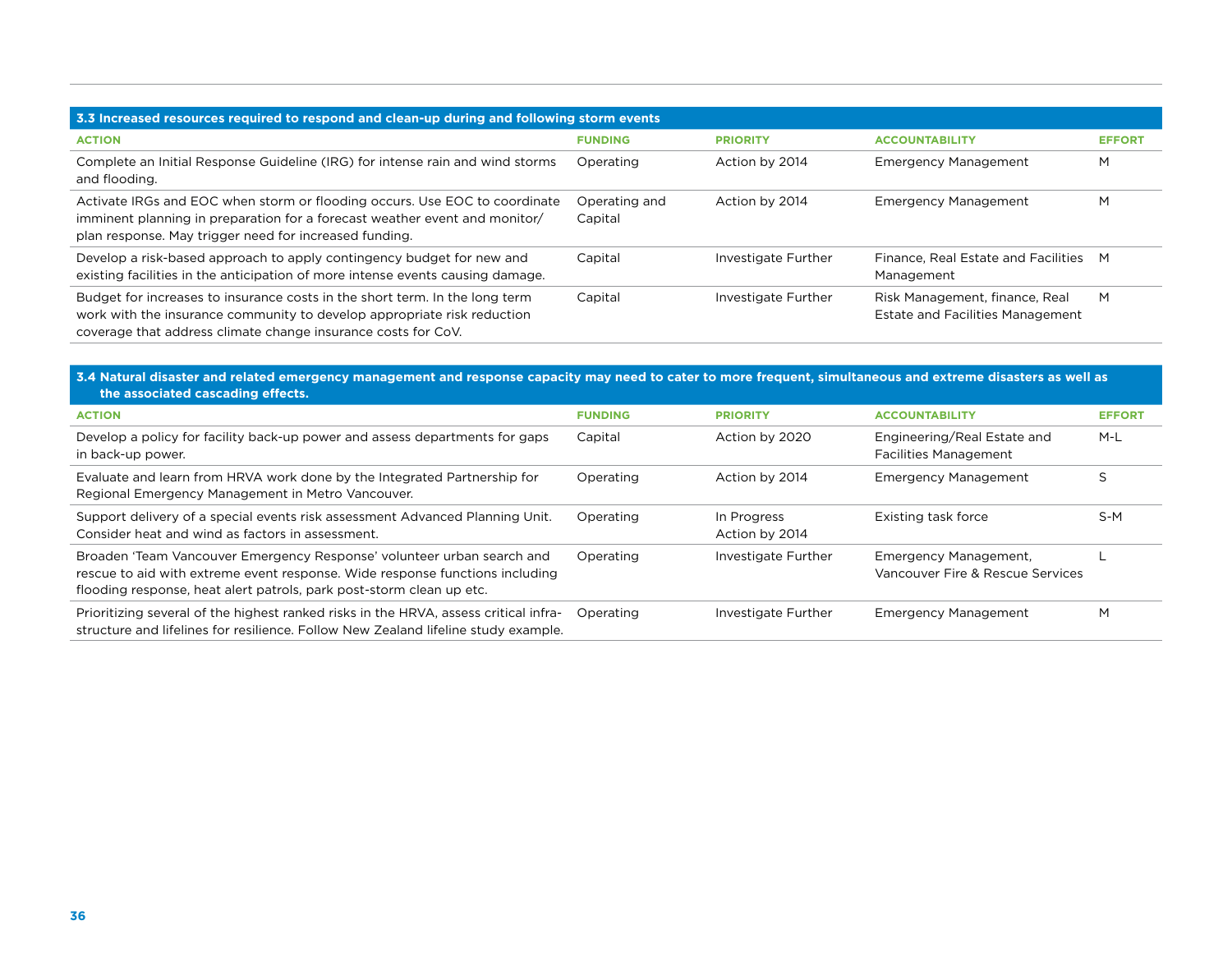| 3.3 Increased resources required to respond and clean-up during and following storm events | | | | |
|---|---|---|---|---|
| **ACTION** | **FUNDING** | **PRIORITY** | **ACCOUNTABILITY** | **EFFORT** |
| Complete an Initial Response Guideline (IRG) for intense rain and wind storms and flooding. | Operating | Action by 2014 | Emergency Management | M |
| Activate IRGs and EOC when storm or flooding occurs. Use EOC to coordinate imminent planning in preparation for a forecast weather event and monitor/plan response. May trigger need for increased funding. | Operating and Capital | Action by 2014 | Emergency Management | M |
| Develop a risk-based approach to apply contingency budget for new and existing facilities in the anticipation of more intense events causing damage. | Capital | Investigate Further | Finance, Real Estate and Facilities Management | M |
| Budget for increases to insurance costs in the short term. In the long term work with the insurance community to develop appropriate risk reduction coverage that address climate change insurance costs for CoV. | Capital | Investigate Further | Risk Management, finance, Real Estate and Facilities Management | M |

| 3.4 Natural disaster and related emergency management and response capacity may need to cater to more frequent, simultaneous and extreme disasters as well as the associated cascading effects. | | | | |
|---|---|---|---|---|
| **ACTION** | **FUNDING** | **PRIORITY** | **ACCOUNTABILITY** | **EFFORT** |
| Develop a policy for facility back-up power and assess departments for gaps in back-up power. | Capital | Action by 2020 | Engineering/Real Estate and Facilities Management | M-L |
| Evaluate and learn from HRVA work done by the Integrated Partnership for Regional Emergency Management in Metro Vancouver. | Operating | Action by 2014 | Emergency Management | S |
| Support delivery of a special events risk assessment Advanced Planning Unit. Consider heat and wind as factors in assessment. | Operating | In Progress Action by 2014 | Existing task force | S-M |
| Broaden 'Team Vancouver Emergency Response' volunteer urban search and rescue to aid with extreme event response. Wide response functions including flooding response, heat alert patrols, park post-storm clean up etc. | Operating | Investigate Further | Emergency Management, Vancouver Fire & Rescue Services | L |
| Prioritizing several of the highest ranked risks in the HRVA, assess critical infrastructure and lifelines for resilience. Follow New Zealand lifeline study example. | Operating | Investigate Further | Emergency Management | M |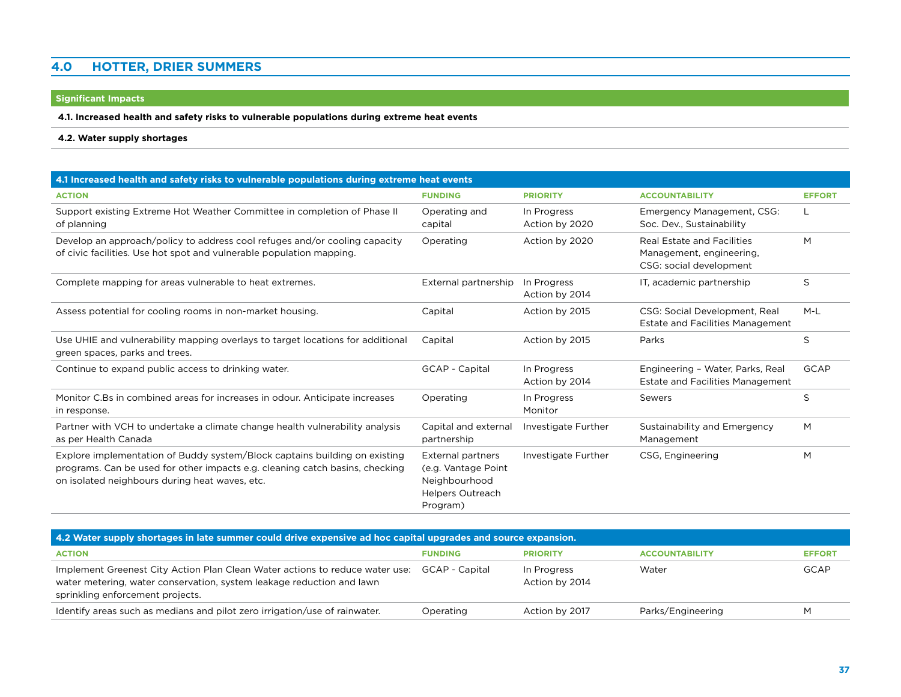## 4.0 HOTTER, DRIER SUMMERS

**Significant Impacts**

**4.1. Increased health and safety risks to vulnerable populations during extreme heat events**

**4.2. Water supply shortages**

| 4.1 Increased health and safety risks to vulnerable populations during extreme heat events | | | | |
|---|---|---|---|---|
| **ACTION** | **FUNDING** | **PRIORITY** | **ACCOUNTABILITY** | **EFFORT** |
| Support existing Extreme Hot Weather Committee in completion of Phase II of planning | Operating and capital | In Progress Action by 2020 | Emergency Management, CSG: Soc. Dev., Sustainability | L |
| Develop an approach/policy to address cool refuges and/or cooling capacity of civic facilities. Use hot spot and vulnerable population mapping. | Operating | Action by 2020 | Real Estate and Facilities Management, engineering, CSG: social development | M |
| Complete mapping for areas vulnerable to heat extremes. | External partnership | In Progress Action by 2014 | IT, academic partnership | S |
| Assess potential for cooling rooms in non-market housing. | Capital | Action by 2015 | CSG: Social Development, Real Estate and Facilities Management | M-L |
| Use UHIE and vulnerability mapping overlays to target locations for additional green spaces, parks and trees. | Capital | Action by 2015 | Parks | S |
| Continue to expand public access to drinking water. | GCAP - Capital | In Progress Action by 2014 | Engineering – Water, Parks, Real Estate and Facilities Management | GCAP |
| Monitor C.Bs in combined areas for increases in odour. Anticipate increases in response. | Operating | In Progress Monitor | Sewers | S |
| Partner with VCH to undertake a climate change health vulnerability analysis as per Health Canada | Capital and external partnership | Investigate Further | Sustainability and Emergency Management | M |
| Explore implementation of Buddy system/Block captains building on existing programs. Can be used for other impacts e.g. cleaning catch basins, checking on isolated neighbours during heat waves, etc. | External partners (e.g. Vantage Point Neighbourhood Helpers Outreach Program) | Investigate Further | CSG, Engineering | M |

| 4.2 Water supply shortages in late summer could drive expensive ad hoc capital upgrades and source expansion. | | | | |
|---|---|---|---|---|
| **ACTION** | **FUNDING** | **PRIORITY** | **ACCOUNTABILITY** | **EFFORT** |
| Implement Greenest City Action Plan Clean Water actions to reduce water use: water metering, water conservation, system leakage reduction and lawn sprinkling enforcement projects. | GCAP - Capital | In Progress Action by 2014 | Water | GCAP |
| Identify areas such as medians and pilot zero irrigation/use of rainwater. | Operating | Action by 2017 | Parks/Engineering | M |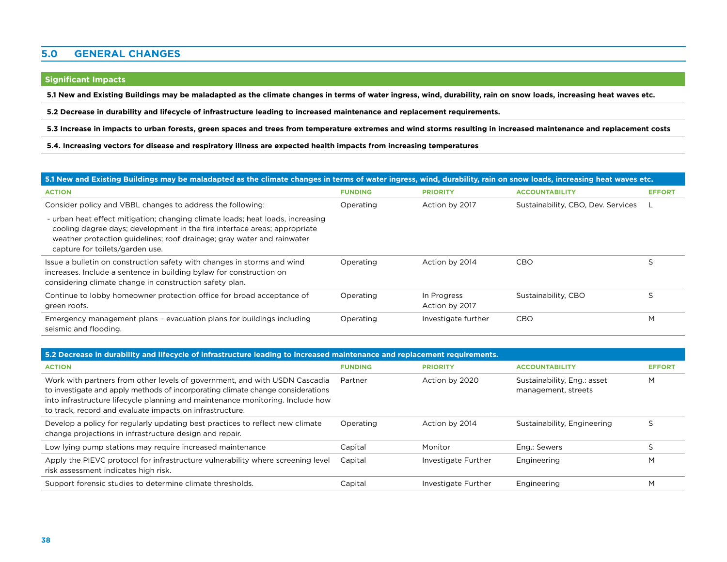## 5.0 GENERAL CHANGES

### Significant Impacts

**5.1 New and Existing Buildings may be maladapted as the climate changes in terms of water ingress, wind, durability, rain on snow loads, increasing heat waves etc.**

**5.2 Decrease in durability and lifecycle of infrastructure leading to increased maintenance and replacement requirements.**

**5.3 Increase in impacts to urban forests, green spaces and trees from temperature extremes and wind storms resulting in increased maintenance and replacement costs**

**5.4. Increasing vectors for disease and respiratory illness are expected health impacts from increasing temperatures**

**5.1 New and Existing Buildings may be maladapted as the climate changes in terms of water ingress, wind, durability, rain on snow loads, increasing heat waves etc.**

| ACTION | FUNDING | PRIORITY | ACCOUNTABILITY | EFFORT |
|---|---|---|---|---|
| Consider policy and VBBL changes to address the following:<br>- urban heat effect mitigation; changing climate loads; heat loads, increasing cooling degree days; development in the fire interface areas; appropriate weather protection guidelines; roof drainage; gray water and rainwater capture for toilets/garden use. | Operating | Action by 2017 | Sustainability, CBO, Dev. Services | L |
| Issue a bulletin on construction safety with changes in storms and wind increases. Include a sentence in building bylaw for construction on considering climate change in construction safety plan. | Operating | Action by 2014 | CBO | S |
| Continue to lobby homeowner protection office for broad acceptance of green roofs. | Operating | In Progress<br>Action by 2017 | Sustainability, CBO | S |
| Emergency management plans – evacuation plans for buildings including seismic and flooding. | Operating | Investigate further | CBO | M |

**5.2 Decrease in durability and lifecycle of infrastructure leading to increased maintenance and replacement requirements.**

| ACTION | FUNDING | PRIORITY | ACCOUNTABILITY | EFFORT |
|---|---|---|---|---|
| Work with partners from other levels of government, and with USDN Cascadia to investigate and apply methods of incorporating climate change considerations into infrastructure lifecycle planning and maintenance monitoring. Include how to track, record and evaluate impacts on infrastructure. | Partner | Action by 2020 | Sustainability, Eng.: asset management, streets | M |
| Develop a policy for regularly updating best practices to reflect new climate change projections in infrastructure design and repair. | Operating | Action by 2014 | Sustainability, Engineering | S |
| Low lying pump stations may require increased maintenance | Capital | Monitor | Eng.: Sewers | S |
| Apply the PIEVC protocol for infrastructure vulnerability where screening level risk assessment indicates high risk. | Capital | Investigate Further | Engineering | M |
| Support forensic studies to determine climate thresholds. | Capital | Investigate Further | Engineering | M |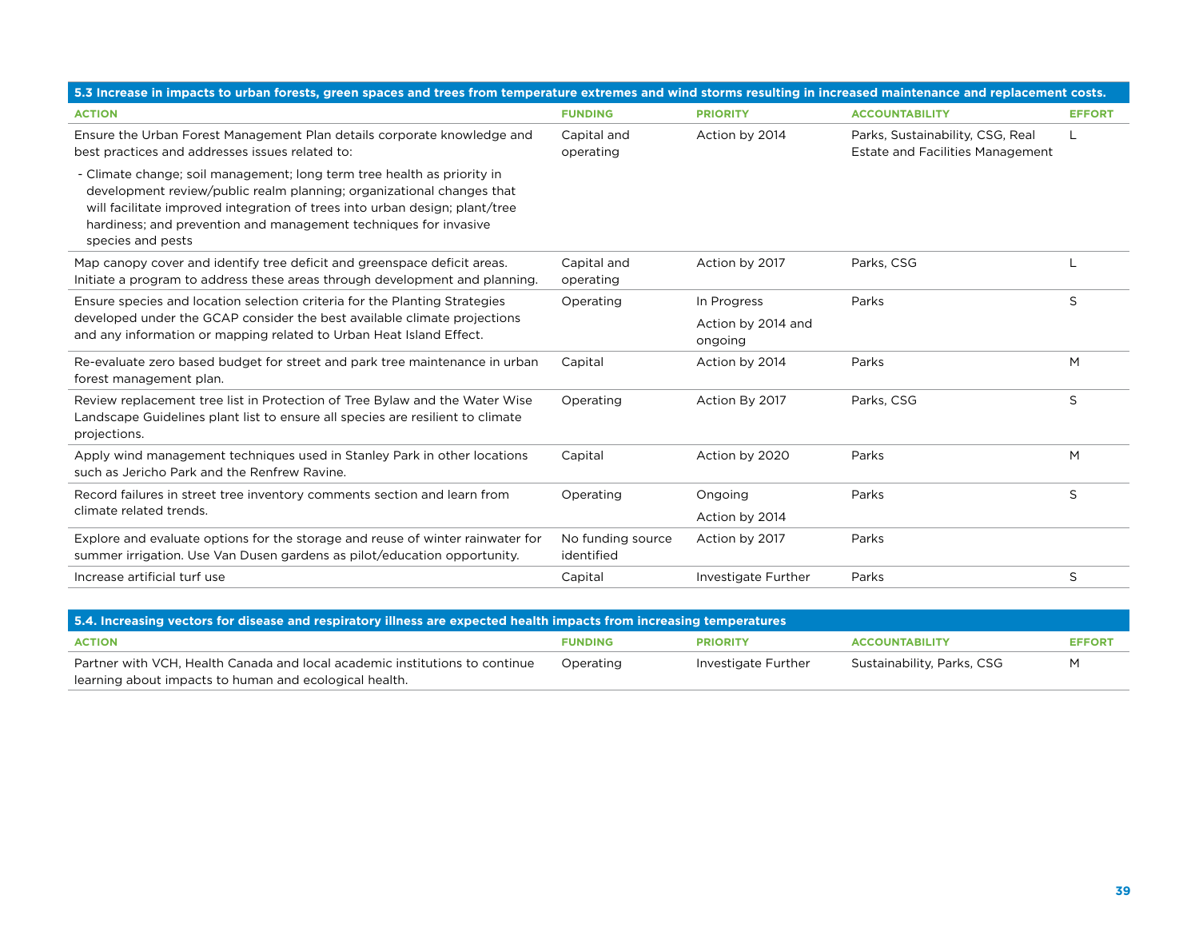### 5.3 Increase in impacts to urban forests, green spaces and trees from temperature extremes and wind storms resulting in increased maintenance and replacement costs.

| ACTION | FUNDING | PRIORITY | ACCOUNTABILITY | EFFORT |
|---|---|---|---|---|
| Ensure the Urban Forest Management Plan details corporate knowledge and best practices and addresses issues related to:<br>- Climate change; soil management; long term tree health as priority in development review/public realm planning; organizational changes that will facilitate improved integration of trees into urban design; plant/tree hardiness; and prevention and management techniques for invasive species and pests | Capital and operating | Action by 2014 | Parks, Sustainability, CSG, Real Estate and Facilities Management | L |
| Map canopy cover and identify tree deficit and greenspace deficit areas. Initiate a program to address these areas through development and planning. | Capital and operating | Action by 2017 | Parks, CSG | L |
| Ensure species and location selection criteria for the Planting Strategies developed under the GCAP consider the best available climate projections and any information or mapping related to Urban Heat Island Effect. | Operating | In Progress<br>Action by 2014 and ongoing | Parks | S |
| Re-evaluate zero based budget for street and park tree maintenance in urban forest management plan. | Capital | Action by 2014 | Parks | M |
| Review replacement tree list in Protection of Tree Bylaw and the Water Wise Landscape Guidelines plant list to ensure all species are resilient to climate projections. | Operating | Action By 2017 | Parks, CSG | S |
| Apply wind management techniques used in Stanley Park in other locations such as Jericho Park and the Renfrew Ravine. | Capital | Action by 2020 | Parks | M |
| Record failures in street tree inventory comments section and learn from climate related trends. | Operating | Ongoing<br>Action by 2014 | Parks | S |
| Explore and evaluate options for the storage and reuse of winter rainwater for summer irrigation. Use Van Dusen gardens as pilot/education opportunity. | No funding source identified | Action by 2017 | Parks | |
| Increase artificial turf use | Capital | Investigate Further | Parks | S |

### 5.4. Increasing vectors for disease and respiratory illness are expected health impacts from increasing temperatures

| ACTION | FUNDING | PRIORITY | ACCOUNTABILITY | EFFORT |
|---|---|---|---|---|
| Partner with VCH, Health Canada and local academic institutions to continue learning about impacts to human and ecological health. | Operating | Investigate Further | Sustainability, Parks, CSG | M |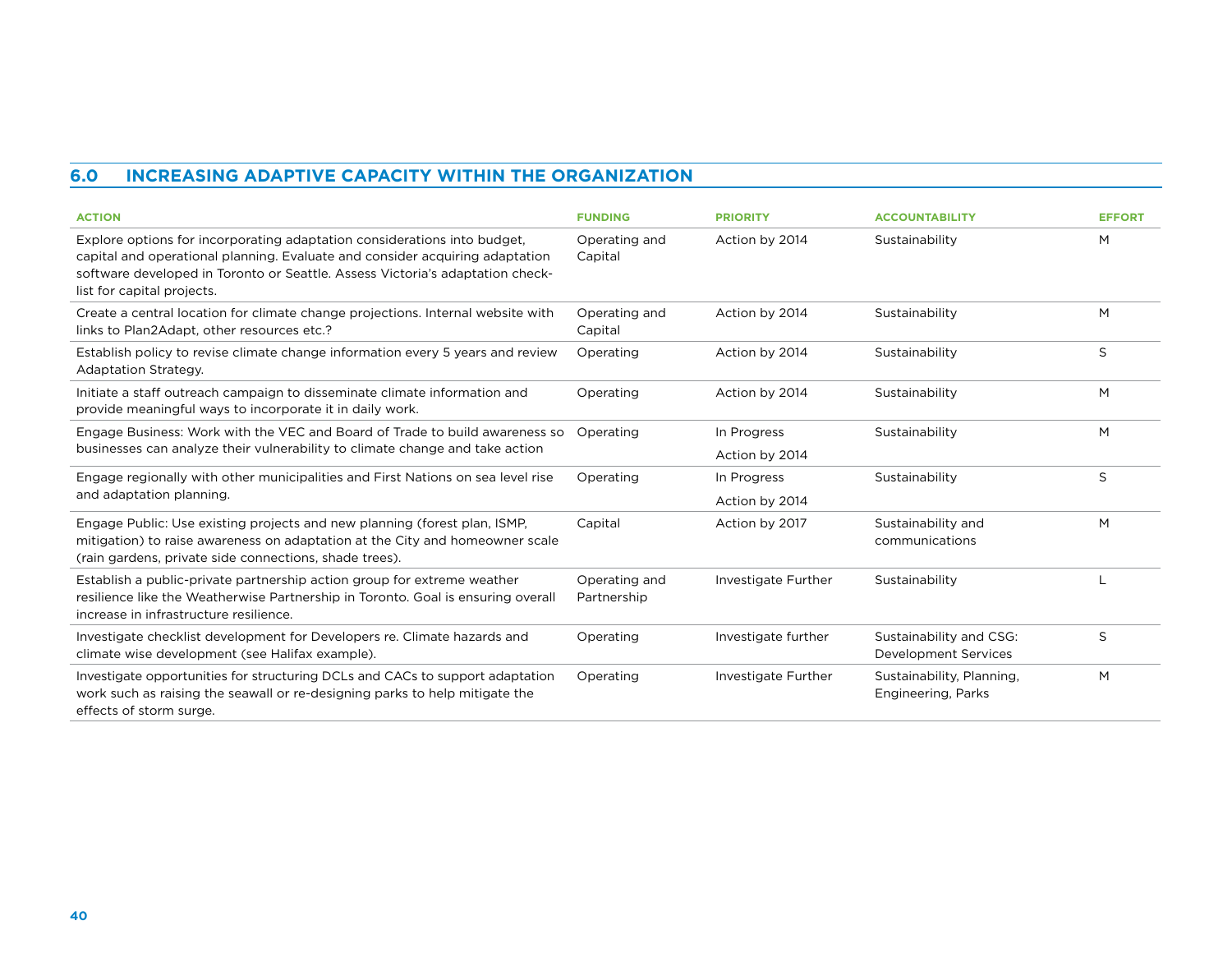## 6.0 INCREASING ADAPTIVE CAPACITY WITHIN THE ORGANIZATION

| ACTION | FUNDING | PRIORITY | ACCOUNTABILITY | EFFORT |
|---|---|---|---|---|
| Explore options for incorporating adaptation considerations into budget, capital and operational planning. Evaluate and consider acquiring adaptation software developed in Toronto or Seattle. Assess Victoria's adaptation check-list for capital projects. | Operating and Capital | Action by 2014 | Sustainability | M |
| Create a central location for climate change projections. Internal website with links to Plan2Adapt, other resources etc.? | Operating and Capital | Action by 2014 | Sustainability | M |
| Establish policy to revise climate change information every 5 years and review Adaptation Strategy. | Operating | Action by 2014 | Sustainability | S |
| Initiate a staff outreach campaign to disseminate climate information and provide meaningful ways to incorporate it in daily work. | Operating | Action by 2014 | Sustainability | M |
| Engage Business: Work with the VEC and Board of Trade to build awareness so businesses can analyze their vulnerability to climate change and take action | Operating | In Progress<br>Action by 2014 | Sustainability | M |
| Engage regionally with other municipalities and First Nations on sea level rise and adaptation planning. | Operating | In Progress<br>Action by 2014 | Sustainability | S |
| Engage Public: Use existing projects and new planning (forest plan, ISMP, mitigation) to raise awareness on adaptation at the City and homeowner scale (rain gardens, private side connections, shade trees). | Capital | Action by 2017 | Sustainability and communications | M |
| Establish a public-private partnership action group for extreme weather resilience like the Weatherwise Partnership in Toronto. Goal is ensuring overall increase in infrastructure resilience. | Operating and Partnership | Investigate Further | Sustainability | L |
| Investigate checklist development for Developers re. Climate hazards and climate wise development (see Halifax example). | Operating | Investigate further | Sustainability and CSG: Development Services | S |
| Investigate opportunities for structuring DCLs and CACs to support adaptation work such as raising the seawall or re-designing parks to help mitigate the effects of storm surge. | Operating | Investigate Further | Sustainability, Planning, Engineering, Parks | M |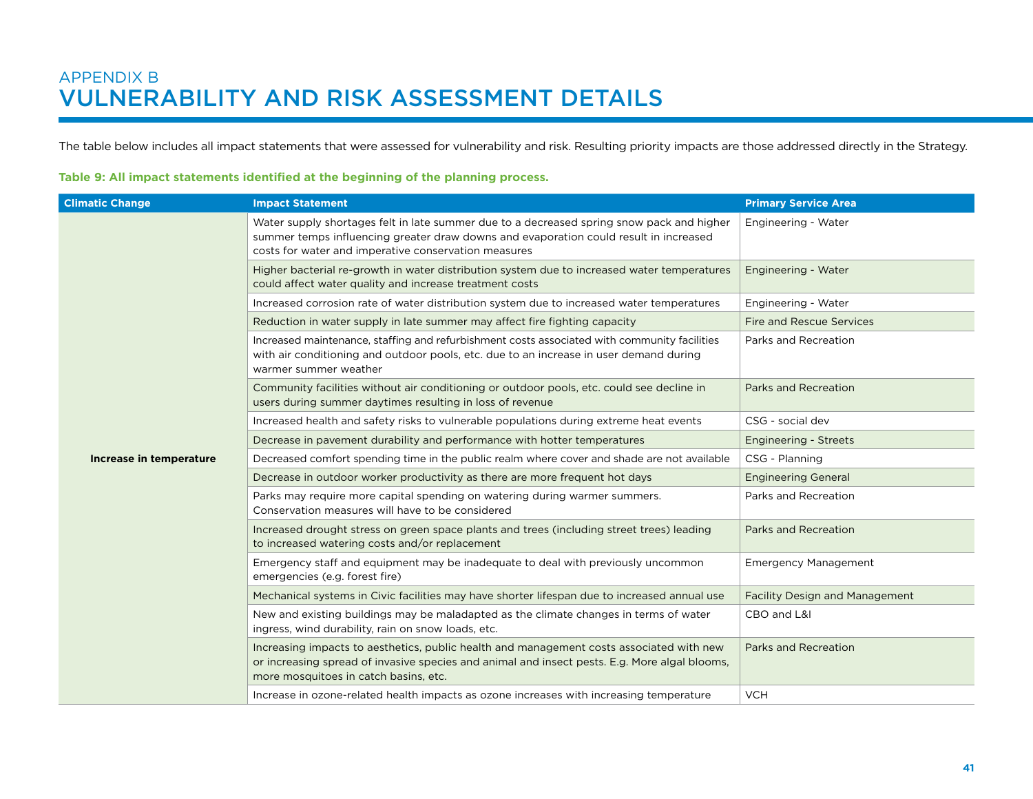# APPENDIX B
# VULNERABILITY AND RISK ASSESSMENT DETAILS

The table below includes all impact statements that were assessed for vulnerability and risk. Resulting priority impacts are those addressed directly in the Strategy.

**Table 9: All impact statements identified at the beginning of the planning process.**

| Climatic Change | Impact Statement | Primary Service Area |
|---|---|---|
| **Increase in temperature** | Water supply shortages felt in late summer due to a decreased spring snow pack and higher summer temps influencing greater draw downs and evaporation could result in increased costs for water and imperative conservation measures | Engineering - Water |
| | Higher bacterial re-growth in water distribution system due to increased water temperatures could affect water quality and increase treatment costs | Engineering - Water |
| | Increased corrosion rate of water distribution system due to increased water temperatures | Engineering - Water |
| | Reduction in water supply in late summer may affect fire fighting capacity | Fire and Rescue Services |
| | Increased maintenance, staffing and refurbishment costs associated with community facilities with air conditioning and outdoor pools, etc. due to an increase in user demand during warmer summer weather | Parks and Recreation |
| | Community facilities without air conditioning or outdoor pools, etc. could see decline in users during summer daytimes resulting in loss of revenue | Parks and Recreation |
| | Increased health and safety risks to vulnerable populations during extreme heat events | CSG - social dev |
| | Decrease in pavement durability and performance with hotter temperatures | Engineering - Streets |
| | Decreased comfort spending time in the public realm where cover and shade are not available | CSG - Planning |
| | Decrease in outdoor worker productivity as there are more frequent hot days | Engineering General |
| | Parks may require more capital spending on watering during warmer summers. Conservation measures will have to be considered | Parks and Recreation |
| | Increased drought stress on green space plants and trees (including street trees) leading to increased watering costs and/or replacement | Parks and Recreation |
| | Emergency staff and equipment may be inadequate to deal with previously uncommon emergencies (e.g. forest fire) | Emergency Management |
| | Mechanical systems in Civic facilities may have shorter lifespan due to increased annual use | Facility Design and Management |
| | New and existing buildings may be maladapted as the climate changes in terms of water ingress, wind durability, rain on snow loads, etc. | CBO and L&I |
| | Increasing impacts to aesthetics, public health and management costs associated with new or increasing spread of invasive species and animal and insect pests. E.g. More algal blooms, more mosquitoes in catch basins, etc. | Parks and Recreation |
| | Increase in ozone-related health impacts as ozone increases with increasing temperature | VCH |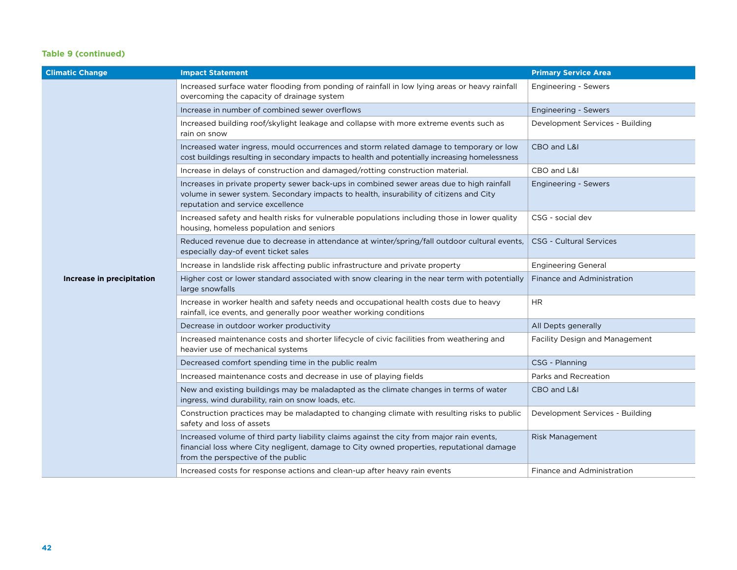**Table 9 (continued)**

| Climatic Change | Impact Statement | Primary Service Area |
|---|---|---|
| **Increase in precipitation** | Increased surface water flooding from ponding of rainfall in low lying areas or heavy rainfall overcoming the capacity of drainage system | Engineering - Sewers |
| | Increase in number of combined sewer overflows | Engineering - Sewers |
| | Increased building roof/skylight leakage and collapse with more extreme events such as rain on snow | Development Services - Building |
| | Increased water ingress, mould occurrences and storm related damage to temporary or low cost buildings resulting in secondary impacts to health and potentially increasing homelessness | CBO and L&I |
| | Increase in delays of construction and damaged/rotting construction material. | CBO and L&I |
| | Increases in private property sewer back-ups in combined sewer areas due to high rainfall volume in sewer system. Secondary impacts to health, insurability of citizens and City reputation and service excellence | Engineering - Sewers |
| | Increased safety and health risks for vulnerable populations including those in lower quality housing, homeless population and seniors | CSG - social dev |
| | Reduced revenue due to decrease in attendance at winter/spring/fall outdoor cultural events, especially day-of event ticket sales | CSG - Cultural Services |
| | Increase in landslide risk affecting public infrastructure and private property | Engineering General |
| | Higher cost or lower standard associated with snow clearing in the near term with potentially large snowfalls | Finance and Administration |
| | Increase in worker health and safety needs and occupational health costs due to heavy rainfall, ice events, and generally poor weather working conditions | HR |
| | Decrease in outdoor worker productivity | All Depts generally |
| | Increased maintenance costs and shorter lifecycle of civic facilities from weathering and heavier use of mechanical systems | Facility Design and Management |
| | Decreased comfort spending time in the public realm | CSG - Planning |
| | Increased maintenance costs and decrease in use of playing fields | Parks and Recreation |
| | New and existing buildings may be maladapted as the climate changes in terms of water ingress, wind durability, rain on snow loads, etc. | CBO and L&I |
| | Construction practices may be maladapted to changing climate with resulting risks to public safety and loss of assets | Development Services - Building |
| | Increased volume of third party liability claims against the city from major rain events, financial loss where City negligent, damage to City owned properties, reputational damage from the perspective of the public | Risk Management |
| | Increased costs for response actions and clean-up after heavy rain events | Finance and Administration |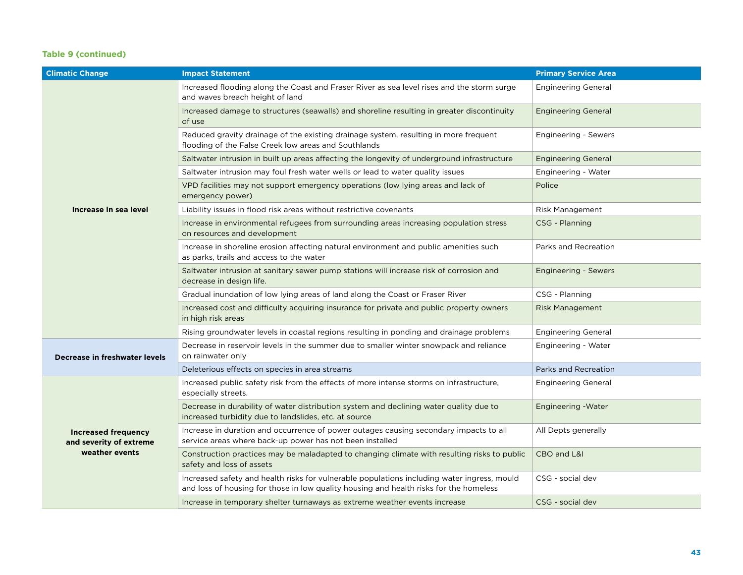**Table 9 (continued)**

| Climatic Change | Impact Statement | Primary Service Area |
|---|---|---|
| Increase in sea level | Increased flooding along the Coast and Fraser River as sea level rises and the storm surge and waves breach height of land | Engineering General |
| | Increased damage to structures (seawalls) and shoreline resulting in greater discontinuity of use | Engineering General |
| | Reduced gravity drainage of the existing drainage system, resulting in more frequent flooding of the False Creek low areas and Southlands | Engineering - Sewers |
| | Saltwater intrusion in built up areas affecting the longevity of underground infrastructure | Engineering General |
| | Saltwater intrusion may foul fresh water wells or lead to water quality issues | Engineering - Water |
| | VPD facilities may not support emergency operations (low lying areas and lack of emergency power) | Police |
| | Liability issues in flood risk areas without restrictive covenants | Risk Management |
| | Increase in environmental refugees from surrounding areas increasing population stress on resources and development | CSG - Planning |
| | Increase in shoreline erosion affecting natural environment and public amenities such as parks, trails and access to the water | Parks and Recreation |
| | Saltwater intrusion at sanitary sewer pump stations will increase risk of corrosion and decrease in design life. | Engineering - Sewers |
| | Gradual inundation of low lying areas of land along the Coast or Fraser River | CSG - Planning |
| | Increased cost and difficulty acquiring insurance for private and public property owners in high risk areas | Risk Management |
| | Rising groundwater levels in coastal regions resulting in ponding and drainage problems | Engineering General |
| Decrease in freshwater levels | Decrease in reservoir levels in the summer due to smaller winter snowpack and reliance on rainwater only | Engineering - Water |
| | Deleterious effects on species in area streams | Parks and Recreation |
| Increased frequency and severity of extreme weather events | Increased public safety risk from the effects of more intense storms on infrastructure, especially streets. | Engineering General |
| | Decrease in durability of water distribution system and declining water quality due to increased turbidity due to landslides, etc. at source | Engineering -Water |
| | Increase in duration and occurrence of power outages causing secondary impacts to all service areas where back-up power has not been installed | All Depts generally |
| | Construction practices may be maladapted to changing climate with resulting risks to public safety and loss of assets | CBO and L&I |
| | Increased safety and health risks for vulnerable populations including water ingress, mould and loss of housing for those in low quality housing and health risks for the homeless | CSG - social dev |
| | Increase in temporary shelter turnaways as extreme weather events increase | CSG - social dev |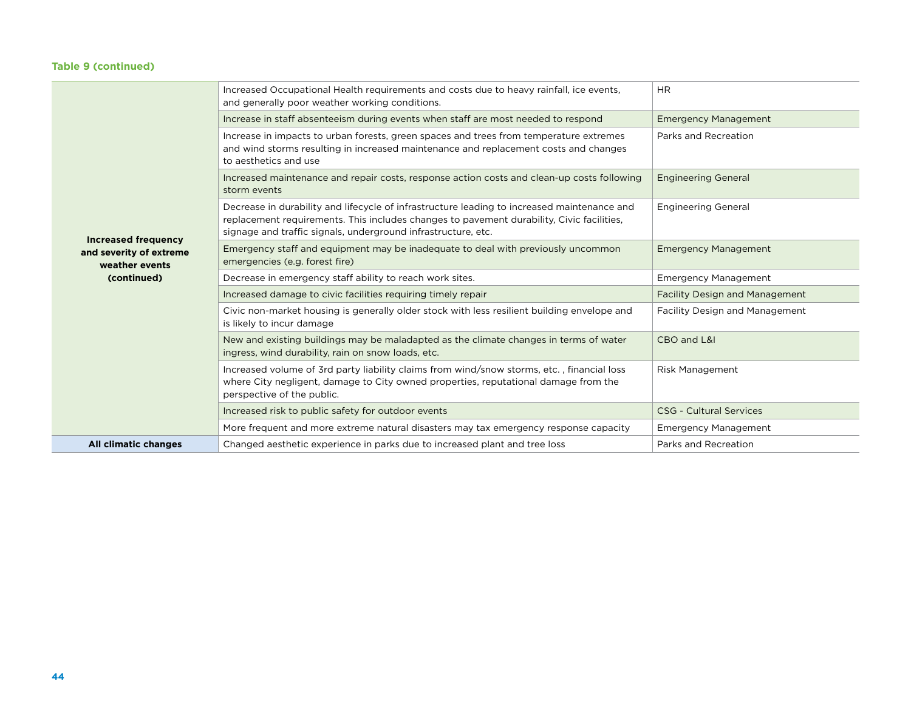**Table 9 (continued)**

| | | |
|---|---|---|
| **Increased frequency and severity of extreme weather events (continued)** | Increased Occupational Health requirements and costs due to heavy rainfall, ice events, and generally poor weather working conditions. | HR |
| | Increase in staff absenteeism during events when staff are most needed to respond | Emergency Management |
| | Increase in impacts to urban forests, green spaces and trees from temperature extremes and wind storms resulting in increased maintenance and replacement costs and changes to aesthetics and use | Parks and Recreation |
| | Increased maintenance and repair costs, response action costs and clean-up costs following storm events | Engineering General |
| | Decrease in durability and lifecycle of infrastructure leading to increased maintenance and replacement requirements. This includes changes to pavement durability, Civic facilities, signage and traffic signals, underground infrastructure, etc. | Engineering General |
| | Emergency staff and equipment may be inadequate to deal with previously uncommon emergencies (e.g. forest fire) | Emergency Management |
| | Decrease in emergency staff ability to reach work sites. | Emergency Management |
| | Increased damage to civic facilities requiring timely repair | Facility Design and Management |
| | Civic non-market housing is generally older stock with less resilient building envelope and is likely to incur damage | Facility Design and Management |
| | New and existing buildings may be maladapted as the climate changes in terms of water ingress, wind durability, rain on snow loads, etc. | CBO and L&I |
| | Increased volume of 3rd party liability claims from wind/snow storms, etc. , financial loss where City negligent, damage to City owned properties, reputational damage from the perspective of the public. | Risk Management |
| | Increased risk to public safety for outdoor events | CSG - Cultural Services |
| | More frequent and more extreme natural disasters may tax emergency response capacity | Emergency Management |
| **All climatic changes** | Changed aesthetic experience in parks due to increased plant and tree loss | Parks and Recreation |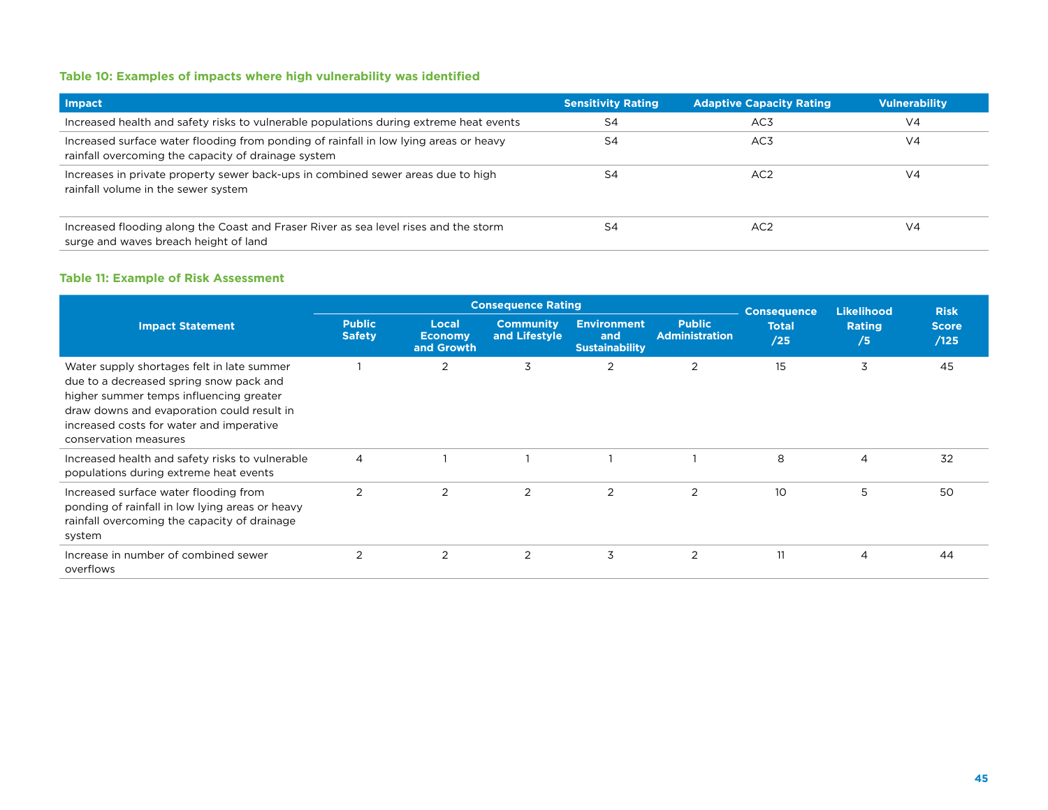**Table 10: Examples of impacts where high vulnerability was identified**

| Impact | Sensitivity Rating | Adaptive Capacity Rating | Vulnerability |
|---|---|---|---|
| Increased health and safety risks to vulnerable populations during extreme heat events | S4 | AC3 | V4 |
| Increased surface water flooding from ponding of rainfall in low lying areas or heavy rainfall overcoming the capacity of drainage system | S4 | AC3 | V4 |
| Increases in private property sewer back-ups in combined sewer areas due to high rainfall volume in the sewer system | S4 | AC2 | V4 |
| Increased flooding along the Coast and Fraser River as sea level rises and the storm surge and waves breach height of land | S4 | AC2 | V4 |

**Table 11: Example of Risk Assessment**

| Impact Statement | Consequence Rating | | | | | Consequence Total /25 | Likelihood Rating /5 | Risk Score /125 |
|---|---|---|---|---|---|---|---|---|
| | Public Safety | Local Economy and Growth | Community and Lifestyle | Environment and Sustainability | Public Administration | | | |
| Water supply shortages felt in late summer due to a decreased spring snow pack and higher summer temps influencing greater draw downs and evaporation could result in increased costs for water and imperative conservation measures | 1 | 2 | 3 | 2 | 2 | 15 | 3 | 45 |
| Increased health and safety risks to vulnerable populations during extreme heat events | 4 | 1 | 1 | 1 | 1 | 8 | 4 | 32 |
| Increased surface water flooding from ponding of rainfall in low lying areas or heavy rainfall overcoming the capacity of drainage system | 2 | 2 | 2 | 2 | 2 | 10 | 5 | 50 |
| Increase in number of combined sewer overflows | 2 | 2 | 2 | 3 | 2 | 11 | 4 | 44 |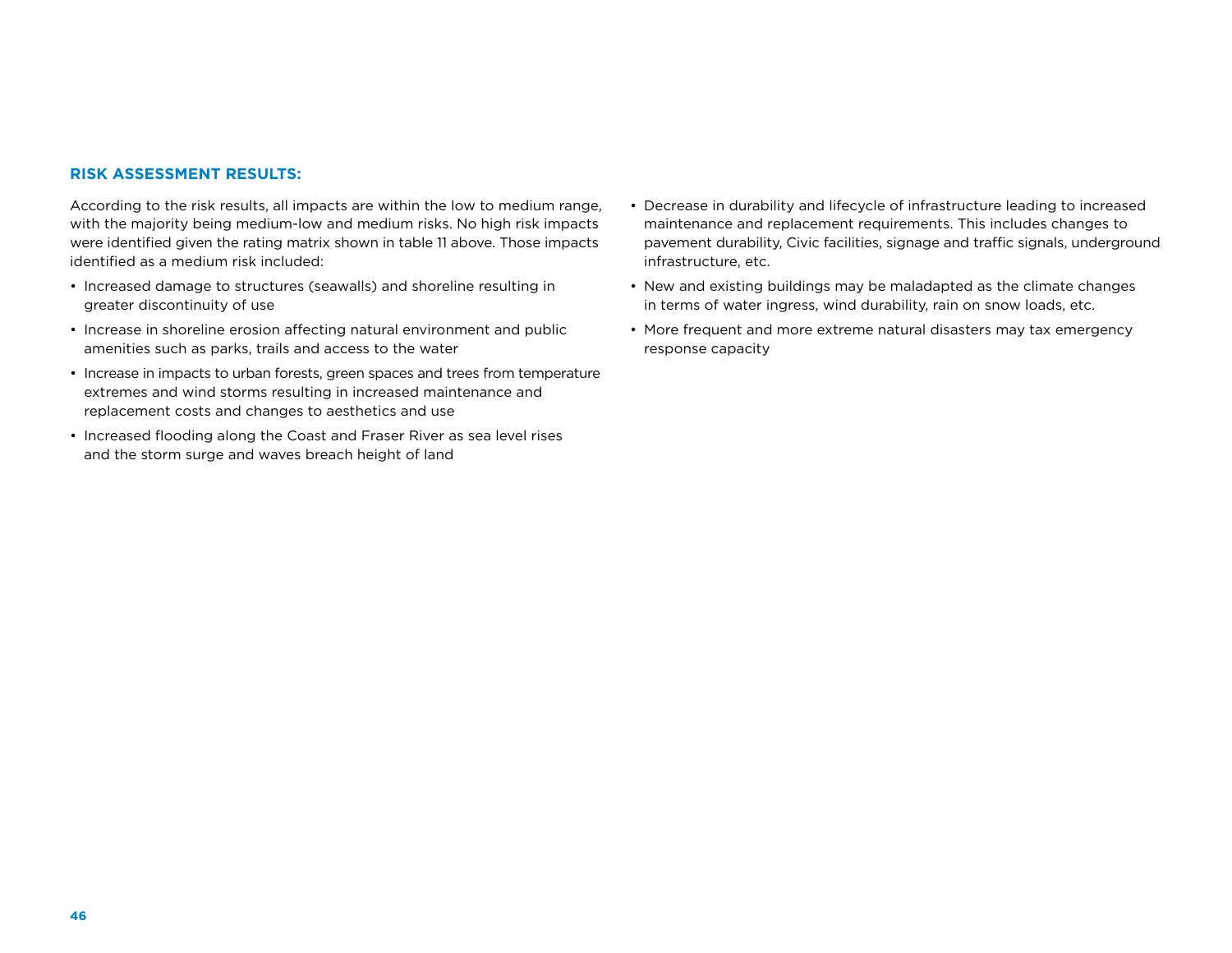### RISK ASSESSMENT RESULTS:

According to the risk results, all impacts are within the low to medium range, with the majority being medium-low and medium risks. No high risk impacts were identified given the rating matrix shown in table 11 above. Those impacts identified as a medium risk included:

- Increased damage to structures (seawalls) and shoreline resulting in greater discontinuity of use
- Increase in shoreline erosion affecting natural environment and public amenities such as parks, trails and access to the water
- Increase in impacts to urban forests, green spaces and trees from temperature extremes and wind storms resulting in increased maintenance and replacement costs and changes to aesthetics and use
- Increased flooding along the Coast and Fraser River as sea level rises and the storm surge and waves breach height of land
- Decrease in durability and lifecycle of infrastructure leading to increased maintenance and replacement requirements. This includes changes to pavement durability, Civic facilities, signage and traffic signals, underground infrastructure, etc.
- New and existing buildings may be maladapted as the climate changes in terms of water ingress, wind durability, rain on snow loads, etc.
- More frequent and more extreme natural disasters may tax emergency response capacity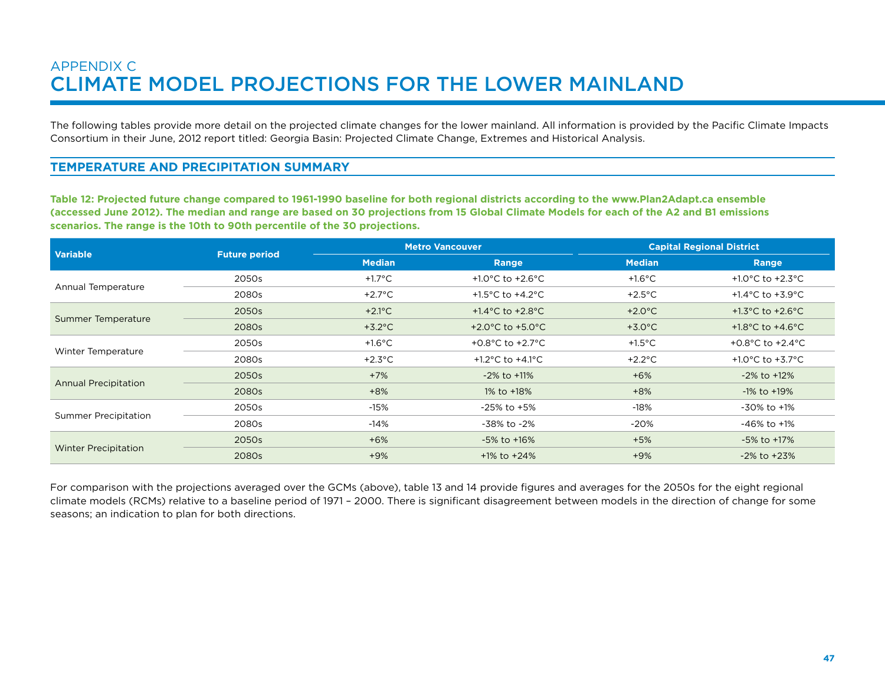# APPENDIX C
# CLIMATE MODEL PROJECTIONS FOR THE LOWER MAINLAND

The following tables provide more detail on the projected climate changes for the lower mainland. All information is provided by the Pacific Climate Impacts Consortium in their June, 2012 report titled: Georgia Basin: Projected Climate Change, Extremes and Historical Analysis.

## TEMPERATURE AND PRECIPITATION SUMMARY

**Table 12: Projected future change compared to 1961-1990 baseline for both regional districts according to the www.Plan2Adapt.ca ensemble (accessed June 2012). The median and range are based on 30 projections from 15 Global Climate Models for each of the A2 and B1 emissions scenarios. The range is the 10th to 90th percentile of the 30 projections.**

| Variable | Future period | Metro Vancouver | | Capital Regional District | |
|---|---|---|---|---|---|
| | | Median | Range | Median | Range |
| Annual Temperature | 2050s | +1.7°C | +1.0°C to +2.6°C | +1.6°C | +1.0°C to +2.3°C |
| | 2080s | +2.7°C | +1.5°C to +4.2°C | +2.5°C | +1.4°C to +3.9°C |
| Summer Temperature | 2050s | +2.1°C | +1.4°C to +2.8°C | +2.0°C | +1.3°C to +2.6°C |
| | 2080s | +3.2°C | +2.0°C to +5.0°C | +3.0°C | +1.8°C to +4.6°C |
| Winter Temperature | 2050s | +1.6°C | +0.8°C to +2.7°C | +1.5°C | +0.8°C to +2.4°C |
| | 2080s | +2.3°C | +1.2°C to +4.1°C | +2.2°C | +1.0°C to +3.7°C |
| Annual Precipitation | 2050s | +7% | -2% to +11% | +6% | -2% to +12% |
| | 2080s | +8% | 1% to +18% | +8% | -1% to +19% |
| Summer Precipitation | 2050s | -15% | -25% to +5% | -18% | -30% to +1% |
| | 2080s | -14% | -38% to -2% | -20% | -46% to +1% |
| Winter Precipitation | 2050s | +6% | -5% to +16% | +5% | -5% to +17% |
| | 2080s | +9% | +1% to +24% | +9% | -2% to +23% |

For comparison with the projections averaged over the GCMs (above), table 13 and 14 provide figures and averages for the 2050s for the eight regional climate models (RCMs) relative to a baseline period of 1971 – 2000. There is significant disagreement between models in the direction of change for some seasons; an indication to plan for both directions.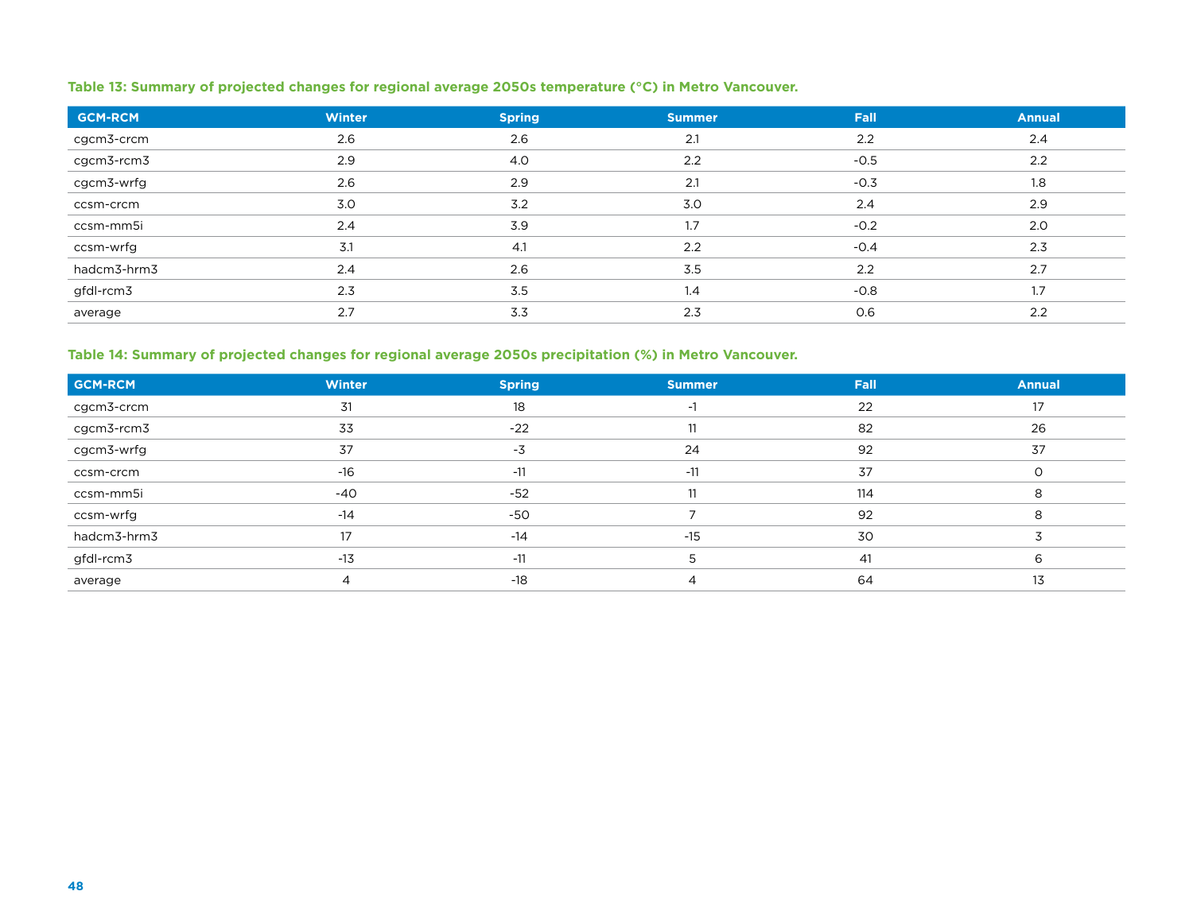**Table 13: Summary of projected changes for regional average 2050s temperature (°C) in Metro Vancouver.**

| GCM-RCM | Winter | Spring | Summer | Fall | Annual |
|---|---|---|---|---|---|
| cgcm3-crcm | 2.6 | 2.6 | 2.1 | 2.2 | 2.4 |
| cgcm3-rcm3 | 2.9 | 4.0 | 2.2 | -0.5 | 2.2 |
| cgcm3-wrfg | 2.6 | 2.9 | 2.1 | -0.3 | 1.8 |
| ccsm-crcm | 3.0 | 3.2 | 3.0 | 2.4 | 2.9 |
| ccsm-mm5i | 2.4 | 3.9 | 1.7 | -0.2 | 2.0 |
| ccsm-wrfg | 3.1 | 4.1 | 2.2 | -0.4 | 2.3 |
| hadcm3-hrm3 | 2.4 | 2.6 | 3.5 | 2.2 | 2.7 |
| gfdl-rcm3 | 2.3 | 3.5 | 1.4 | -0.8 | 1.7 |
| average | 2.7 | 3.3 | 2.3 | 0.6 | 2.2 |

**Table 14: Summary of projected changes for regional average 2050s precipitation (%) in Metro Vancouver.**

| GCM-RCM | Winter | Spring | Summer | Fall | Annual |
|---|---|---|---|---|---|
| cgcm3-crcm | 31 | 18 | -1 | 22 | 17 |
| cgcm3-rcm3 | 33 | -22 | 11 | 82 | 26 |
| cgcm3-wrfg | 37 | -3 | 24 | 92 | 37 |
| ccsm-crcm | -16 | -11 | -11 | 37 | 0 |
| ccsm-mm5i | -40 | -52 | 11 | 114 | 8 |
| ccsm-wrfg | -14 | -50 | 7 | 92 | 8 |
| hadcm3-hrm3 | 17 | -14 | -15 | 30 | 3 |
| gfdl-rcm3 | -13 | -11 | 5 | 41 | 6 |
| average | 4 | -18 | 4 | 64 | 13 |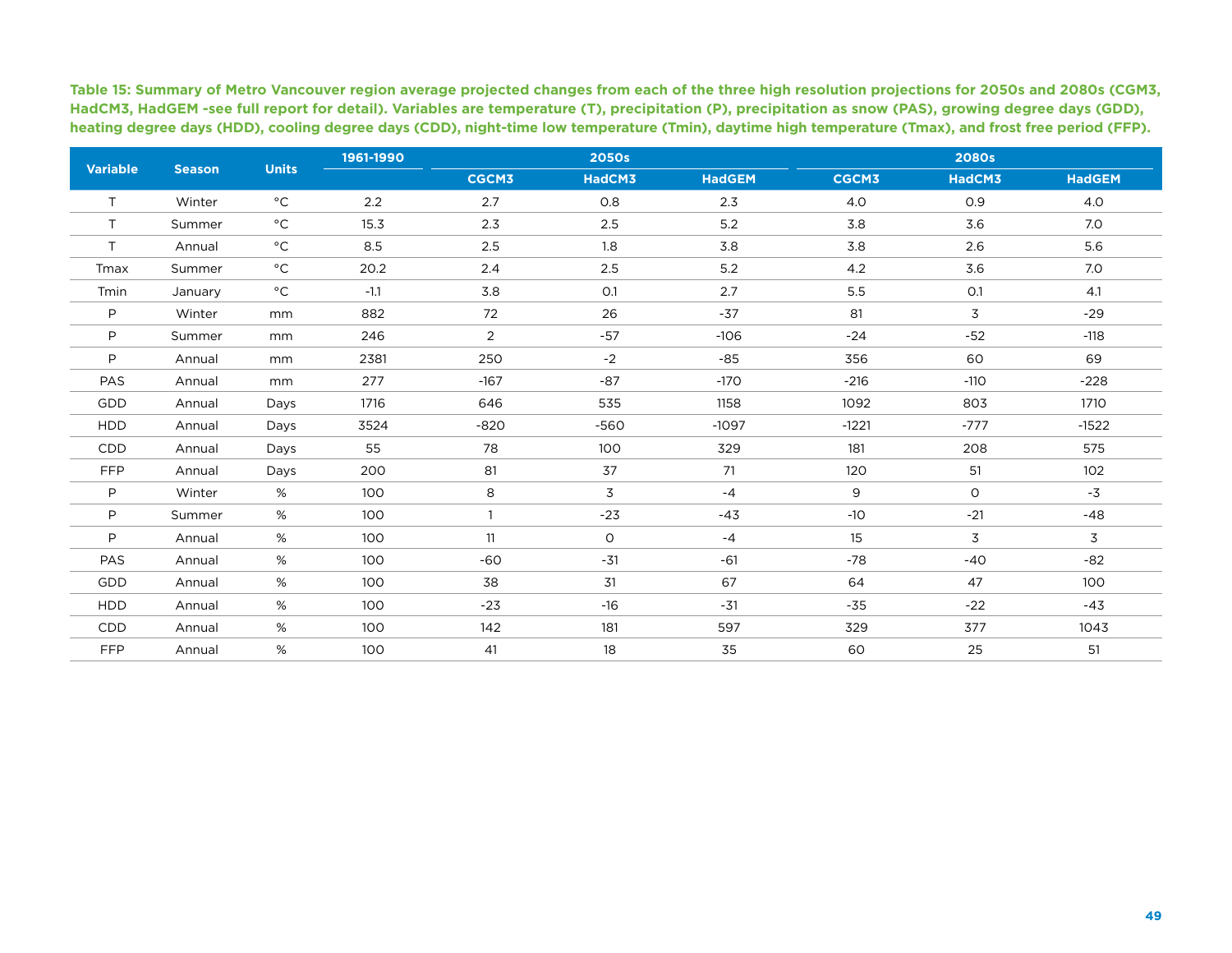**Table 15: Summary of Metro Vancouver region average projected changes from each of the three high resolution projections for 2050s and 2080s (CGM3, HadCM3, HadGEM -see full report for detail). Variables are temperature (T), precipitation (P), precipitation as snow (PAS), growing degree days (GDD), heating degree days (HDD), cooling degree days (CDD), night-time low temperature (Tmin), daytime high temperature (Tmax), and frost free period (FFP).**

| Variable | Season | Units | 1961-1990 | 2050s | | | 2080s | | |
|---|---|---|---|---|---|---|---|---|---|
| | | | | CGCM3 | HadCM3 | HadGEM | CGCM3 | HadCM3 | HadGEM |
| T | Winter | °C | 2.2 | 2.7 | 0.8 | 2.3 | 4.0 | 0.9 | 4.0 |
| T | Summer | °C | 15.3 | 2.3 | 2.5 | 5.2 | 3.8 | 3.6 | 7.0 |
| T | Annual | °C | 8.5 | 2.5 | 1.8 | 3.8 | 3.8 | 2.6 | 5.6 |
| Tmax | Summer | °C | 20.2 | 2.4 | 2.5 | 5.2 | 4.2 | 3.6 | 7.0 |
| Tmin | January | °C | -1.1 | 3.8 | 0.1 | 2.7 | 5.5 | 0.1 | 4.1 |
| P | Winter | mm | 882 | 72 | 26 | -37 | 81 | 3 | -29 |
| P | Summer | mm | 246 | 2 | -57 | -106 | -24 | -52 | -118 |
| P | Annual | mm | 2381 | 250 | -2 | -85 | 356 | 60 | 69 |
| PAS | Annual | mm | 277 | -167 | -87 | -170 | -216 | -110 | -228 |
| GDD | Annual | Days | 1716 | 646 | 535 | 1158 | 1092 | 803 | 1710 |
| HDD | Annual | Days | 3524 | -820 | -560 | -1097 | -1221 | -777 | -1522 |
| CDD | Annual | Days | 55 | 78 | 100 | 329 | 181 | 208 | 575 |
| FFP | Annual | Days | 200 | 81 | 37 | 71 | 120 | 51 | 102 |
| P | Winter | % | 100 | 8 | 3 | -4 | 9 | 0 | -3 |
| P | Summer | % | 100 | 1 | -23 | -43 | -10 | -21 | -48 |
| P | Annual | % | 100 | 11 | 0 | -4 | 15 | 3 | 3 |
| PAS | Annual | % | 100 | -60 | -31 | -61 | -78 | -40 | -82 |
| GDD | Annual | % | 100 | 38 | 31 | 67 | 64 | 47 | 100 |
| HDD | Annual | % | 100 | -23 | -16 | -31 | -35 | -22 | -43 |
| CDD | Annual | % | 100 | 142 | 181 | 597 | 329 | 377 | 1043 |
| FFP | Annual | % | 100 | 41 | 18 | 35 | 60 | 25 | 51 |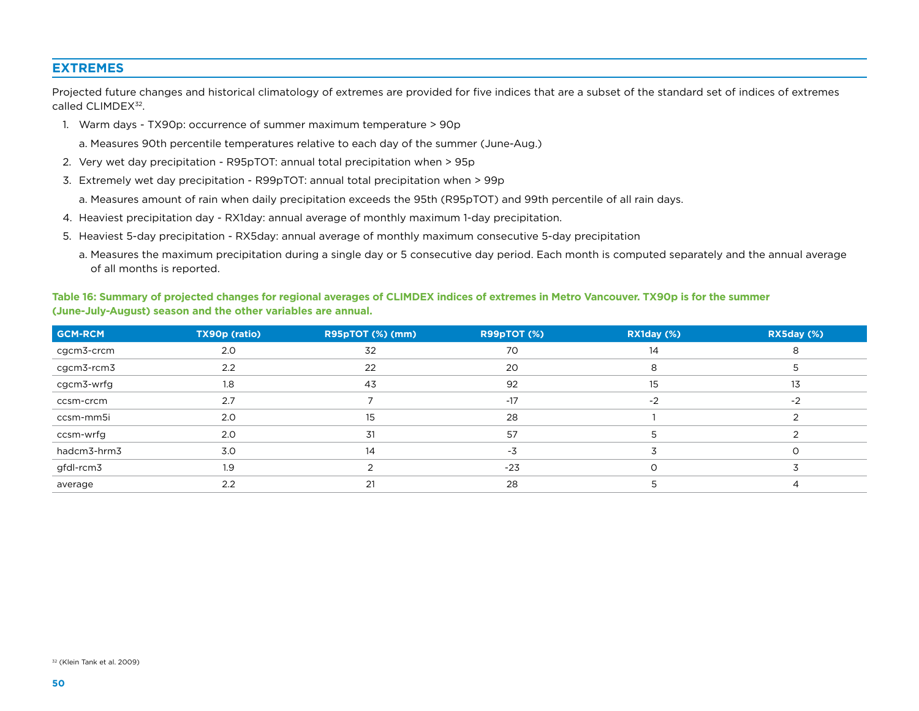## EXTREMES

Projected future changes and historical climatology of extremes are provided for five indices that are a subset of the standard set of indices of extremes called CLIMDEX[32].

1. Warm days - TX90p: occurrence of summer maximum temperature > 90p
   a. Measures 90th percentile temperatures relative to each day of the summer (June-Aug.)
2. Very wet day precipitation - R95pTOT: annual total precipitation when > 95p
3. Extremely wet day precipitation - R99pTOT: annual total precipitation when > 99p
   a. Measures amount of rain when daily precipitation exceeds the 95th (R95pTOT) and 99th percentile of all rain days.
4. Heaviest precipitation day - RX1day: annual average of monthly maximum 1-day precipitation.
5. Heaviest 5-day precipitation - RX5day: annual average of monthly maximum consecutive 5-day precipitation
   a. Measures the maximum precipitation during a single day or 5 consecutive day period. Each month is computed separately and the annual average of all months is reported.

**Table 16: Summary of projected changes for regional averages of CLIMDEX indices of extremes in Metro Vancouver. TX90p is for the summer (June-July-August) season and the other variables are annual.**

| GCM-RCM | TX90p (ratio) | R95pTOT (%) (mm) | R99pTOT (%) | RX1day (%) | RX5day (%) |
|---|---|---|---|---|---|
| cgcm3-crcm | 2.0 | 32 | 70 | 14 | 8 |
| cgcm3-rcm3 | 2.2 | 22 | 20 | 8 | 5 |
| cgcm3-wrfg | 1.8 | 43 | 92 | 15 | 13 |
| ccsm-crcm | 2.7 | 7 | -17 | -2 | -2 |
| ccsm-mm5i | 2.0 | 15 | 28 | 1 | 2 |
| ccsm-wrfg | 2.0 | 31 | 57 | 5 | 2 |
| hadcm3-hrm3 | 3.0 | 14 | -3 | 3 | 0 |
| gfdl-rcm3 | 1.9 | 2 | -23 | 0 | 3 |
| average | 2.2 | 21 | 28 | 5 | 4 |

[32] (Klein Tank et al. 2009)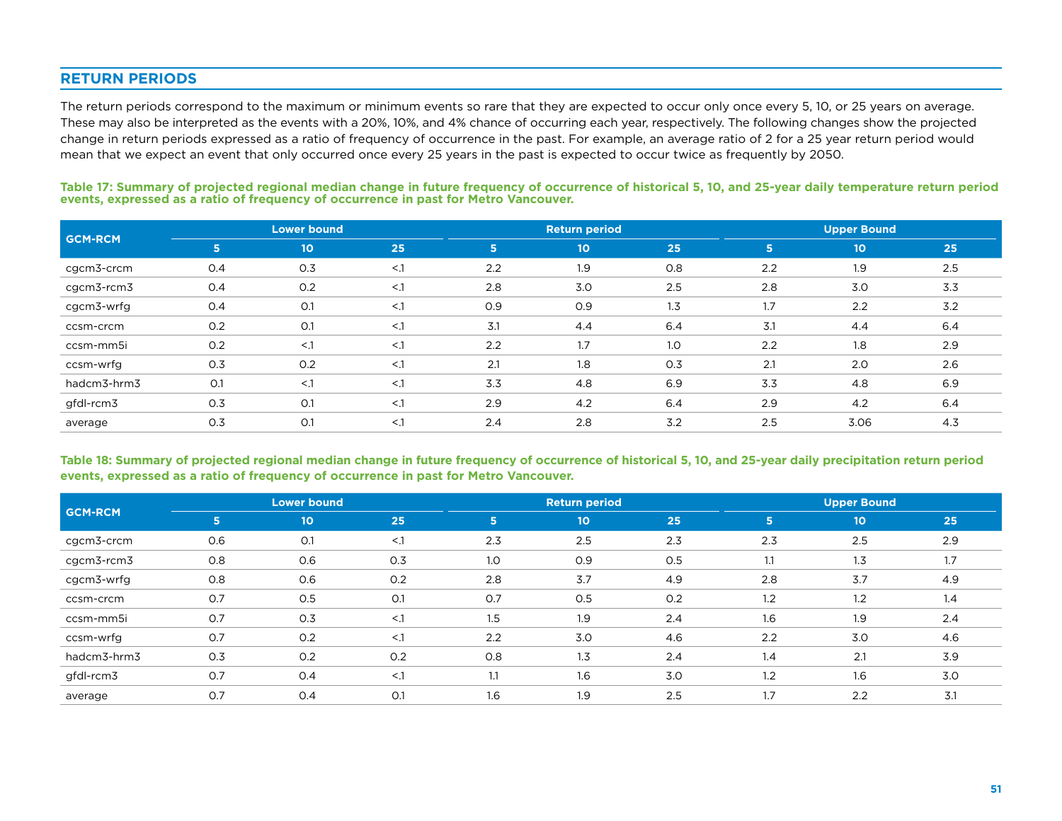## RETURN PERIODS

The return periods correspond to the maximum or minimum events so rare that they are expected to occur only once every 5, 10, or 25 years on average. These may also be interpreted as the events with a 20%, 10%, and 4% chance of occurring each year, respectively. The following changes show the projected change in return periods expressed as a ratio of frequency of occurrence in the past. For example, an average ratio of 2 for a 25 year return period would mean that we expect an event that only occurred once every 25 years in the past is expected to occur twice as frequently by 2050.

**Table 17: Summary of projected regional median change in future frequency of occurrence of historical 5, 10, and 25-year daily temperature return period events, expressed as a ratio of frequency of occurrence in past for Metro Vancouver.**

| GCM-RCM | Lower bound | | | Return period | | | Upper Bound | | |
|---|---|---|---|---|---|---|---|---|---|
| | 5 | 10 | 25 | 5 | 10 | 25 | 5 | 10 | 25 |
| cgcm3-crcm | 0.4 | 0.3 | <.1 | 2.2 | 1.9 | 0.8 | 2.2 | 1.9 | 2.5 |
| cgcm3-rcm3 | 0.4 | 0.2 | <.1 | 2.8 | 3.0 | 2.5 | 2.8 | 3.0 | 3.3 |
| cgcm3-wrfg | 0.4 | 0.1 | <.1 | 0.9 | 0.9 | 1.3 | 1.7 | 2.2 | 3.2 |
| ccsm-crcm | 0.2 | 0.1 | <.1 | 3.1 | 4.4 | 6.4 | 3.1 | 4.4 | 6.4 |
| ccsm-mm5i | 0.2 | <.1 | <.1 | 2.2 | 1.7 | 1.0 | 2.2 | 1.8 | 2.9 |
| ccsm-wrfg | 0.3 | 0.2 | <.1 | 2.1 | 1.8 | 0.3 | 2.1 | 2.0 | 2.6 |
| hadcm3-hrm3 | 0.1 | <.1 | <.1 | 3.3 | 4.8 | 6.9 | 3.3 | 4.8 | 6.9 |
| gfdl-rcm3 | 0.3 | 0.1 | <.1 | 2.9 | 4.2 | 6.4 | 2.9 | 4.2 | 6.4 |
| average | 0.3 | 0.1 | <.1 | 2.4 | 2.8 | 3.2 | 2.5 | 3.06 | 4.3 |

**Table 18: Summary of projected regional median change in future frequency of occurrence of historical 5, 10, and 25-year daily precipitation return period events, expressed as a ratio of frequency of occurrence in past for Metro Vancouver.**

| GCM-RCM | Lower bound | | | Return period | | | Upper Bound | | |
|---|---|---|---|---|---|---|---|---|---|
| | 5 | 10 | 25 | 5 | 10 | 25 | 5 | 10 | 25 |
| cgcm3-crcm | 0.6 | 0.1 | <.1 | 2.3 | 2.5 | 2.3 | 2.3 | 2.5 | 2.9 |
| cgcm3-rcm3 | 0.8 | 0.6 | 0.3 | 1.0 | 0.9 | 0.5 | 1.1 | 1.3 | 1.7 |
| cgcm3-wrfg | 0.8 | 0.6 | 0.2 | 2.8 | 3.7 | 4.9 | 2.8 | 3.7 | 4.9 |
| ccsm-crcm | 0.7 | 0.5 | 0.1 | 0.7 | 0.5 | 0.2 | 1.2 | 1.2 | 1.4 |
| ccsm-mm5i | 0.7 | 0.3 | <.1 | 1.5 | 1.9 | 2.4 | 1.6 | 1.9 | 2.4 |
| ccsm-wrfg | 0.7 | 0.2 | <.1 | 2.2 | 3.0 | 4.6 | 2.2 | 3.0 | 4.6 |
| hadcm3-hrm3 | 0.3 | 0.2 | 0.2 | 0.8 | 1.3 | 2.4 | 1.4 | 2.1 | 3.9 |
| gfdl-rcm3 | 0.7 | 0.4 | <.1 | 1.1 | 1.6 | 3.0 | 1.2 | 1.6 | 3.0 |
| average | 0.7 | 0.4 | 0.1 | 1.6 | 1.9 | 2.5 | 1.7 | 2.2 | 3.1 |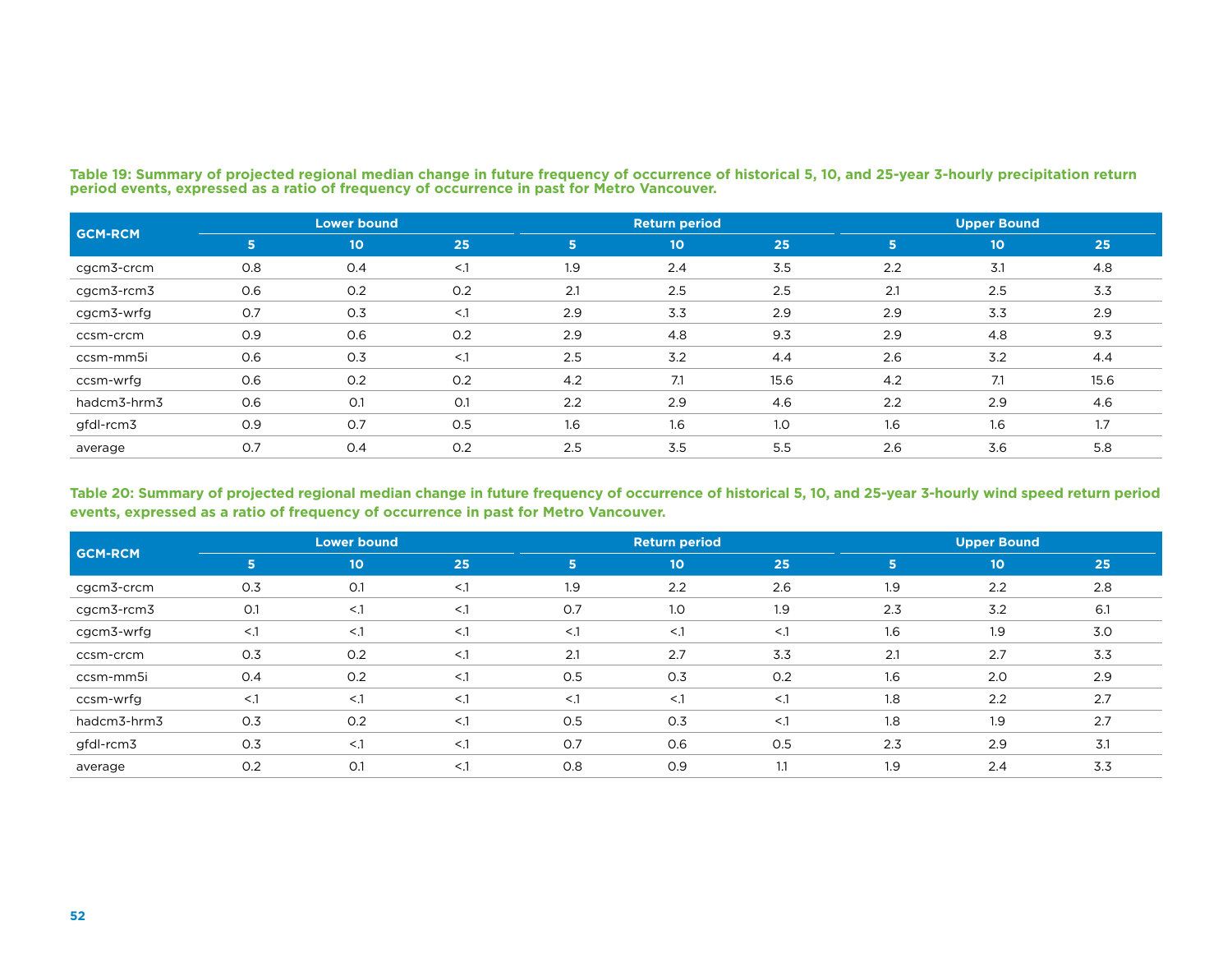**Table 19: Summary of projected regional median change in future frequency of occurrence of historical 5, 10, and 25-year 3-hourly precipitation return period events, expressed as a ratio of frequency of occurrence in past for Metro Vancouver.**

| GCM-RCM | Lower bound | | | Return period | | | Upper Bound | | |
|---|---|---|---|---|---|---|---|---|---|
| | 5 | 10 | 25 | 5 | 10 | 25 | 5 | 10 | 25 |
| cgcm3-crcm | 0.8 | 0.4 | <.1 | 1.9 | 2.4 | 3.5 | 2.2 | 3.1 | 4.8 |
| cgcm3-rcm3 | 0.6 | 0.2 | 0.2 | 2.1 | 2.5 | 2.5 | 2.1 | 2.5 | 3.3 |
| cgcm3-wrfg | 0.7 | 0.3 | <.1 | 2.9 | 3.3 | 2.9 | 2.9 | 3.3 | 2.9 |
| ccsm-crcm | 0.9 | 0.6 | 0.2 | 2.9 | 4.8 | 9.3 | 2.9 | 4.8 | 9.3 |
| ccsm-mm5i | 0.6 | 0.3 | <.1 | 2.5 | 3.2 | 4.4 | 2.6 | 3.2 | 4.4 |
| ccsm-wrfg | 0.6 | 0.2 | 0.2 | 4.2 | 7.1 | 15.6 | 4.2 | 7.1 | 15.6 |
| hadcm3-hrm3 | 0.6 | 0.1 | 0.1 | 2.2 | 2.9 | 4.6 | 2.2 | 2.9 | 4.6 |
| gfdl-rcm3 | 0.9 | 0.7 | 0.5 | 1.6 | 1.6 | 1.0 | 1.6 | 1.6 | 1.7 |
| average | 0.7 | 0.4 | 0.2 | 2.5 | 3.5 | 5.5 | 2.6 | 3.6 | 5.8 |

**Table 20: Summary of projected regional median change in future frequency of occurrence of historical 5, 10, and 25-year 3-hourly wind speed return period events, expressed as a ratio of frequency of occurrence in past for Metro Vancouver.**

| GCM-RCM | Lower bound | | | Return period | | | Upper Bound | | |
|---|---|---|---|---|---|---|---|---|---|
| | 5 | 10 | 25 | 5 | 10 | 25 | 5 | 10 | 25 |
| cgcm3-crcm | 0.3 | 0.1 | <.1 | 1.9 | 2.2 | 2.6 | 1.9 | 2.2 | 2.8 |
| cgcm3-rcm3 | 0.1 | <.1 | <.1 | 0.7 | 1.0 | 1.9 | 2.3 | 3.2 | 6.1 |
| cgcm3-wrfg | <.1 | <.1 | <.1 | <.1 | <.1 | <.1 | 1.6 | 1.9 | 3.0 |
| ccsm-crcm | 0.3 | 0.2 | <.1 | 2.1 | 2.7 | 3.3 | 2.1 | 2.7 | 3.3 |
| ccsm-mm5i | 0.4 | 0.2 | <.1 | 0.5 | 0.3 | 0.2 | 1.6 | 2.0 | 2.9 |
| ccsm-wrfg | <.1 | <.1 | <.1 | <.1 | <.1 | <.1 | 1.8 | 2.2 | 2.7 |
| hadcm3-hrm3 | 0.3 | 0.2 | <.1 | 0.5 | 0.3 | <.1 | 1.8 | 1.9 | 2.7 |
| gfdl-rcm3 | 0.3 | <.1 | <.1 | 0.7 | 0.6 | 0.5 | 2.3 | 2.9 | 3.1 |
| average | 0.2 | 0.1 | <.1 | 0.8 | 0.9 | 1.1 | 1.9 | 2.4 | 3.3 |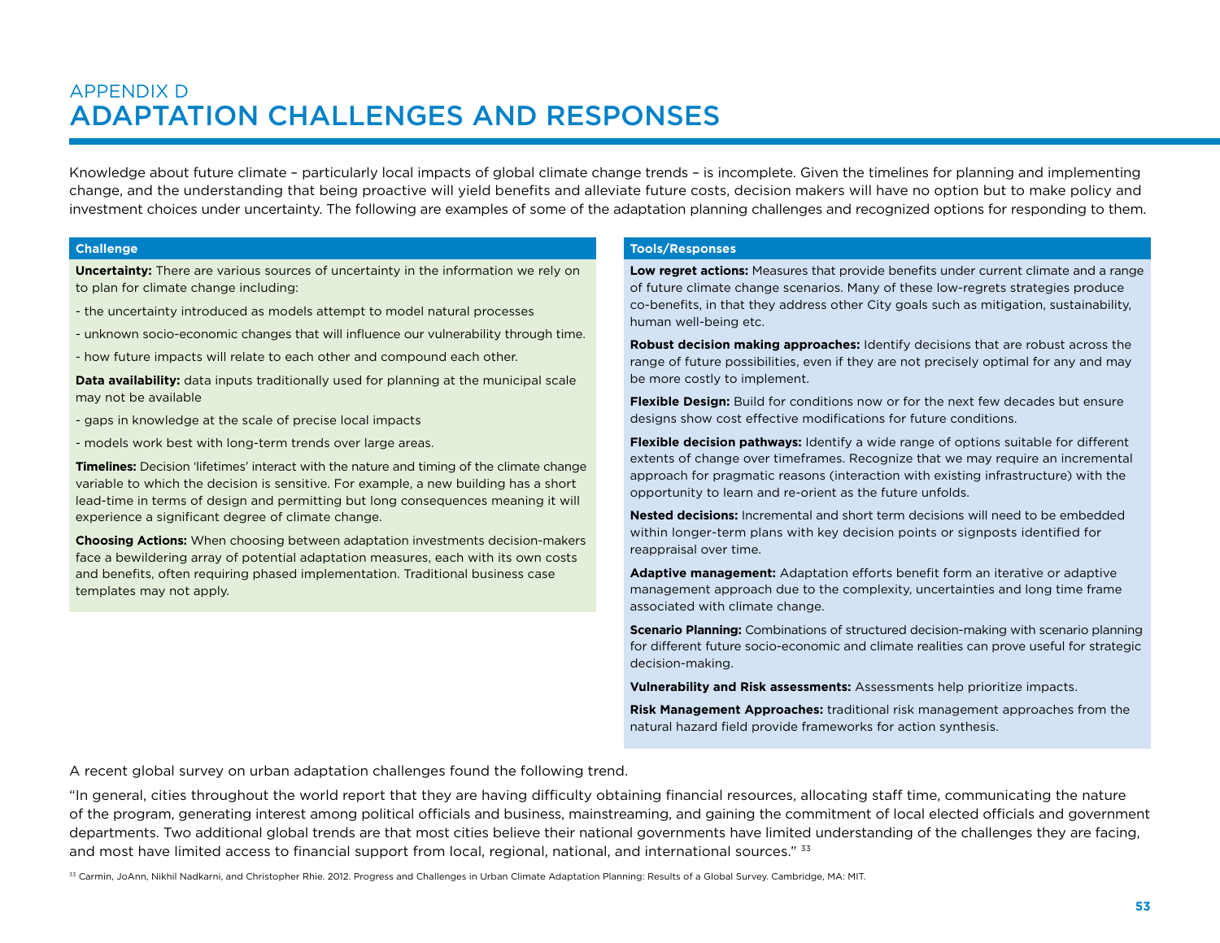# APPENDIX D
# ADAPTATION CHALLENGES AND RESPONSES

Knowledge about future climate – particularly local impacts of global climate change trends – is incomplete. Given the timelines for planning and implementing change, and the understanding that being proactive will yield benefits and alleviate future costs, decision makers will have no option but to make policy and investment choices under uncertainty. The following are examples of some of the adaptation planning challenges and recognized options for responding to them.

### Challenge

**Uncertainty:** There are various sources of uncertainty in the information we rely on to plan for climate change including:

- the uncertainty introduced as models attempt to model natural processes
- unknown socio-economic changes that will influence our vulnerability through time.
- how future impacts will relate to each other and compound each other.

**Data availability:** data inputs traditionally used for planning at the municipal scale may not be available

- gaps in knowledge at the scale of precise local impacts
- models work best with long-term trends over large areas.

**Timelines:** Decision 'lifetimes' interact with the nature and timing of the climate change variable to which the decision is sensitive. For example, a new building has a short lead-time in terms of design and permitting but long consequences meaning it will experience a significant degree of climate change.

**Choosing Actions:** When choosing between adaptation investments decision-makers face a bewildering array of potential adaptation measures, each with its own costs and benefits, often requiring phased implementation. Traditional business case templates may not apply.

### Tools/Responses

**Low regret actions:** Measures that provide benefits under current climate and a range of future climate change scenarios. Many of these low-regrets strategies produce co-benefits, in that they address other City goals such as mitigation, sustainability, human well-being etc.

**Robust decision making approaches:** Identify decisions that are robust across the range of future possibilities, even if they are not precisely optimal for any and may be more costly to implement.

**Flexible Design:** Build for conditions now or for the next few decades but ensure designs show cost effective modifications for future conditions.

**Flexible decision pathways:** Identify a wide range of options suitable for different extents of change over timeframes. Recognize that we may require an incremental approach for pragmatic reasons (interaction with existing infrastructure) with the opportunity to learn and re-orient as the future unfolds.

**Nested decisions:** Incremental and short term decisions will need to be embedded within longer-term plans with key decision points or signposts identified for reappraisal over time.

**Adaptive management:** Adaptation efforts benefit form an iterative or adaptive management approach due to the complexity, uncertainties and long time frame associated with climate change.

**Scenario Planning:** Combinations of structured decision-making with scenario planning for different future socio-economic and climate realities can prove useful for strategic decision-making.

**Vulnerability and Risk assessments:** Assessments help prioritize impacts.

**Risk Management Approaches:** traditional risk management approaches from the natural hazard field provide frameworks for action synthesis.

A recent global survey on urban adaptation challenges found the following trend.

"In general, cities throughout the world report that they are having difficulty obtaining financial resources, allocating staff time, communicating the nature of the program, generating interest among political officials and business, mainstreaming, and gaining the commitment of local elected officials and government departments. Two additional global trends are that most cities believe their national governments have limited understanding of the challenges they are facing, and most have limited access to financial support from local, regional, national, and international sources." [33]

[33] Carmin, JoAnn, Nikhil Nadkarni, and Christopher Rhie. 2012. Progress and Challenges in Urban Climate Adaptation Planning: Results of a Global Survey. Cambridge, MA: MIT.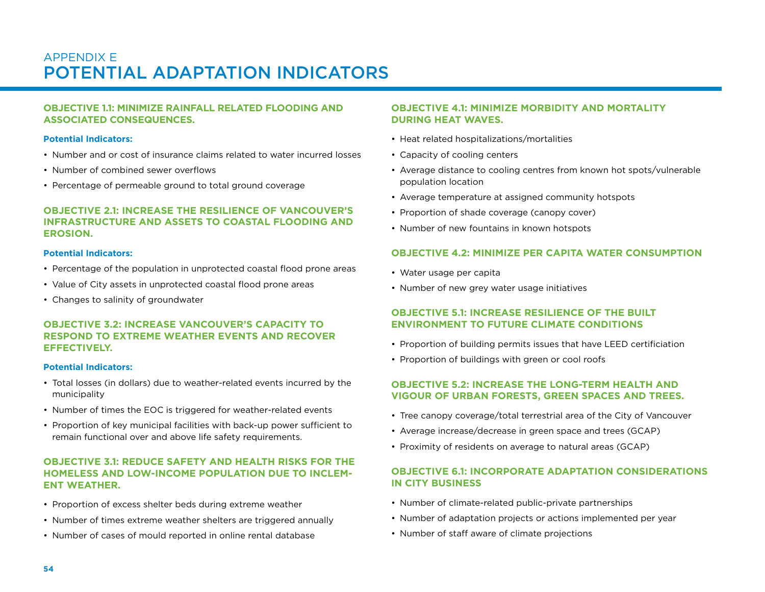# APPENDIX E
# POTENTIAL ADAPTATION INDICATORS

### OBJECTIVE 1.1: MINIMIZE RAINFALL RELATED FLOODING AND ASSOCIATED CONSEQUENCES.

**Potential Indicators:**

- Number and or cost of insurance claims related to water incurred losses
- Number of combined sewer overflows
- Percentage of permeable ground to total ground coverage

### OBJECTIVE 2.1: INCREASE THE RESILIENCE OF VANCOUVER'S INFRASTRUCTURE AND ASSETS TO COASTAL FLOODING AND EROSION.

**Potential Indicators:**

- Percentage of the population in unprotected coastal flood prone areas
- Value of City assets in unprotected coastal flood prone areas
- Changes to salinity of groundwater

### OBJECTIVE 3.2: INCREASE VANCOUVER'S CAPACITY TO RESPOND TO EXTREME WEATHER EVENTS AND RECOVER EFFECTIVELY.

**Potential Indicators:**

- Total losses (in dollars) due to weather-related events incurred by the municipality
- Number of times the EOC is triggered for weather-related events
- Proportion of key municipal facilities with back-up power sufficient to remain functional over and above life safety requirements.

### OBJECTIVE 3.1: REDUCE SAFETY AND HEALTH RISKS FOR THE HOMELESS AND LOW-INCOME POPULATION DUE TO INCLEMENT WEATHER.

- Proportion of excess shelter beds during extreme weather
- Number of times extreme weather shelters are triggered annually
- Number of cases of mould reported in online rental database

### OBJECTIVE 4.1: MINIMIZE MORBIDITY AND MORTALITY DURING HEAT WAVES.

- Heat related hospitalizations/mortalities
- Capacity of cooling centers
- Average distance to cooling centres from known hot spots/vulnerable population location
- Average temperature at assigned community hotspots
- Proportion of shade coverage (canopy cover)
- Number of new fountains in known hotspots

### OBJECTIVE 4.2: MINIMIZE PER CAPITA WATER CONSUMPTION

- Water usage per capita
- Number of new grey water usage initiatives

### OBJECTIVE 5.1: INCREASE RESILIENCE OF THE BUILT ENVIRONMENT TO FUTURE CLIMATE CONDITIONS

- Proportion of building permits issues that have LEED certificiation
- Proportion of buildings with green or cool roofs

### OBJECTIVE 5.2: INCREASE THE LONG-TERM HEALTH AND VIGOUR OF URBAN FORESTS, GREEN SPACES AND TREES.

- Tree canopy coverage/total terrestrial area of the City of Vancouver
- Average increase/decrease in green space and trees (GCAP)
- Proximity of residents on average to natural areas (GCAP)

### OBJECTIVE 6.1: INCORPORATE ADAPTATION CONSIDERATIONS IN CITY BUSINESS

- Number of climate-related public-private partnerships
- Number of adaptation projects or actions implemented per year
- Number of staff aware of climate projections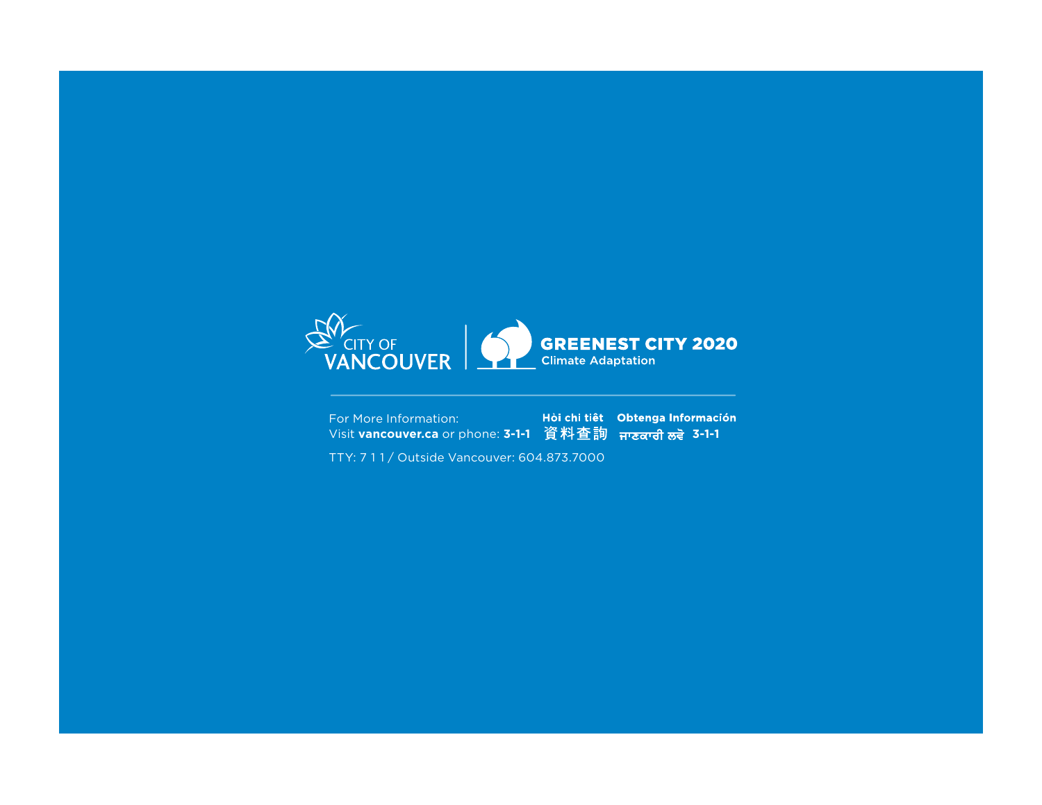CITY OF VANCOUVER

**GREENEST CITY 2020**
**Climate Adaptation**

For More Information:
Visit **vancouver.ca** or phone: **3-1-1**

**Hỏi chi tiết** **資料查詢**

**Obtenga Información** **ਜਾਣਕਾਰੀ ਲਵੋ 3-1-1**

TTY: 7 1 1 / Outside Vancouver: 604.873.7000